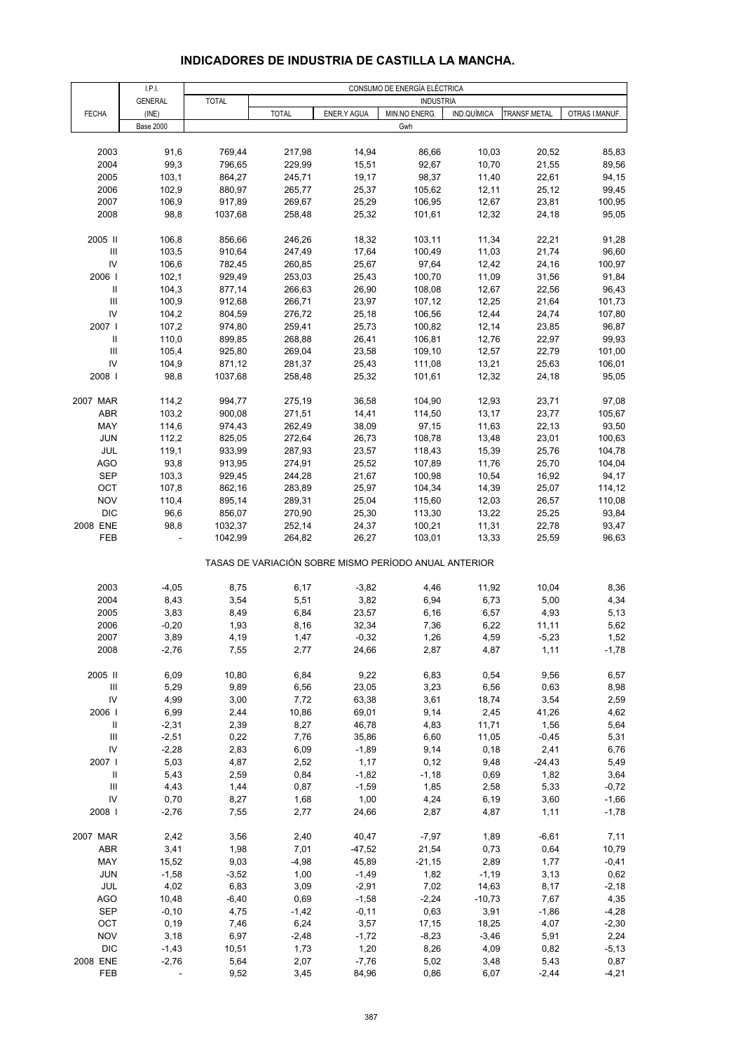# INDICADORES DE INDUSTRIA DE CASTILLA LA MANCHA.

| FECHA | I.P.I. GENERAL (INE) Base 2000 | CONSUMO DE ENERGÍA ELÉCTRICA TOTAL | INDUSTRIA TOTAL | ENER.Y AGUA | MIN.NO ENERG. | IND.QUÍMICA | TRANSF.METAL | OTRAS I.MANUF. |
|---|---|---|---|---|---|---|---|---|
| | | Gwh | | | | | | |
| 2003 | 91,6 | 769,44 | 217,98 | 14,94 | 86,66 | 10,03 | 20,52 | 85,83 |
| 2004 | 99,3 | 796,65 | 229,99 | 15,51 | 92,67 | 10,70 | 21,55 | 89,56 |
| 2005 | 103,1 | 864,27 | 245,71 | 19,17 | 98,37 | 11,40 | 22,61 | 94,15 |
| 2006 | 102,9 | 880,97 | 265,77 | 25,37 | 105,62 | 12,11 | 25,12 | 99,45 |
| 2007 | 106,9 | 917,89 | 269,67 | 25,29 | 106,95 | 12,67 | 23,81 | 100,95 |
| 2008 | 98,8 | 1037,68 | 258,48 | 25,32 | 101,61 | 12,32 | 24,18 | 95,05 |
| 2005 II | 106,8 | 856,66 | 246,26 | 18,32 | 103,11 | 11,34 | 22,21 | 91,28 |
| III | 103,5 | 910,64 | 247,49 | 17,64 | 100,49 | 11,03 | 21,74 | 96,60 |
| IV | 106,6 | 782,45 | 260,85 | 25,67 | 97,64 | 12,42 | 24,16 | 100,97 |
| 2006 I | 102,1 | 929,49 | 253,03 | 25,43 | 100,70 | 11,09 | 31,56 | 91,84 |
| II | 104,3 | 877,14 | 266,63 | 26,90 | 108,08 | 12,67 | 22,56 | 96,43 |
| III | 100,9 | 912,68 | 266,71 | 23,97 | 107,12 | 12,25 | 21,64 | 101,73 |
| IV | 104,2 | 804,59 | 276,72 | 25,18 | 106,56 | 12,44 | 24,74 | 107,80 |
| 2007 I | 107,2 | 974,80 | 259,41 | 25,73 | 100,82 | 12,14 | 23,85 | 96,87 |
| II | 110,0 | 899,85 | 268,88 | 26,41 | 106,81 | 12,76 | 22,97 | 99,93 |
| III | 105,4 | 925,80 | 269,04 | 23,58 | 109,10 | 12,57 | 22,79 | 101,00 |
| IV | 104,9 | 871,12 | 281,37 | 25,43 | 111,08 | 13,21 | 25,63 | 106,01 |
| 2008 I | 98,8 | 1037,68 | 258,48 | 25,32 | 101,61 | 12,32 | 24,18 | 95,05 |
| 2007 MAR | 114,2 | 994,77 | 275,19 | 36,58 | 104,90 | 12,93 | 23,71 | 97,08 |
| ABR | 103,2 | 900,08 | 271,51 | 14,41 | 114,50 | 13,17 | 23,77 | 105,67 |
| MAY | 114,6 | 974,43 | 262,49 | 38,09 | 97,15 | 11,63 | 22,13 | 93,50 |
| JUN | 112,2 | 825,05 | 272,64 | 26,73 | 108,78 | 13,48 | 23,01 | 100,63 |
| JUL | 119,1 | 933,99 | 287,93 | 23,57 | 118,43 | 15,39 | 25,76 | 104,78 |
| AGO | 93,8 | 913,95 | 274,91 | 25,52 | 107,89 | 11,76 | 25,70 | 104,04 |
| SEP | 103,3 | 929,45 | 244,28 | 21,67 | 100,98 | 10,54 | 16,92 | 94,17 |
| OCT | 107,8 | 862,16 | 283,89 | 25,97 | 104,34 | 14,39 | 25,07 | 114,12 |
| NOV | 110,4 | 895,14 | 289,31 | 25,04 | 115,60 | 12,03 | 26,57 | 110,08 |
| DIC | 96,6 | 856,07 | 270,90 | 25,30 | 113,30 | 13,22 | 25,25 | 93,84 |
| 2008 ENE | 98,8 | 1032,37 | 252,14 | 24,37 | 100,21 | 11,31 | 22,78 | 93,47 |
| FEB | - | 1042,99 | 264,82 | 26,27 | 103,01 | 13,33 | 25,59 | 96,63 |

TASAS DE VARIACIÓN SOBRE MISMO PERÍODO ANUAL ANTERIOR

| FECHA | I.P.I. GENERAL | TOTAL | INDUSTRIA TOTAL | ENER.Y AGUA | MIN.NO ENERG. | IND.QUÍMICA | TRANSF.METAL | OTRAS I.MANUF. |
|---|---|---|---|---|---|---|---|---|
| 2003 | -4,05 | 8,75 | 6,17 | -3,82 | 4,46 | 11,92 | 10,04 | 8,36 |
| 2004 | 8,43 | 3,54 | 5,51 | 3,82 | 6,94 | 6,73 | 5,00 | 4,34 |
| 2005 | 3,83 | 8,49 | 6,84 | 23,57 | 6,16 | 6,57 | 4,93 | 5,13 |
| 2006 | -0,20 | 1,93 | 8,16 | 32,34 | 7,36 | 6,22 | 11,11 | 5,62 |
| 2007 | 3,89 | 4,19 | 1,47 | -0,32 | 1,26 | 4,59 | -5,23 | 1,52 |
| 2008 | -2,76 | 7,55 | 2,77 | 24,66 | 2,87 | 4,87 | 1,11 | -1,78 |
| 2005 II | 6,09 | 10,80 | 6,84 | 9,22 | 6,83 | 0,54 | 9,56 | 6,57 |
| III | 5,29 | 9,89 | 6,56 | 23,05 | 3,23 | 6,56 | 0,63 | 8,98 |
| IV | 4,99 | 3,00 | 7,72 | 63,38 | 3,61 | 18,74 | 3,54 | 2,59 |
| 2006 I | 6,99 | 2,44 | 10,86 | 69,01 | 9,14 | 2,45 | 41,26 | 4,62 |
| II | -2,31 | 2,39 | 8,27 | 46,78 | 4,83 | 11,71 | 1,56 | 5,64 |
| III | -2,51 | 0,22 | 7,76 | 35,86 | 6,60 | 11,05 | -0,45 | 5,31 |
| IV | -2,28 | 2,83 | 6,09 | -1,89 | 9,14 | 0,18 | 2,41 | 6,76 |
| 2007 I | 5,03 | 4,87 | 2,52 | 1,17 | 0,12 | 9,48 | -24,43 | 5,49 |
| II | 5,43 | 2,59 | 0,84 | -1,82 | -1,18 | 0,69 | 1,82 | 3,64 |
| III | 4,43 | 1,44 | 0,87 | -1,59 | 1,85 | 2,58 | 5,33 | -0,72 |
| IV | 0,70 | 8,27 | 1,68 | 1,00 | 4,24 | 6,19 | 3,60 | -1,66 |
| 2008 I | -2,76 | 7,55 | 2,77 | 24,66 | 2,87 | 4,87 | 1,11 | -1,78 |
| 2007 MAR | 2,42 | 3,56 | 2,40 | 40,47 | -7,97 | 1,89 | -6,61 | 7,11 |
| ABR | 3,41 | 1,98 | 7,01 | -47,52 | 21,54 | 0,73 | 0,64 | 10,79 |
| MAY | 15,52 | 9,03 | -4,98 | 45,89 | -21,15 | 2,89 | 1,77 | -0,41 |
| JUN | -1,58 | -3,52 | 1,00 | -1,49 | 1,82 | -1,19 | 3,13 | 0,62 |
| JUL | 4,02 | 6,83 | 3,09 | -2,91 | 7,02 | 14,63 | 8,17 | -2,18 |
| AGO | 10,48 | -6,40 | 0,69 | -1,58 | -2,24 | -10,73 | 7,67 | 4,35 |
| SEP | -0,10 | 4,75 | -1,42 | -0,11 | 0,63 | 3,91 | -1,86 | -4,28 |
| OCT | 0,19 | 7,46 | 6,24 | 3,57 | 17,15 | 18,25 | 4,07 | -2,30 |
| NOV | 3,18 | 6,97 | -2,48 | -1,72 | -8,23 | -3,46 | 5,91 | 2,24 |
| DIC | -1,43 | 10,51 | 1,73 | 1,20 | 8,26 | 4,09 | 0,82 | -5,13 |
| 2008 ENE | -2,76 | 5,64 | 2,07 | -7,76 | 5,02 | 3,48 | 5,43 | 0,87 |
| FEB | - | 9,52 | 3,45 | 84,96 | 0,86 | 6,07 | -2,44 | -4,21 |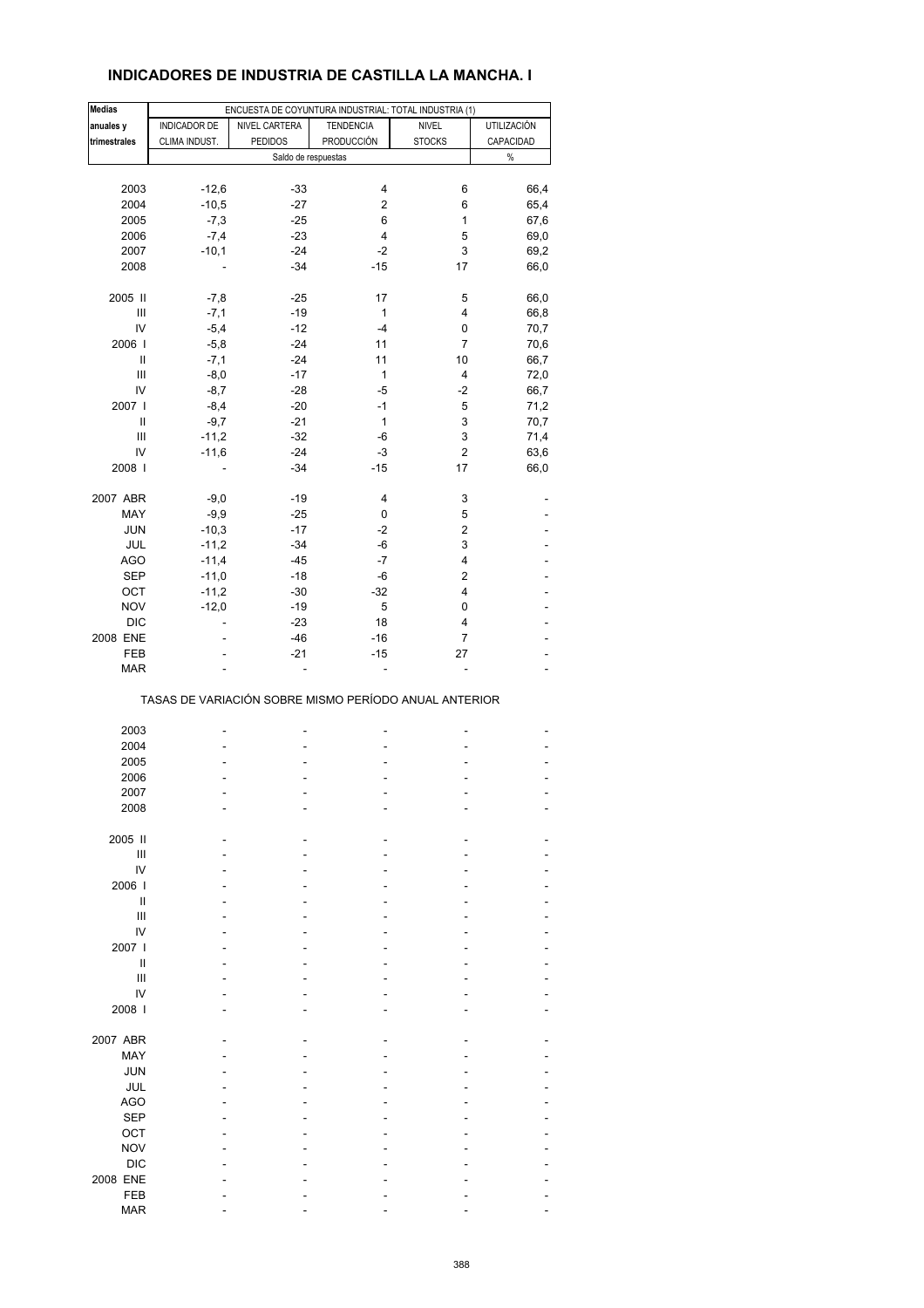## INDICADORES DE INDUSTRIA DE CASTILLA LA MANCHA. I

| Medias anuales y trimestrales | ENCUESTA DE COYUNTURA INDUSTRIAL: TOTAL INDUSTRIA (1) | | | | |
|---|---|---|---|---|---|
| | INDICADOR DE CLIMA INDUST. | NIVEL CARTERA PEDIDOS | TENDENCIA PRODUCCIÓN | NIVEL STOCKS | UTILIZACIÓN CAPACIDAD |
| | Saldo de respuestas | | | | % |
| 2003 | -12,6 | -33 | 4 | 6 | 66,4 |
| 2004 | -10,5 | -27 | 2 | 6 | 65,4 |
| 2005 | -7,3 | -25 | 6 | 1 | 67,6 |
| 2006 | -7,4 | -23 | 4 | 5 | 69,0 |
| 2007 | -10,1 | -24 | -2 | 3 | 69,2 |
| 2008 | - | -34 | -15 | 17 | 66,0 |
| 2005 II | -7,8 | -25 | 17 | 5 | 66,0 |
| III | -7,1 | -19 | 1 | 4 | 66,8 |
| IV | -5,4 | -12 | -4 | 0 | 70,7 |
| 2006 I | -5,8 | -24 | 11 | 7 | 70,6 |
| II | -7,1 | -24 | 11 | 10 | 66,7 |
| III | -8,0 | -17 | 1 | 4 | 72,0 |
| IV | -8,7 | -28 | -5 | -2 | 66,7 |
| 2007 I | -8,4 | -20 | -1 | 5 | 71,2 |
| II | -9,7 | -21 | 1 | 3 | 70,7 |
| III | -11,2 | -32 | -6 | 3 | 71,4 |
| IV | -11,6 | -24 | -3 | 2 | 63,6 |
| 2008 I | - | -34 | -15 | 17 | 66,0 |
| 2007 ABR | -9,0 | -19 | 4 | 3 | - |
| MAY | -9,9 | -25 | 0 | 5 | - |
| JUN | -10,3 | -17 | -2 | 2 | - |
| JUL | -11,2 | -34 | -6 | 3 | - |
| AGO | -11,4 | -45 | -7 | 4 | - |
| SEP | -11,0 | -18 | -6 | 2 | - |
| OCT | -11,2 | -30 | -32 | 4 | - |
| NOV | -12,0 | -19 | 5 | 0 | - |
| DIC | - | -23 | 18 | 4 | - |
| 2008 ENE | - | -46 | -16 | 7 | - |
| FEB | - | -21 | -15 | 27 | - |
| MAR | - | - | - | - | - |

TASAS DE VARIACIÓN SOBRE MISMO PERÍODO ANUAL ANTERIOR

| | | | | | |
|---|---|---|---|---|---|
| 2003 | - | - | - | - | - |
| 2004 | - | - | - | - | - |
| 2005 | - | - | - | - | - |
| 2006 | - | - | - | - | - |
| 2007 | - | - | - | - | - |
| 2008 | - | - | - | - | - |
| 2005 II | - | - | - | - | - |
| III | - | - | - | - | - |
| IV | - | - | - | - | - |
| 2006 I | - | - | - | - | - |
| II | - | - | - | - | - |
| III | - | - | - | - | - |
| IV | - | - | - | - | - |
| 2007 I | - | - | - | - | - |
| II | - | - | - | - | - |
| III | - | - | - | - | - |
| IV | - | - | - | - | - |
| 2008 I | - | - | - | - | - |
| 2007 ABR | - | - | - | - | - |
| MAY | - | - | - | - | - |
| JUN | - | - | - | - | - |
| JUL | - | - | - | - | - |
| AGO | - | - | - | - | - |
| SEP | - | - | - | - | - |
| OCT | - | - | - | - | - |
| NOV | - | - | - | - | - |
| DIC | - | - | - | - | - |
| 2008 ENE | - | - | - | - | - |
| FEB | - | - | - | - | - |
| MAR | - | - | - | - | - |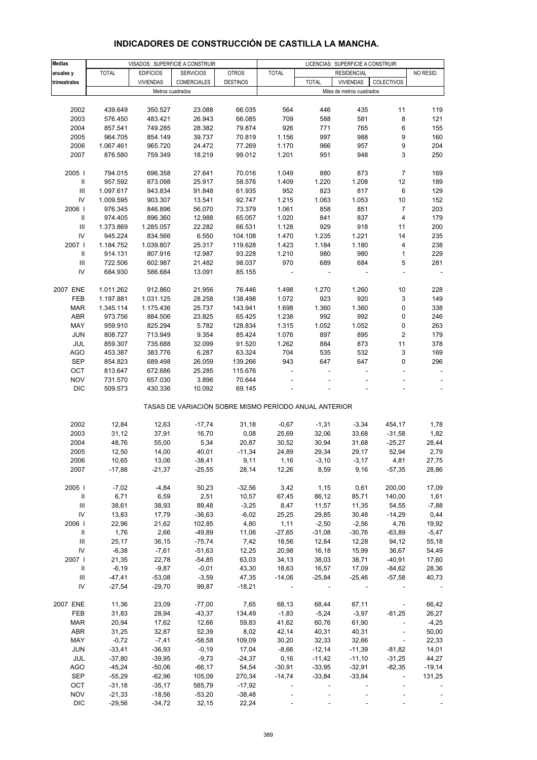# INDICADORES DE CONSTRUCCIÓN DE CASTILLA LA MANCHA.

| Medias anuales y trimestrales | VISADOS: SUPERFICIE A CONSTRUIR | | | | LICENCIAS: SUPERFICIE A CONSTRUIR | | | | |
|---|---|---|---|---|---|---|---|---|---|
| | TOTAL | EDIFICIOS VIVIENDAS | SERVICIOS COMERCIALES | OTROS DESTINOS | TOTAL | RESIDENCIAL | | | NO RESID. |
| | | | | | | TOTAL | VIVIENDAS | COLECTIVOS | |
| | Metros cuadrados | | | | Miles de metros cuadrados | | | | |
| 2002 | 439.649 | 350.527 | 23.088 | 66.035 | 564 | 446 | 435 | 11 | 119 |
| 2003 | 576.450 | 483.421 | 26.943 | 66.085 | 709 | 588 | 581 | 8 | 121 |
| 2004 | 857.541 | 749.285 | 28.382 | 79.874 | 926 | 771 | 765 | 6 | 155 |
| 2005 | 964.705 | 854.149 | 39.737 | 70.819 | 1.156 | 997 | 988 | 9 | 160 |
| 2006 | 1.067.461 | 965.720 | 24.472 | 77.269 | 1.170 | 966 | 957 | 9 | 204 |
| 2007 | 876.580 | 759.349 | 18.219 | 99.012 | 1.201 | 951 | 948 | 3 | 250 |
| 2005 I | 794.015 | 696.358 | 27.641 | 70.016 | 1.049 | 880 | 873 | 7 | 169 |
| II | 957.592 | 873.098 | 25.917 | 58.576 | 1.409 | 1.220 | 1.208 | 12 | 189 |
| III | 1.097.617 | 943.834 | 91.848 | 61.935 | 952 | 823 | 817 | 6 | 129 |
| IV | 1.009.595 | 903.307 | 13.541 | 92.747 | 1.215 | 1.063 | 1.053 | 10 | 152 |
| 2006 I | 976.345 | 846.896 | 56.070 | 73.379 | 1.061 | 858 | 851 | 7 | 203 |
| II | 974.405 | 896.360 | 12.988 | 65.057 | 1.020 | 841 | 837 | 4 | 179 |
| III | 1.373.869 | 1.285.057 | 22.282 | 66.531 | 1.128 | 929 | 918 | 11 | 200 |
| IV | 945.224 | 834.566 | 6.550 | 104.108 | 1.470 | 1.235 | 1.221 | 14 | 235 |
| 2007 I | 1.184.752 | 1.039.807 | 25.317 | 119.628 | 1.423 | 1.184 | 1.180 | 4 | 238 |
| II | 914.131 | 807.916 | 12.987 | 93.228 | 1.210 | 980 | 980 | 1 | 229 |
| III | 722.506 | 602.987 | 21.482 | 98.037 | 970 | 689 | 684 | 5 | 281 |
| IV | 684.930 | 586.684 | 13.091 | 85.155 | - | - | - | - | - |
| 2007 ENE | 1.011.262 | 912.860 | 21.956 | 76.446 | 1.498 | 1.270 | 1.260 | 10 | 228 |
| FEB | 1.197.881 | 1.031.125 | 28.258 | 138.498 | 1.072 | 923 | 920 | 3 | 149 |
| MAR | 1.345.114 | 1.175.436 | 25.737 | 143.941 | 1.698 | 1.360 | 1.360 | 0 | 338 |
| ABR | 973.756 | 884.506 | 23.825 | 65.425 | 1.238 | 992 | 992 | 0 | 246 |
| MAY | 959.910 | 825.294 | 5.782 | 128.834 | 1.315 | 1.052 | 1.052 | 0 | 263 |
| JUN | 808.727 | 713.949 | 9.354 | 85.424 | 1.076 | 897 | 895 | 2 | 179 |
| JUL | 859.307 | 735.688 | 32.099 | 91.520 | 1.262 | 884 | 873 | 11 | 378 |
| AGO | 453.387 | 383.776 | 6.287 | 63.324 | 704 | 535 | 532 | 3 | 169 |
| SEP | 854.823 | 689.498 | 26.059 | 139.266 | 943 | 647 | 647 | 0 | 296 |
| OCT | 813.647 | 672.686 | 25.285 | 115.676 | - | - | - | - | - |
| NOV | 731.570 | 657.030 | 3.896 | 70.644 | - | - | - | - | - |
| DIC | 509.573 | 430.336 | 10.092 | 69.145 | - | - | - | - | - |
| TASAS DE VARIACIÓN SOBRE MISMO PERÍODO ANUAL ANTERIOR | | | | | | | | | |
| 2002 | 12,84 | 12,63 | -17,74 | 31,18 | -0,67 | -1,31 | -3,34 | 454,17 | 1,78 |
| 2003 | 31,12 | 37,91 | 16,70 | 0,08 | 25,69 | 32,06 | 33,68 | -31,58 | 1,82 |
| 2004 | 48,76 | 55,00 | 5,34 | 20,87 | 30,52 | 30,94 | 31,68 | -25,27 | 28,44 |
| 2005 | 12,50 | 14,00 | 40,01 | -11,34 | 24,89 | 29,34 | 29,17 | 52,94 | 2,79 |
| 2006 | 10,65 | 13,06 | -38,41 | 9,11 | 1,16 | -3,10 | -3,17 | 4,81 | 27,75 |
| 2007 | -17,88 | -21,37 | -25,55 | 28,14 | 12,26 | 8,59 | 9,16 | -57,35 | 28,86 |
| 2005 I | -7,02 | -4,84 | 50,23 | -32,56 | 3,42 | 1,15 | 0,61 | 200,00 | 17,09 |
| II | 6,71 | 6,59 | 2,51 | 10,57 | 67,45 | 86,12 | 85,71 | 140,00 | 1,61 |
| III | 38,61 | 38,93 | 89,48 | -3,25 | 8,47 | 11,57 | 11,35 | 54,55 | -7,88 |
| IV | 13,83 | 17,79 | -36,63 | -6,02 | 25,25 | 29,85 | 30,48 | -14,29 | 0,44 |
| 2006 I | 22,96 | 21,62 | 102,85 | 4,80 | 1,11 | -2,50 | -2,56 | 4,76 | 19,92 |
| II | 1,76 | 2,66 | -49,89 | 11,06 | -27,65 | -31,08 | -30,76 | -63,89 | -5,47 |
| III | 25,17 | 36,15 | -75,74 | 7,42 | 18,56 | 12,84 | 12,28 | 94,12 | 55,18 |
| IV | -6,38 | -7,61 | -51,63 | 12,25 | 20,98 | 16,18 | 15,99 | 36,67 | 54,49 |
| 2007 I | 21,35 | 22,78 | -54,85 | 63,03 | 34,13 | 38,03 | 38,71 | -40,91 | 17,60 |
| II | -6,19 | -9,87 | -0,01 | 43,30 | 18,63 | 16,57 | 17,09 | -84,62 | 28,36 |
| III | -47,41 | -53,08 | -3,59 | 47,35 | -14,06 | -25,84 | -25,46 | -57,58 | 40,73 |
| IV | -27,54 | -29,70 | 99,87 | -18,21 | - | - | - | - | - |
| 2007 ENE | 11,36 | 23,09 | -77,00 | 7,65 | 68,13 | 68,44 | 67,11 | - | 66,42 |
| FEB | 31,83 | 28,94 | -43,37 | 134,49 | -1,83 | -5,24 | -3,97 | -81,25 | 26,27 |
| MAR | 20,94 | 17,62 | 12,66 | 59,83 | 41,62 | 60,76 | 61,90 | - | -4,25 |
| ABR | 31,25 | 32,87 | 52,39 | 8,02 | 42,14 | 40,31 | 40,31 | - | 50,00 |
| MAY | -0,72 | -7,41 | -58,58 | 109,09 | 30,20 | 32,33 | 32,66 | - | 22,33 |
| JUN | -33,41 | -36,93 | -0,19 | 17,04 | -8,66 | -12,14 | -11,39 | -81,82 | 14,01 |
| JUL | -37,80 | -39,95 | -9,73 | -24,37 | 0,16 | -11,42 | -11,10 | -31,25 | 44,27 |
| AGO | -45,24 | -50,06 | -66,17 | 54,54 | -30,91 | -33,95 | -32,91 | -82,35 | -19,14 |
| SEP | -55,29 | -62,96 | 105,09 | 270,34 | -14,74 | -33,84 | -33,84 | - | 131,25 |
| OCT | -31,18 | -35,17 | 585,79 | -17,92 | - | - | - | - | - |
| NOV | -21,33 | -18,56 | -53,20 | -38,48 | - | - | - | - | - |
| DIC | -29,56 | -34,72 | 32,15 | 22,24 | - | - | - | - | - |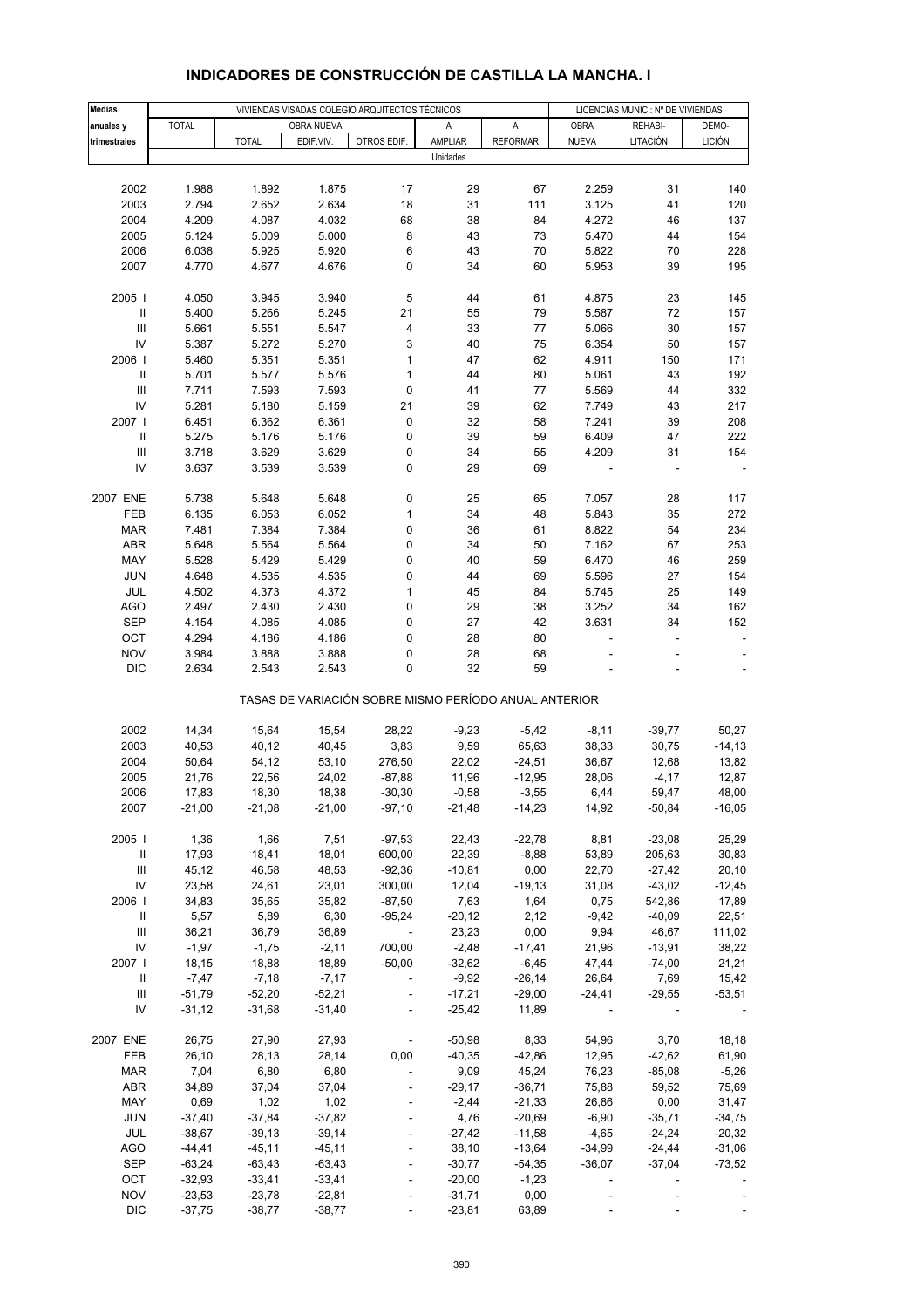# INDICADORES DE CONSTRUCCIÓN DE CASTILLA LA MANCHA. I

| Medias anuales y trimestrales | VIVIENDAS VISADAS COLEGIO ARQUITECTOS TÉCNICOS | | | | | | LICENCIAS MUNIC.: Nº DE VIVIENDAS | | |
|---|---|---|---|---|---|---|---|---|---|
| | TOTAL | OBRA NUEVA | | | A AMPLIAR | A REFORMAR | OBRA NUEVA | REHABI-LITACIÓN | DEMO-LICIÓN |
| | | TOTAL | EDIF.VIV. | OTROS EDIF. | | | | | |
| | | | | | Unidades | | | | |
| 2002 | 1.988 | 1.892 | 1.875 | 17 | 29 | 67 | 2.259 | 31 | 140 |
| 2003 | 2.794 | 2.652 | 2.634 | 18 | 31 | 111 | 3.125 | 41 | 120 |
| 2004 | 4.209 | 4.087 | 4.032 | 68 | 38 | 84 | 4.272 | 46 | 137 |
| 2005 | 5.124 | 5.009 | 5.000 | 8 | 43 | 73 | 5.470 | 44 | 154 |
| 2006 | 6.038 | 5.925 | 5.920 | 6 | 43 | 70 | 5.822 | 70 | 228 |
| 2007 | 4.770 | 4.677 | 4.676 | 0 | 34 | 60 | 5.953 | 39 | 195 |
| 2005 I | 4.050 | 3.945 | 3.940 | 5 | 44 | 61 | 4.875 | 23 | 145 |
| II | 5.400 | 5.266 | 5.245 | 21 | 55 | 79 | 5.587 | 72 | 157 |
| III | 5.661 | 5.551 | 5.547 | 4 | 33 | 77 | 5.066 | 30 | 157 |
| IV | 5.387 | 5.272 | 5.270 | 3 | 40 | 75 | 6.354 | 50 | 157 |
| 2006 I | 5.460 | 5.351 | 5.351 | 1 | 47 | 62 | 4.911 | 150 | 171 |
| II | 5.701 | 5.577 | 5.576 | 1 | 44 | 80 | 5.061 | 43 | 192 |
| III | 7.711 | 7.593 | 7.593 | 0 | 41 | 77 | 5.569 | 44 | 332 |
| IV | 5.281 | 5.180 | 5.159 | 21 | 39 | 62 | 7.749 | 43 | 217 |
| 2007 I | 6.451 | 6.362 | 6.361 | 0 | 32 | 58 | 7.241 | 39 | 208 |
| II | 5.275 | 5.176 | 5.176 | 0 | 39 | 59 | 6.409 | 47 | 222 |
| III | 3.718 | 3.629 | 3.629 | 0 | 34 | 55 | 4.209 | 31 | 154 |
| IV | 3.637 | 3.539 | 3.539 | 0 | 29 | 69 | - | - | - |
| 2007 ENE | 5.738 | 5.648 | 5.648 | 0 | 25 | 65 | 7.057 | 28 | 117 |
| FEB | 6.135 | 6.053 | 6.052 | 1 | 34 | 48 | 5.843 | 35 | 272 |
| MAR | 7.481 | 7.384 | 7.384 | 0 | 36 | 61 | 8.822 | 54 | 234 |
| ABR | 5.648 | 5.564 | 5.564 | 0 | 34 | 50 | 7.162 | 67 | 253 |
| MAY | 5.528 | 5.429 | 5.429 | 0 | 40 | 59 | 6.470 | 46 | 259 |
| JUN | 4.648 | 4.535 | 4.535 | 0 | 44 | 69 | 5.596 | 27 | 154 |
| JUL | 4.502 | 4.373 | 4.372 | 1 | 45 | 84 | 5.745 | 25 | 149 |
| AGO | 2.497 | 2.430 | 2.430 | 0 | 29 | 38 | 3.252 | 34 | 162 |
| SEP | 4.154 | 4.085 | 4.085 | 0 | 27 | 42 | 3.631 | 34 | 152 |
| OCT | 4.294 | 4.186 | 4.186 | 0 | 28 | 80 | - | - | - |
| NOV | 3.984 | 3.888 | 3.888 | 0 | 28 | 68 | - | - | - |
| DIC | 2.634 | 2.543 | 2.543 | 0 | 32 | 59 | - | - | - |
| | TASAS DE VARIACIÓN SOBRE MISMO PERÍODO ANUAL ANTERIOR | | | | | | | | |
| 2002 | 14,34 | 15,64 | 15,54 | 28,22 | -9,23 | -5,42 | -8,11 | -39,77 | 50,27 |
| 2003 | 40,53 | 40,12 | 40,45 | 3,83 | 9,59 | 65,63 | 38,33 | 30,75 | -14,13 |
| 2004 | 50,64 | 54,12 | 53,10 | 276,50 | 22,02 | -24,51 | 36,67 | 12,68 | 13,82 |
| 2005 | 21,76 | 22,56 | 24,02 | -87,88 | 11,96 | -12,95 | 28,06 | -4,17 | 12,87 |
| 2006 | 17,83 | 18,30 | 18,38 | -30,30 | -0,58 | -3,55 | 6,44 | 59,47 | 48,00 |
| 2007 | -21,00 | -21,08 | -21,00 | -97,10 | -21,48 | -14,23 | 14,92 | -50,84 | -16,05 |
| 2005 I | 1,36 | 1,66 | 7,51 | -97,53 | 22,43 | -22,78 | 8,81 | -23,08 | 25,29 |
| II | 17,93 | 18,41 | 18,01 | 600,00 | 22,39 | -8,88 | 53,89 | 205,63 | 30,83 |
| III | 45,12 | 46,58 | 48,53 | -92,36 | -10,81 | 0,00 | 22,70 | -27,42 | 20,10 |
| IV | 23,58 | 24,61 | 23,01 | 300,00 | 12,04 | -19,13 | 31,08 | -43,02 | -12,45 |
| 2006 I | 34,83 | 35,65 | 35,82 | -87,50 | 7,63 | 1,64 | 0,75 | 542,86 | 17,89 |
| II | 5,57 | 5,89 | 6,30 | -95,24 | -20,12 | 2,12 | -9,42 | -40,09 | 22,51 |
| III | 36,21 | 36,79 | 36,89 | - | 23,23 | 0,00 | 9,94 | 46,67 | 111,02 |
| IV | -1,97 | -1,75 | -2,11 | 700,00 | -2,48 | -17,41 | 21,96 | -13,91 | 38,22 |
| 2007 I | 18,15 | 18,88 | 18,89 | -50,00 | -32,62 | -6,45 | 47,44 | -74,00 | 21,21 |
| II | -7,47 | -7,18 | -7,17 | - | -9,92 | -26,14 | 26,64 | 7,69 | 15,42 |
| III | -51,79 | -52,20 | -52,21 | - | -17,21 | -29,00 | -24,41 | -29,55 | -53,51 |
| IV | -31,12 | -31,68 | -31,40 | - | -25,42 | 11,89 | - | - | - |
| 2007 ENE | 26,75 | 27,90 | 27,93 | - | -50,98 | 8,33 | 54,96 | 3,70 | 18,18 |
| FEB | 26,10 | 28,13 | 28,14 | 0,00 | -40,35 | -42,86 | 12,95 | -42,62 | 61,90 |
| MAR | 7,04 | 6,80 | 6,80 | - | 9,09 | 45,24 | 76,23 | -85,08 | -5,26 |
| ABR | 34,89 | 37,04 | 37,04 | - | -29,17 | -36,71 | 75,88 | 59,52 | 75,69 |
| MAY | 0,69 | 1,02 | 1,02 | - | -2,44 | -21,33 | 26,86 | 0,00 | 31,47 |
| JUN | -37,40 | -37,84 | -37,82 | - | 4,76 | -20,69 | -6,90 | -35,71 | -34,75 |
| JUL | -38,67 | -39,13 | -39,14 | - | -27,42 | -11,58 | -4,65 | -24,24 | -20,32 |
| AGO | -44,41 | -45,11 | -45,11 | - | 38,10 | -13,64 | -34,99 | -24,44 | -31,06 |
| SEP | -63,24 | -63,43 | -63,43 | - | -30,77 | -54,35 | -36,07 | -37,04 | -73,52 |
| OCT | -32,93 | -33,41 | -33,41 | - | -20,00 | -1,23 | - | - | - |
| NOV | -23,53 | -23,78 | -22,81 | - | -31,71 | 0,00 | - | - | - |
| DIC | -37,75 | -38,77 | -38,77 | - | -23,81 | 63,89 | - | - | - |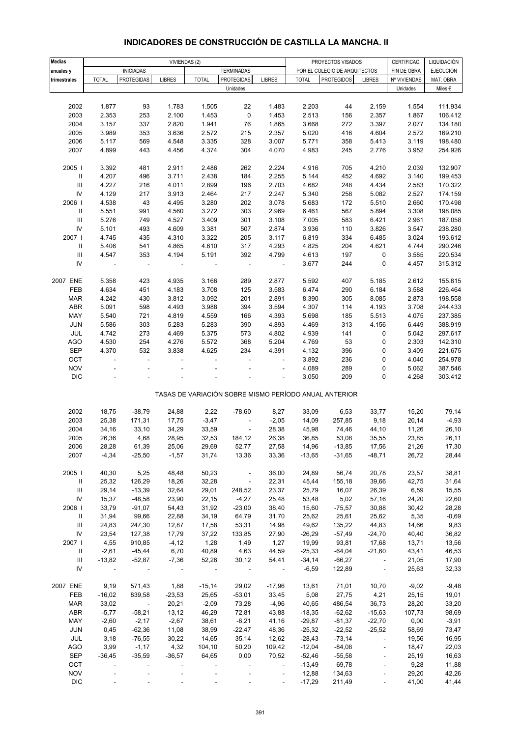# INDICADORES DE CONSTRUCCIÓN DE CASTILLA LA MANCHA. II

| Medias anuales y trimestrales | VIVIENDAS (2) | | | | | | PROYECTOS VISADOS POR EL COLEGIO DE ARQUITECTOS | | | CERTIFICAC. FIN DE OBRA | LIQUIDACIÓN EJECUCIÓN MAT. OBRA |
|---|---|---|---|---|---|---|---|---|---|---|---|
| | INICIADAS | | | TERMINADAS | | | | | | | |
| | TOTAL | PROTEGIDAS | LIBRES | TOTAL | PROTEGIDAS | LIBRES | TOTAL | PROTEGIDOS | LIBRES | Nº VIVIENDAS | MAT. OBRA |
| | Unidades | | | | | | | | | Unidades | Miles € |
| 2002 | 1.877 | 93 | 1.783 | 1.505 | 22 | 1.483 | 2.203 | 44 | 2.159 | 1.554 | 111.934 |
| 2003 | 2.353 | 253 | 2.100 | 1.453 | 0 | 1.453 | 2.513 | 156 | 2.357 | 1.867 | 106.412 |
| 2004 | 3.157 | 337 | 2.820 | 1.941 | 76 | 1.865 | 3.668 | 272 | 3.397 | 2.077 | 134.180 |
| 2005 | 3.989 | 353 | 3.636 | 2.572 | 215 | 2.357 | 5.020 | 416 | 4.604 | 2.572 | 169.210 |
| 2006 | 5.117 | 569 | 4.548 | 3.335 | 328 | 3.007 | 5.771 | 358 | 5.413 | 3.119 | 198.480 |
| 2007 | 4.899 | 443 | 4.456 | 4.374 | 304 | 4.070 | 4.983 | 245 | 2.776 | 3.952 | 254.926 |
| 2005 I | 3.392 | 481 | 2.911 | 2.486 | 262 | 2.224 | 4.916 | 705 | 4.210 | 2.039 | 132.907 |
| II | 4.207 | 496 | 3.711 | 2.438 | 184 | 2.255 | 5.144 | 452 | 4.692 | 3.140 | 199.453 |
| III | 4.227 | 216 | 4.011 | 2.899 | 196 | 2.703 | 4.682 | 248 | 4.434 | 2.583 | 170.322 |
| IV | 4.129 | 217 | 3.913 | 2.464 | 217 | 2.247 | 5.340 | 258 | 5.082 | 2.527 | 174.159 |
| 2006 I | 4.538 | 43 | 4.495 | 3.280 | 202 | 3.078 | 5.683 | 172 | 5.510 | 2.660 | 170.498 |
| II | 5.551 | 991 | 4.560 | 3.272 | 303 | 2.969 | 6.461 | 567 | 5.894 | 3.308 | 198.085 |
| III | 5.276 | 749 | 4.527 | 3.409 | 301 | 3.108 | 7.005 | 583 | 6.421 | 2.961 | 187.058 |
| IV | 5.101 | 493 | 4.609 | 3.381 | 507 | 2.874 | 3.936 | 110 | 3.826 | 3.547 | 238.280 |
| 2007 I | 4.745 | 435 | 4.310 | 3.322 | 205 | 3.117 | 6.819 | 334 | 6.485 | 3.024 | 193.612 |
| II | 5.406 | 541 | 4.865 | 4.610 | 317 | 4.293 | 4.825 | 204 | 4.621 | 4.744 | 290.246 |
| III | 4.547 | 353 | 4.194 | 5.191 | 392 | 4.799 | 4.613 | 197 | 0 | 3.585 | 220.534 |
| IV | - | - | - | - | - | - | 3.677 | 244 | 0 | 4.457 | 315.312 |
| 2007 ENE | 5.358 | 423 | 4.935 | 3.166 | 289 | 2.877 | 5.592 | 407 | 5.185 | 2.612 | 155.815 |
| FEB | 4.634 | 451 | 4.183 | 3.708 | 125 | 3.583 | 6.474 | 290 | 6.184 | 3.588 | 226.464 |
| MAR | 4.242 | 430 | 3.812 | 3.092 | 201 | 2.891 | 8.390 | 305 | 8.085 | 2.873 | 198.558 |
| ABR | 5.091 | 598 | 4.493 | 3.988 | 394 | 3.594 | 4.307 | 114 | 4.193 | 3.708 | 244.433 |
| MAY | 5.540 | 721 | 4.819 | 4.559 | 166 | 4.393 | 5.698 | 185 | 5.513 | 4.075 | 237.385 |
| JUN | 5.586 | 303 | 5.283 | 5.283 | 390 | 4.893 | 4.469 | 313 | 4.156 | 6.449 | 388.919 |
| JUL | 4.742 | 273 | 4.469 | 5.375 | 573 | 4.802 | 4.939 | 141 | 0 | 5.042 | 297.617 |
| AGO | 4.530 | 254 | 4.276 | 5.572 | 368 | 5.204 | 4.769 | 53 | 0 | 2.303 | 142.310 |
| SEP | 4.370 | 532 | 3.838 | 4.625 | 234 | 4.391 | 4.132 | 396 | 0 | 3.409 | 221.675 |
| OCT | - | - | - | - | - | - | 3.892 | 236 | 0 | 4.040 | 254.978 |
| NOV | - | - | - | - | - | - | 4.089 | 289 | 0 | 5.062 | 387.546 |
| DIC | - | - | - | - | - | - | 3.050 | 209 | 0 | 4.268 | 303.412 |
| TASAS DE VARIACIÓN SOBRE MISMO PERÍODO ANUAL ANTERIOR | | | | | | | | | | | |
| 2002 | 18,75 | -38,79 | 24,88 | 2,22 | -78,60 | 8,27 | 33,09 | 6,53 | 33,77 | 15,20 | 79,14 |
| 2003 | 25,38 | 171,31 | 17,75 | -3,47 | - | -2,05 | 14,09 | 257,85 | 9,18 | 20,14 | -4,93 |
| 2004 | 34,16 | 33,10 | 34,29 | 33,59 | - | 28,38 | 45,98 | 74,46 | 44,10 | 11,26 | 26,10 |
| 2005 | 26,36 | 4,68 | 28,95 | 32,53 | 184,12 | 26,38 | 36,85 | 53,08 | 35,55 | 23,85 | 26,11 |
| 2006 | 28,28 | 61,39 | 25,06 | 29,69 | 52,77 | 27,58 | 14,96 | -13,85 | 17,56 | 21,26 | 17,30 |
| 2007 | -4,34 | -25,50 | -1,57 | 31,74 | 13,36 | 33,36 | -13,65 | -31,65 | -48,71 | 26,72 | 28,44 |
| 2005 I | 40,30 | 5,25 | 48,48 | 50,23 | - | 36,00 | 24,89 | 56,74 | 20,78 | 23,57 | 38,81 |
| II | 25,32 | 126,29 | 18,26 | 32,28 | - | 22,31 | 45,44 | 155,18 | 39,66 | 42,75 | 31,64 |
| III | 29,14 | -13,39 | 32,64 | 29,01 | 248,52 | 23,37 | 25,79 | 16,07 | 26,39 | 6,59 | 15,55 |
| IV | 15,37 | -48,58 | 23,90 | 22,15 | -4,27 | 25,48 | 53,48 | 5,02 | 57,16 | 24,20 | 22,60 |
| 2006 I | 33,79 | -91,07 | 54,43 | 31,92 | -23,00 | 38,40 | 15,60 | -75,57 | 30,88 | 30,42 | 28,28 |
| II | 31,94 | 99,66 | 22,88 | 34,19 | 64,79 | 31,70 | 25,62 | 25,61 | 25,62 | 5,35 | -0,69 |
| III | 24,83 | 247,30 | 12,87 | 17,58 | 53,31 | 14,98 | 49,62 | 135,22 | 44,83 | 14,66 | 9,83 |
| IV | 23,54 | 127,38 | 17,79 | 37,22 | 133,85 | 27,90 | -26,29 | -57,49 | -24,70 | 40,40 | 36,82 |
| 2007 I | 4,55 | 910,85 | -4,12 | 1,28 | 1,49 | 1,27 | 19,99 | 93,81 | 17,68 | 13,71 | 13,56 |
| II | -2,61 | -45,44 | 6,70 | 40,89 | 4,63 | 44,59 | -25,33 | -64,04 | -21,60 | 43,41 | 46,53 |
| III | -13,82 | -52,87 | -7,36 | 52,26 | 30,12 | 54,41 | -34,14 | -66,27 | - | 21,05 | 17,90 |
| IV | - | - | - | - | - | - | -6,59 | 122,89 | - | 25,63 | 32,33 |
| 2007 ENE | 9,19 | 571,43 | 1,88 | -15,14 | 29,02 | -17,96 | 13,61 | 71,01 | 10,70 | -9,02 | -9,48 |
| FEB | -16,02 | 839,58 | -23,53 | 25,65 | -53,01 | 33,45 | 5,08 | 27,75 | 4,21 | 25,15 | 19,01 |
| MAR | 33,02 | - | 20,21 | -2,09 | 73,28 | -4,96 | 40,65 | 486,54 | 36,73 | 28,20 | 33,20 |
| ABR | -5,77 | -58,21 | 13,12 | 46,29 | 72,81 | 43,88 | -18,35 | -62,62 | -15,63 | 107,73 | 98,69 |
| MAY | -2,60 | -2,17 | -2,67 | 38,61 | -6,21 | 41,16 | -29,87 | -81,37 | -22,70 | 0,00 | -3,91 |
| JUN | 0,45 | -62,36 | 11,08 | 38,99 | -22,47 | 48,36 | -25,32 | -22,52 | -25,52 | 58,69 | 73,47 |
| JUL | 3,18 | -76,55 | 30,22 | 14,65 | 35,14 | 12,62 | -28,43 | -73,14 | - | 19,56 | 16,95 |
| AGO | 3,99 | -1,17 | 4,32 | 104,10 | 50,20 | 109,42 | -12,04 | -84,08 | - | 18,47 | 22,03 |
| SEP | -36,45 | -35,59 | -36,57 | 64,65 | 0,00 | 70,52 | -52,46 | -55,58 | - | 25,19 | 16,63 |
| OCT | - | - | - | - | - | - | -13,49 | 69,78 | - | 9,28 | 11,88 |
| NOV | - | - | - | - | - | - | 12,88 | 134,63 | - | 29,20 | 42,26 |
| DIC | - | - | - | - | - | - | -17,29 | 211,49 | - | 41,00 | 41,44 |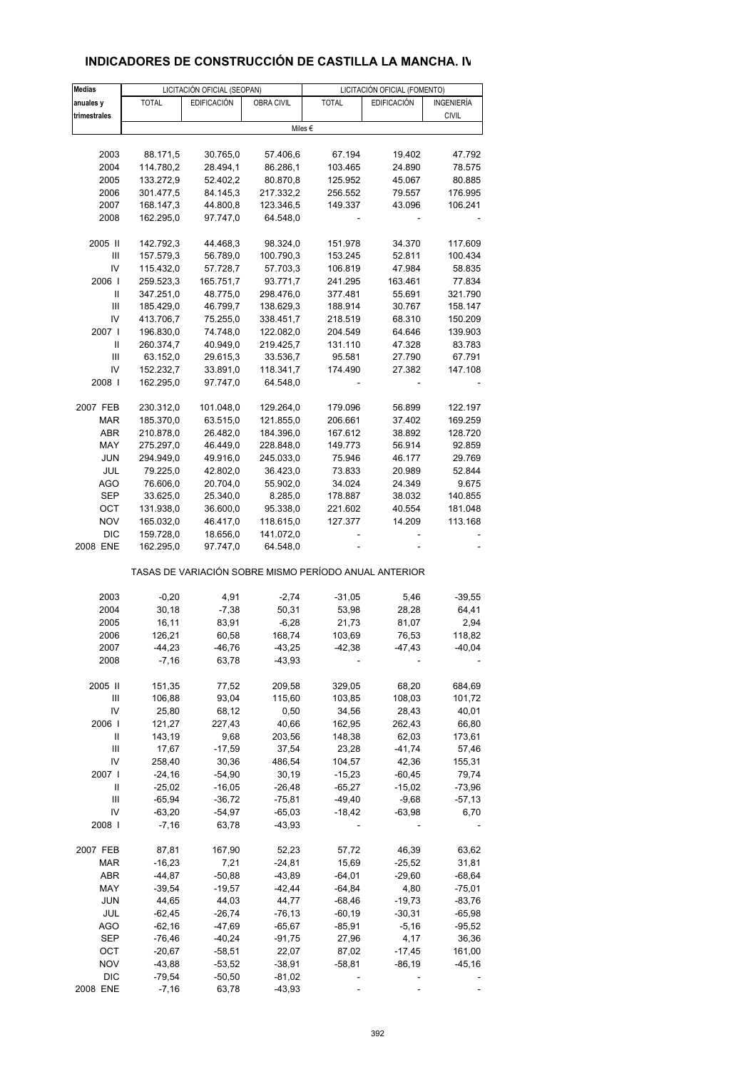## INDICADORES DE CONSTRUCCIÓN DE CASTILLA LA MANCHA. IV

| Medias anuales y trimestrales | LICITACIÓN OFICIAL (SEOPAN) | | | LICITACIÓN OFICIAL (FOMENTO) | | |
|---|---|---|---|---|---|---|
| | TOTAL | EDIFICACIÓN | OBRA CIVIL | TOTAL | EDIFICACIÓN | INGENIERÍA CIVIL |
| | Miles € | | | | | |
| 2003 | 88.171,5 | 30.765,0 | 57.406,6 | 67.194 | 19.402 | 47.792 |
| 2004 | 114.780,2 | 28.494,1 | 86.286,1 | 103.465 | 24.890 | 78.575 |
| 2005 | 133.272,9 | 52.402,2 | 80.870,8 | 125.952 | 45.067 | 80.885 |
| 2006 | 301.477,5 | 84.145,3 | 217.332,2 | 256.552 | 79.557 | 176.995 |
| 2007 | 168.147,3 | 44.800,8 | 123.346,5 | 149.337 | 43.096 | 106.241 |
| 2008 | 162.295,0 | 97.747,0 | 64.548,0 | - | - | - |
| 2005 II | 142.792,3 | 44.468,3 | 98.324,0 | 151.978 | 34.370 | 117.609 |
| III | 157.579,3 | 56.789,0 | 100.790,3 | 153.245 | 52.811 | 100.434 |
| IV | 115.432,0 | 57.728,7 | 57.703,3 | 106.819 | 47.984 | 58.835 |
| 2006 I | 259.523,3 | 165.751,7 | 93.771,7 | 241.295 | 163.461 | 77.834 |
| II | 347.251,0 | 48.775,0 | 298.476,0 | 377.481 | 55.691 | 321.790 |
| III | 185.429,0 | 46.799,7 | 138.629,3 | 188.914 | 30.767 | 158.147 |
| IV | 413.706,7 | 75.255,0 | 338.451,7 | 218.519 | 68.310 | 150.209 |
| 2007 I | 196.830,0 | 74.748,0 | 122.082,0 | 204.549 | 64.646 | 139.903 |
| II | 260.374,7 | 40.949,0 | 219.425,7 | 131.110 | 47.328 | 83.783 |
| III | 63.152,0 | 29.615,3 | 33.536,7 | 95.581 | 27.790 | 67.791 |
| IV | 152.232,7 | 33.891,0 | 118.341,7 | 174.490 | 27.382 | 147.108 |
| 2008 I | 162.295,0 | 97.747,0 | 64.548,0 | - | - | - |
| 2007 FEB | 230.312,0 | 101.048,0 | 129.264,0 | 179.096 | 56.899 | 122.197 |
| MAR | 185.370,0 | 63.515,0 | 121.855,0 | 206.661 | 37.402 | 169.259 |
| ABR | 210.878,0 | 26.482,0 | 184.396,0 | 167.612 | 38.892 | 128.720 |
| MAY | 275.297,0 | 46.449,0 | 228.848,0 | 149.773 | 56.914 | 92.859 |
| JUN | 294.949,0 | 49.916,0 | 245.033,0 | 75.946 | 46.177 | 29.769 |
| JUL | 79.225,0 | 42.802,0 | 36.423,0 | 73.833 | 20.989 | 52.844 |
| AGO | 76.606,0 | 20.704,0 | 55.902,0 | 34.024 | 24.349 | 9.675 |
| SEP | 33.625,0 | 25.340,0 | 8.285,0 | 178.887 | 38.032 | 140.855 |
| OCT | 131.938,0 | 36.600,0 | 95.338,0 | 221.602 | 40.554 | 181.048 |
| NOV | 165.032,0 | 46.417,0 | 118.615,0 | 127.377 | 14.209 | 113.168 |
| DIC | 159.728,0 | 18.656,0 | 141.072,0 | - | - | - |
| 2008 ENE | 162.295,0 | 97.747,0 | 64.548,0 | - | - | - |
| TASAS DE VARIACIÓN SOBRE MISMO PERÍODO ANUAL ANTERIOR | | | | | | |
| 2003 | -0,20 | 4,91 | -2,74 | -31,05 | 5,46 | -39,55 |
| 2004 | 30,18 | -7,38 | 50,31 | 53,98 | 28,28 | 64,41 |
| 2005 | 16,11 | 83,91 | -6,28 | 21,73 | 81,07 | 2,94 |
| 2006 | 126,21 | 60,58 | 168,74 | 103,69 | 76,53 | 118,82 |
| 2007 | -44,23 | -46,76 | -43,25 | -42,38 | -47,43 | -40,04 |
| 2008 | -7,16 | 63,78 | -43,93 | - | - | - |
| 2005 II | 151,35 | 77,52 | 209,58 | 329,05 | 68,20 | 684,69 |
| III | 106,88 | 93,04 | 115,60 | 103,85 | 108,03 | 101,72 |
| IV | 25,80 | 68,12 | 0,50 | 34,56 | 28,43 | 40,01 |
| 2006 I | 121,27 | 227,43 | 40,66 | 162,95 | 262,43 | 66,80 |
| II | 143,19 | 9,68 | 203,56 | 148,38 | 62,03 | 173,61 |
| III | 17,67 | -17,59 | 37,54 | 23,28 | -41,74 | 57,46 |
| IV | 258,40 | 30,36 | 486,54 | 104,57 | 42,36 | 155,31 |
| 2007 I | -24,16 | -54,90 | 30,19 | -15,23 | -60,45 | 79,74 |
| II | -25,02 | -16,05 | -26,48 | -65,27 | -15,02 | -73,96 |
| III | -65,94 | -36,72 | -75,81 | -49,40 | -9,68 | -57,13 |
| IV | -63,20 | -54,97 | -65,03 | -18,42 | -63,98 | 6,70 |
| 2008 I | -7,16 | 63,78 | -43,93 | - | - | - |
| 2007 FEB | 87,81 | 167,90 | 52,23 | 57,72 | 46,39 | 63,62 |
| MAR | -16,23 | 7,21 | -24,81 | 15,69 | -25,52 | 31,81 |
| ABR | -44,87 | -50,88 | -43,89 | -64,01 | -29,60 | -68,64 |
| MAY | -39,54 | -19,57 | -42,44 | -64,84 | 4,80 | -75,01 |
| JUN | 44,65 | 44,03 | 44,77 | -68,46 | -19,73 | -83,76 |
| JUL | -62,45 | -26,74 | -76,13 | -60,19 | -30,31 | -65,98 |
| AGO | -62,16 | -47,69 | -65,67 | -85,91 | -5,16 | -95,52 |
| SEP | -76,46 | -40,24 | -91,75 | 27,96 | 4,17 | 36,36 |
| OCT | -20,67 | -58,51 | 22,07 | 87,02 | -17,45 | 161,00 |
| NOV | -43,88 | -53,52 | -38,91 | -58,81 | -86,19 | -45,16 |
| DIC | -79,54 | -50,50 | -81,02 | - | - | - |
| 2008 ENE | -7,16 | 63,78 | -43,93 | - | - | - |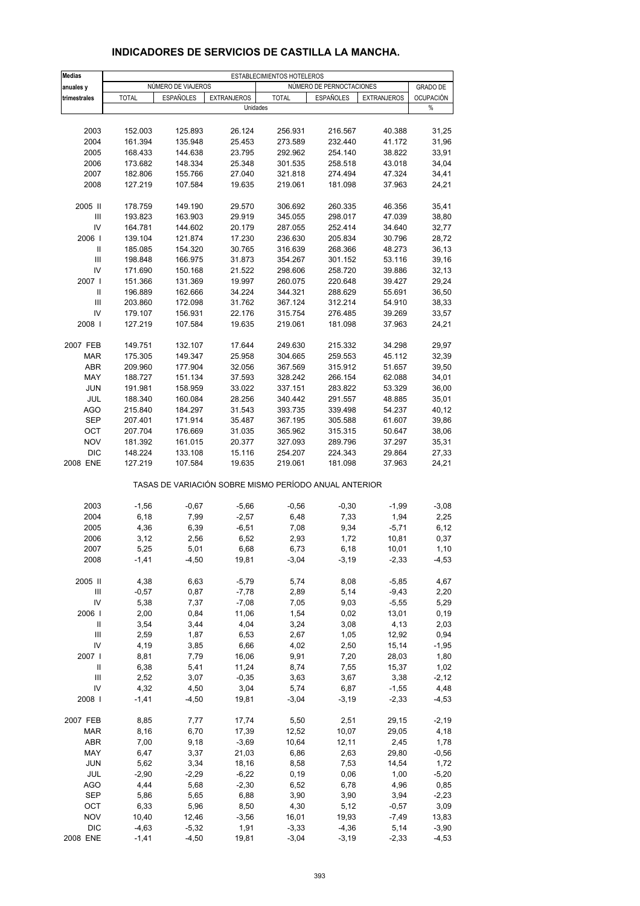# INDICADORES DE SERVICIOS DE CASTILLA LA MANCHA.

| Medias anuales y trimestrales | ESTABLECIMIENTOS HOTELEROS | | | | | | |
|---|---|---|---|---|---|---|---|
| | NÚMERO DE VIAJEROS | | | NÚMERO DE PERNOCTACIONES | | | GRADO DE |
| | TOTAL | ESPAÑOLES | EXTRANJEROS | TOTAL | ESPAÑOLES | EXTRANJEROS | OCUPACIÓN |
| | Unidades | | | | | | % |
| 2003 | 152.003 | 125.893 | 26.124 | 256.931 | 216.567 | 40.388 | 31,25 |
| 2004 | 161.394 | 135.948 | 25.453 | 273.589 | 232.440 | 41.172 | 31,96 |
| 2005 | 168.433 | 144.638 | 23.795 | 292.962 | 254.140 | 38.822 | 33,91 |
| 2006 | 173.682 | 148.334 | 25.348 | 301.535 | 258.518 | 43.018 | 34,04 |
| 2007 | 182.806 | 155.766 | 27.040 | 321.818 | 274.494 | 47.324 | 34,41 |
| 2008 | 127.219 | 107.584 | 19.635 | 219.061 | 181.098 | 37.963 | 24,21 |
| 2005 II | 178.759 | 149.190 | 29.570 | 306.692 | 260.335 | 46.356 | 35,41 |
| III | 193.823 | 163.903 | 29.919 | 345.055 | 298.017 | 47.039 | 38,80 |
| IV | 164.781 | 144.602 | 20.179 | 287.055 | 252.414 | 34.640 | 32,77 |
| 2006 I | 139.104 | 121.874 | 17.230 | 236.630 | 205.834 | 30.796 | 28,72 |
| II | 185.085 | 154.320 | 30.765 | 316.639 | 268.366 | 48.273 | 36,13 |
| III | 198.848 | 166.975 | 31.873 | 354.267 | 301.152 | 53.116 | 39,16 |
| IV | 171.690 | 150.168 | 21.522 | 298.606 | 258.720 | 39.886 | 32,13 |
| 2007 I | 151.366 | 131.369 | 19.997 | 260.075 | 220.648 | 39.427 | 29,24 |
| II | 196.889 | 162.666 | 34.224 | 344.321 | 288.629 | 55.691 | 36,50 |
| III | 203.860 | 172.098 | 31.762 | 367.124 | 312.214 | 54.910 | 38,33 |
| IV | 179.107 | 156.931 | 22.176 | 315.754 | 276.485 | 39.269 | 33,57 |
| 2008 I | 127.219 | 107.584 | 19.635 | 219.061 | 181.098 | 37.963 | 24,21 |
| 2007 FEB | 149.751 | 132.107 | 17.644 | 249.630 | 215.332 | 34.298 | 29,97 |
| MAR | 175.305 | 149.347 | 25.958 | 304.665 | 259.553 | 45.112 | 32,39 |
| ABR | 209.960 | 177.904 | 32.056 | 367.569 | 315.912 | 51.657 | 39,50 |
| MAY | 188.727 | 151.134 | 37.593 | 328.242 | 266.154 | 62.088 | 34,01 |
| JUN | 191.981 | 158.959 | 33.022 | 337.151 | 283.822 | 53.329 | 36,00 |
| JUL | 188.340 | 160.084 | 28.256 | 340.442 | 291.557 | 48.885 | 35,01 |
| AGO | 215.840 | 184.297 | 31.543 | 393.735 | 339.498 | 54.237 | 40,12 |
| SEP | 207.401 | 171.914 | 35.487 | 367.195 | 305.588 | 61.607 | 39,86 |
| OCT | 207.704 | 176.669 | 31.035 | 365.962 | 315.315 | 50.647 | 38,06 |
| NOV | 181.392 | 161.015 | 20.377 | 327.093 | 289.796 | 37.297 | 35,31 |
| DIC | 148.224 | 133.108 | 15.116 | 254.207 | 224.343 | 29.864 | 27,33 |
| 2008 ENE | 127.219 | 107.584 | 19.635 | 219.061 | 181.098 | 37.963 | 24,21 |
| | TASAS DE VARIACIÓN SOBRE MISMO PERÍODO ANUAL ANTERIOR | | | | | | |
| 2003 | -1,56 | -0,67 | -5,66 | -0,56 | -0,30 | -1,99 | -3,08 |
| 2004 | 6,18 | 7,99 | -2,57 | 6,48 | 7,33 | 1,94 | 2,25 |
| 2005 | 4,36 | 6,39 | -6,51 | 7,08 | 9,34 | -5,71 | 6,12 |
| 2006 | 3,12 | 2,56 | 6,52 | 2,93 | 1,72 | 10,81 | 0,37 |
| 2007 | 5,25 | 5,01 | 6,68 | 6,73 | 6,18 | 10,01 | 1,10 |
| 2008 | -1,41 | -4,50 | 19,81 | -3,04 | -3,19 | -2,33 | -4,53 |
| 2005 II | 4,38 | 6,63 | -5,79 | 5,74 | 8,08 | -5,85 | 4,67 |
| III | -0,57 | 0,87 | -7,78 | 2,89 | 5,14 | -9,43 | 2,20 |
| IV | 5,38 | 7,37 | -7,08 | 7,05 | 9,03 | -5,55 | 5,29 |
| 2006 I | 2,00 | 0,84 | 11,06 | 1,54 | 0,02 | 13,01 | 0,19 |
| II | 3,54 | 3,44 | 4,04 | 3,24 | 3,08 | 4,13 | 2,03 |
| III | 2,59 | 1,87 | 6,53 | 2,67 | 1,05 | 12,92 | 0,94 |
| IV | 4,19 | 3,85 | 6,66 | 4,02 | 2,50 | 15,14 | -1,95 |
| 2007 I | 8,81 | 7,79 | 16,06 | 9,91 | 7,20 | 28,03 | 1,80 |
| II | 6,38 | 5,41 | 11,24 | 8,74 | 7,55 | 15,37 | 1,02 |
| III | 2,52 | 3,07 | -0,35 | 3,63 | 3,67 | 3,38 | -2,12 |
| IV | 4,32 | 4,50 | 3,04 | 5,74 | 6,87 | -1,55 | 4,48 |
| 2008 I | -1,41 | -4,50 | 19,81 | -3,04 | -3,19 | -2,33 | -4,53 |
| 2007 FEB | 8,85 | 7,77 | 17,74 | 5,50 | 2,51 | 29,15 | -2,19 |
| MAR | 8,16 | 6,70 | 17,39 | 12,52 | 10,07 | 29,05 | 4,18 |
| ABR | 7,00 | 9,18 | -3,69 | 10,64 | 12,11 | 2,45 | 1,78 |
| MAY | 6,47 | 3,37 | 21,03 | 6,86 | 2,63 | 29,80 | -0,56 |
| JUN | 5,62 | 3,34 | 18,16 | 8,58 | 7,53 | 14,54 | 1,72 |
| JUL | -2,90 | -2,29 | -6,22 | 0,19 | 0,06 | 1,00 | -5,20 |
| AGO | 4,44 | 5,68 | -2,30 | 6,52 | 6,78 | 4,96 | 0,85 |
| SEP | 5,86 | 5,65 | 6,88 | 3,90 | 3,90 | 3,94 | -2,23 |
| OCT | 6,33 | 5,96 | 8,50 | 4,30 | 5,12 | -0,57 | 3,09 |
| NOV | 10,40 | 12,46 | -3,56 | 16,01 | 19,93 | -7,49 | 13,83 |
| DIC | -4,63 | -5,32 | 1,91 | -3,33 | -4,36 | 5,14 | -3,90 |
| 2008 ENE | -1,41 | -4,50 | 19,81 | -3,04 | -3,19 | -2,33 | -4,53 |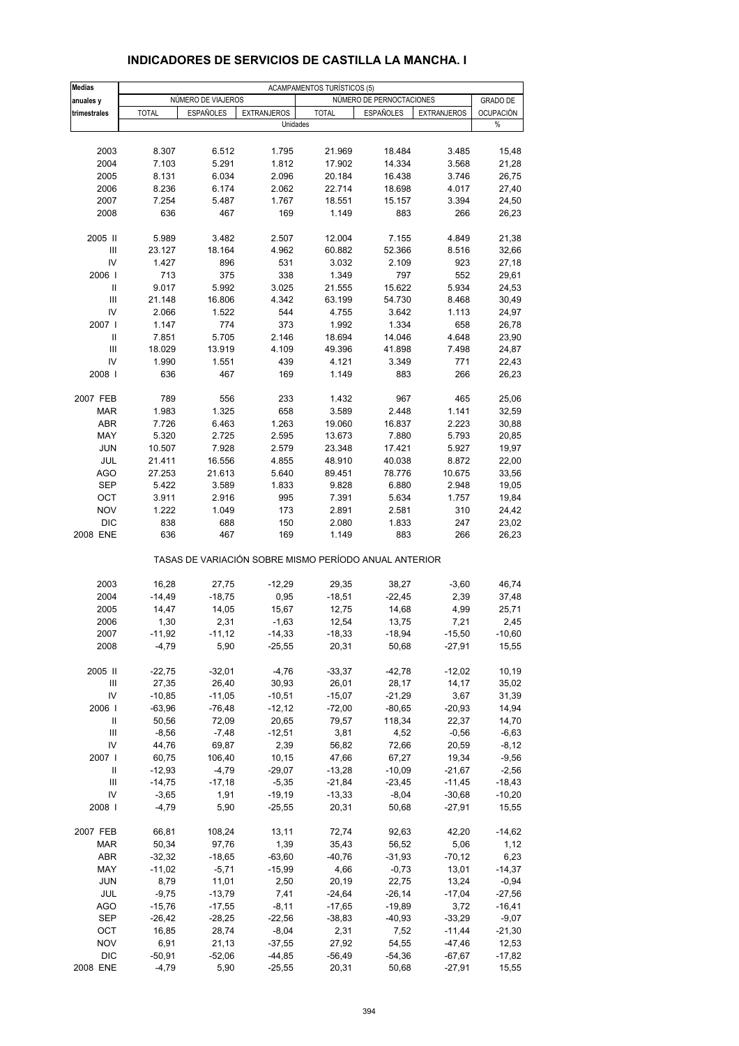# INDICADORES DE SERVICIOS DE CASTILLA LA MANCHA. I

| Medias anuales y trimestrales | ACAMPAMENTOS TURÍSTICOS (5) | | | | | | |
|---|---|---|---|---|---|---|---|
| | NÚMERO DE VIAJEROS | | | NÚMERO DE PERNOCTACIONES | | | GRADO DE OCUPACIÓN |
| | TOTAL | ESPAÑOLES | EXTRANJEROS | TOTAL | ESPAÑOLES | EXTRANJEROS | |
| | Unidades | | | | | | % |
| 2003 | 8.307 | 6.512 | 1.795 | 21.969 | 18.484 | 3.485 | 15,48 |
| 2004 | 7.103 | 5.291 | 1.812 | 17.902 | 14.334 | 3.568 | 21,28 |
| 2005 | 8.131 | 6.034 | 2.096 | 20.184 | 16.438 | 3.746 | 26,75 |
| 2006 | 8.236 | 6.174 | 2.062 | 22.714 | 18.698 | 4.017 | 27,40 |
| 2007 | 7.254 | 5.487 | 1.767 | 18.551 | 15.157 | 3.394 | 24,50 |
| 2008 | 636 | 467 | 169 | 1.149 | 883 | 266 | 26,23 |
| 2005 II | 5.989 | 3.482 | 2.507 | 12.004 | 7.155 | 4.849 | 21,38 |
| III | 23.127 | 18.164 | 4.962 | 60.882 | 52.366 | 8.516 | 32,66 |
| IV | 1.427 | 896 | 531 | 3.032 | 2.109 | 923 | 27,18 |
| 2006 I | 713 | 375 | 338 | 1.349 | 797 | 552 | 29,61 |
| II | 9.017 | 5.992 | 3.025 | 21.555 | 15.622 | 5.934 | 24,53 |
| III | 21.148 | 16.806 | 4.342 | 63.199 | 54.730 | 8.468 | 30,49 |
| IV | 2.066 | 1.522 | 544 | 4.755 | 3.642 | 1.113 | 24,97 |
| 2007 I | 1.147 | 774 | 373 | 1.992 | 1.334 | 658 | 26,78 |
| II | 7.851 | 5.705 | 2.146 | 18.694 | 14.046 | 4.648 | 23,90 |
| III | 18.029 | 13.919 | 4.109 | 49.396 | 41.898 | 7.498 | 24,87 |
| IV | 1.990 | 1.551 | 439 | 4.121 | 3.349 | 771 | 22,43 |
| 2008 I | 636 | 467 | 169 | 1.149 | 883 | 266 | 26,23 |
| 2007 FEB | 789 | 556 | 233 | 1.432 | 967 | 465 | 25,06 |
| MAR | 1.983 | 1.325 | 658 | 3.589 | 2.448 | 1.141 | 32,59 |
| ABR | 7.726 | 6.463 | 1.263 | 19.060 | 16.837 | 2.223 | 30,88 |
| MAY | 5.320 | 2.725 | 2.595 | 13.673 | 7.880 | 5.793 | 20,85 |
| JUN | 10.507 | 7.928 | 2.579 | 23.348 | 17.421 | 5.927 | 19,97 |
| JUL | 21.411 | 16.556 | 4.855 | 48.910 | 40.038 | 8.872 | 22,00 |
| AGO | 27.253 | 21.613 | 5.640 | 89.451 | 78.776 | 10.675 | 33,56 |
| SEP | 5.422 | 3.589 | 1.833 | 9.828 | 6.880 | 2.948 | 19,05 |
| OCT | 3.911 | 2.916 | 995 | 7.391 | 5.634 | 1.757 | 19,84 |
| NOV | 1.222 | 1.049 | 173 | 2.891 | 2.581 | 310 | 24,42 |
| DIC | 838 | 688 | 150 | 2.080 | 1.833 | 247 | 23,02 |
| 2008 ENE | 636 | 467 | 169 | 1.149 | 883 | 266 | 26,23 |
| | TASAS DE VARIACIÓN SOBRE MISMO PERÍODO ANUAL ANTERIOR | | | | | | |
| 2003 | 16,28 | 27,75 | -12,29 | 29,35 | 38,27 | -3,60 | 46,74 |
| 2004 | -14,49 | -18,75 | 0,95 | -18,51 | -22,45 | 2,39 | 37,48 |
| 2005 | 14,47 | 14,05 | 15,67 | 12,75 | 14,68 | 4,99 | 25,71 |
| 2006 | 1,30 | 2,31 | -1,63 | 12,54 | 13,75 | 7,21 | 2,45 |
| 2007 | -11,92 | -11,12 | -14,33 | -18,33 | -18,94 | -15,50 | -10,60 |
| 2008 | -4,79 | 5,90 | -25,55 | 20,31 | 50,68 | -27,91 | 15,55 |
| 2005 II | -22,75 | -32,01 | -4,76 | -33,37 | -42,78 | -12,02 | 10,19 |
| III | 27,35 | 26,40 | 30,93 | 26,01 | 28,17 | 14,17 | 35,02 |
| IV | -10,85 | -11,05 | -10,51 | -15,07 | -21,29 | 3,67 | 31,39 |
| 2006 I | -63,96 | -76,48 | -12,12 | -72,00 | -80,65 | -20,93 | 14,94 |
| II | 50,56 | 72,09 | 20,65 | 79,57 | 118,34 | 22,37 | 14,70 |
| III | -8,56 | -7,48 | -12,51 | 3,81 | 4,52 | -0,56 | -6,63 |
| IV | 44,76 | 69,87 | 2,39 | 56,82 | 72,66 | 20,59 | -8,12 |
| 2007 I | 60,75 | 106,40 | 10,15 | 47,66 | 67,27 | 19,34 | -9,56 |
| II | -12,93 | -4,79 | -29,07 | -13,28 | -10,09 | -21,67 | -2,56 |
| III | -14,75 | -17,18 | -5,35 | -21,84 | -23,45 | -11,45 | -18,43 |
| IV | -3,65 | 1,91 | -19,19 | -13,33 | -8,04 | -30,68 | -10,20 |
| 2008 I | -4,79 | 5,90 | -25,55 | 20,31 | 50,68 | -27,91 | 15,55 |
| 2007 FEB | 66,81 | 108,24 | 13,11 | 72,74 | 92,63 | 42,20 | -14,62 |
| MAR | 50,34 | 97,76 | 1,39 | 35,43 | 56,52 | 5,06 | 1,12 |
| ABR | -32,32 | -18,65 | -63,60 | -40,76 | -31,93 | -70,12 | 6,23 |
| MAY | -11,02 | -5,71 | -15,99 | 4,66 | -0,73 | 13,01 | -14,37 |
| JUN | 8,79 | 11,01 | 2,50 | 20,19 | 22,75 | 13,24 | -0,94 |
| JUL | -9,75 | -13,79 | 7,41 | -24,64 | -26,14 | -17,04 | -27,56 |
| AGO | -15,76 | -17,55 | -8,11 | -17,65 | -19,89 | 3,72 | -16,41 |
| SEP | -26,42 | -28,25 | -22,56 | -38,83 | -40,93 | -33,29 | -9,07 |
| OCT | 16,85 | 28,74 | -8,04 | 2,31 | 7,52 | -11,44 | -21,30 |
| NOV | 6,91 | 21,13 | -37,55 | 27,92 | 54,55 | -47,46 | 12,53 |
| DIC | -50,91 | -52,06 | -44,85 | -56,49 | -54,36 | -67,67 | -17,82 |
| 2008 ENE | -4,79 | 5,90 | -25,55 | 20,31 | 50,68 | -27,91 | 15,55 |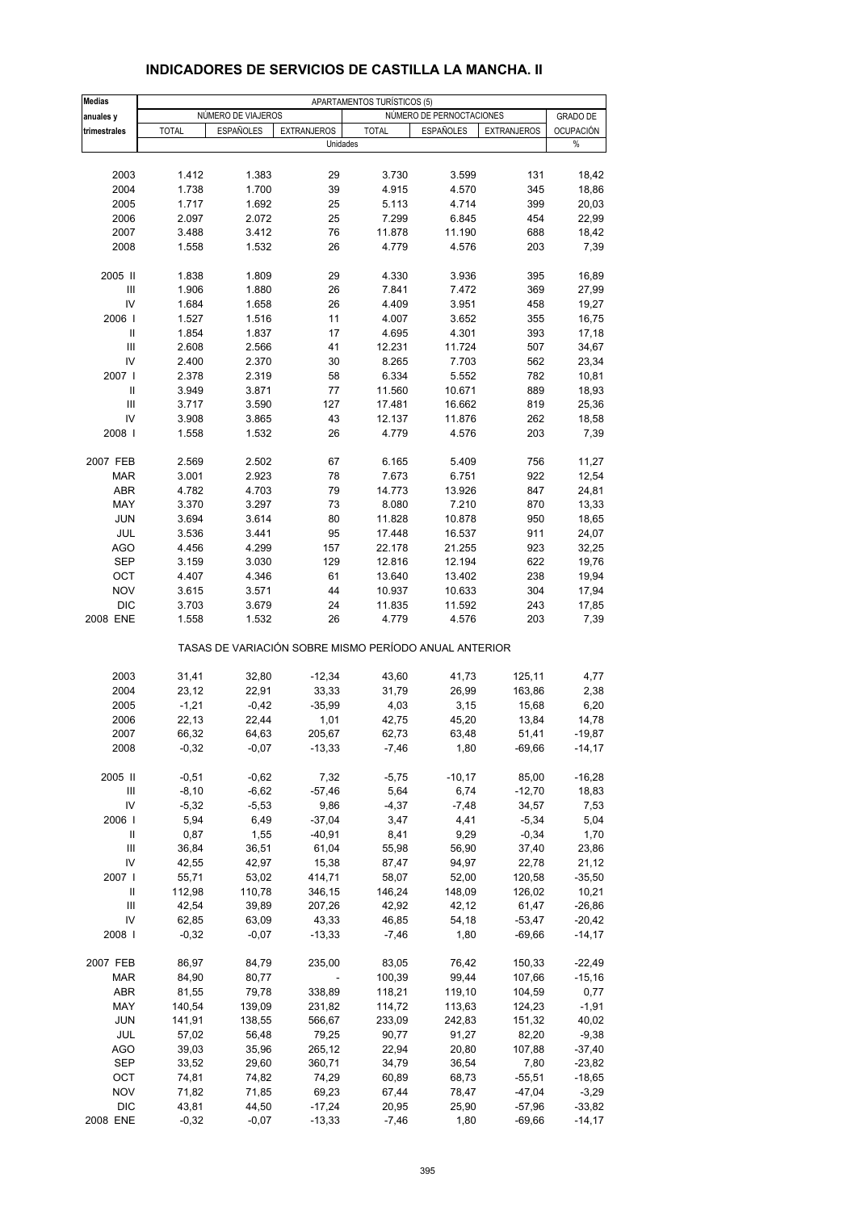## INDICADORES DE SERVICIOS DE CASTILLA LA MANCHA. II

| Medias anuales y trimestrales | APARTAMENTOS TURÍSTICOS (5) | | | | | | |
|---|---|---|---|---|---|---|---|
| | NÚMERO DE VIAJEROS | | | NÚMERO DE PERNOCTACIONES | | | GRADO DE OCUPACIÓN |
| | TOTAL | ESPAÑOLES | EXTRANJEROS | TOTAL | ESPAÑOLES | EXTRANJEROS | |
| | Unidades | | | | | | % |
| 2003 | 1.412 | 1.383 | 29 | 3.730 | 3.599 | 131 | 18,42 |
| 2004 | 1.738 | 1.700 | 39 | 4.915 | 4.570 | 345 | 18,86 |
| 2005 | 1.717 | 1.692 | 25 | 5.113 | 4.714 | 399 | 20,03 |
| 2006 | 2.097 | 2.072 | 25 | 7.299 | 6.845 | 454 | 22,99 |
| 2007 | 3.488 | 3.412 | 76 | 11.878 | 11.190 | 688 | 18,42 |
| 2008 | 1.558 | 1.532 | 26 | 4.779 | 4.576 | 203 | 7,39 |
| 2005 II | 1.838 | 1.809 | 29 | 4.330 | 3.936 | 395 | 16,89 |
| III | 1.906 | 1.880 | 26 | 7.841 | 7.472 | 369 | 27,99 |
| IV | 1.684 | 1.658 | 26 | 4.409 | 3.951 | 458 | 19,27 |
| 2006 I | 1.527 | 1.516 | 11 | 4.007 | 3.652 | 355 | 16,75 |
| II | 1.854 | 1.837 | 17 | 4.695 | 4.301 | 393 | 17,18 |
| III | 2.608 | 2.566 | 41 | 12.231 | 11.724 | 507 | 34,67 |
| IV | 2.400 | 2.370 | 30 | 8.265 | 7.703 | 562 | 23,34 |
| 2007 I | 2.378 | 2.319 | 58 | 6.334 | 5.552 | 782 | 10,81 |
| II | 3.949 | 3.871 | 77 | 11.560 | 10.671 | 889 | 18,93 |
| III | 3.717 | 3.590 | 127 | 17.481 | 16.662 | 819 | 25,36 |
| IV | 3.908 | 3.865 | 43 | 12.137 | 11.876 | 262 | 18,58 |
| 2008 I | 1.558 | 1.532 | 26 | 4.779 | 4.576 | 203 | 7,39 |
| 2007 FEB | 2.569 | 2.502 | 67 | 6.165 | 5.409 | 756 | 11,27 |
| MAR | 3.001 | 2.923 | 78 | 7.673 | 6.751 | 922 | 12,54 |
| ABR | 4.782 | 4.703 | 79 | 14.773 | 13.926 | 847 | 24,81 |
| MAY | 3.370 | 3.297 | 73 | 8.080 | 7.210 | 870 | 13,33 |
| JUN | 3.694 | 3.614 | 80 | 11.828 | 10.878 | 950 | 18,65 |
| JUL | 3.536 | 3.441 | 95 | 17.448 | 16.537 | 911 | 24,07 |
| AGO | 4.456 | 4.299 | 157 | 22.178 | 21.255 | 923 | 32,25 |
| SEP | 3.159 | 3.030 | 129 | 12.816 | 12.194 | 622 | 19,76 |
| OCT | 4.407 | 4.346 | 61 | 13.640 | 13.402 | 238 | 19,94 |
| NOV | 3.615 | 3.571 | 44 | 10.937 | 10.633 | 304 | 17,94 |
| DIC | 3.703 | 3.679 | 24 | 11.835 | 11.592 | 243 | 17,85 |
| 2008 ENE | 1.558 | 1.532 | 26 | 4.779 | 4.576 | 203 | 7,39 |
| | TASAS DE VARIACIÓN SOBRE MISMO PERÍODO ANUAL ANTERIOR | | | | | | |
| 2003 | 31,41 | 32,80 | -12,34 | 43,60 | 41,73 | 125,11 | 4,77 |
| 2004 | 23,12 | 22,91 | 33,33 | 31,79 | 26,99 | 163,86 | 2,38 |
| 2005 | -1,21 | -0,42 | -35,99 | 4,03 | 3,15 | 15,68 | 6,20 |
| 2006 | 22,13 | 22,44 | 1,01 | 42,75 | 45,20 | 13,84 | 14,78 |
| 2007 | 66,32 | 64,63 | 205,67 | 62,73 | 63,48 | 51,41 | -19,87 |
| 2008 | -0,32 | -0,07 | -13,33 | -7,46 | 1,80 | -69,66 | -14,17 |
| 2005 II | -0,51 | -0,62 | 7,32 | -5,75 | -10,17 | 85,00 | -16,28 |
| III | -8,10 | -6,62 | -57,46 | 5,64 | 6,74 | -12,70 | 18,83 |
| IV | -5,32 | -5,53 | 9,86 | -4,37 | -7,48 | 34,57 | 7,53 |
| 2006 I | 5,94 | 6,49 | -37,04 | 3,47 | 4,41 | -5,34 | 5,04 |
| II | 0,87 | 1,55 | -40,91 | 8,41 | 9,29 | -0,34 | 1,70 |
| III | 36,84 | 36,51 | 61,04 | 55,98 | 56,90 | 37,40 | 23,86 |
| IV | 42,55 | 42,97 | 15,38 | 87,47 | 94,97 | 22,78 | 21,12 |
| 2007 I | 55,71 | 53,02 | 414,71 | 58,07 | 52,00 | 120,58 | -35,50 |
| II | 112,98 | 110,78 | 346,15 | 146,24 | 148,09 | 126,02 | 10,21 |
| III | 42,54 | 39,89 | 207,26 | 42,92 | 42,12 | 61,47 | -26,86 |
| IV | 62,85 | 63,09 | 43,33 | 46,85 | 54,18 | -53,47 | -20,42 |
| 2008 I | -0,32 | -0,07 | -13,33 | -7,46 | 1,80 | -69,66 | -14,17 |
| 2007 FEB | 86,97 | 84,79 | 235,00 | 83,05 | 76,42 | 150,33 | -22,49 |
| MAR | 84,90 | 80,77 | - | 100,39 | 99,44 | 107,66 | -15,16 |
| ABR | 81,55 | 79,78 | 338,89 | 118,21 | 119,10 | 104,59 | 0,77 |
| MAY | 140,54 | 139,09 | 231,82 | 114,72 | 113,63 | 124,23 | -1,91 |
| JUN | 141,91 | 138,55 | 566,67 | 233,09 | 242,83 | 151,32 | 40,02 |
| JUL | 57,02 | 56,48 | 79,25 | 90,77 | 91,27 | 82,20 | -9,38 |
| AGO | 39,03 | 35,96 | 265,12 | 22,94 | 20,80 | 107,88 | -37,40 |
| SEP | 33,52 | 29,60 | 360,71 | 34,79 | 36,54 | 7,80 | -23,82 |
| OCT | 74,81 | 74,82 | 74,29 | 60,89 | 68,73 | -55,51 | -18,65 |
| NOV | 71,82 | 71,85 | 69,23 | 67,44 | 78,47 | -47,04 | -3,29 |
| DIC | 43,81 | 44,50 | -17,24 | 20,95 | 25,90 | -57,96 | -33,82 |
| 2008 ENE | -0,32 | -0,07 | -13,33 | -7,46 | 1,80 | -69,66 | -14,17 |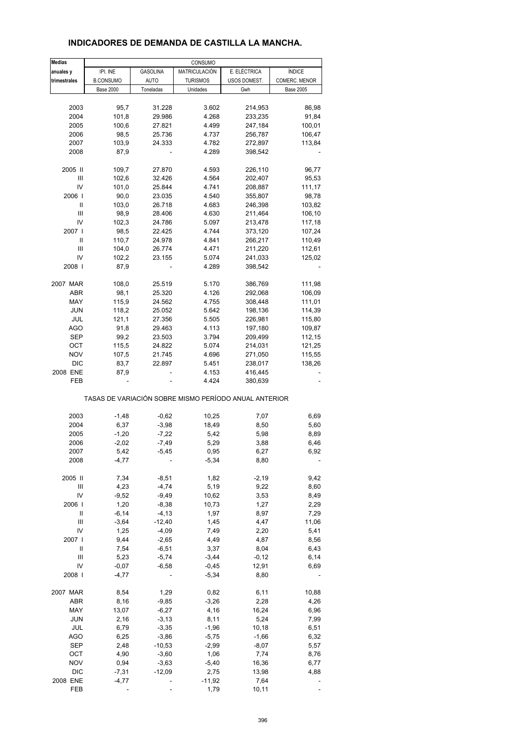# INDICADORES DE DEMANDA DE CASTILLA LA MANCHA.

| Medias anuales y trimestrales | CONSUMO | | | | |
|---|---|---|---|---|---|
| | IPI. INE B.CONSUMO | GASOLINA AUTO | MATRICULACIÓN TURISMOS | E. ELÉCTRICA USOS DOMEST. | ÍNDICE COMERC. MENOR |
| | Base 2000 | Toneladas | Unidades | Gwh | Base 2005 |
| 2003 | 95,7 | 31.228 | 3.602 | 214,953 | 86,98 |
| 2004 | 101,8 | 29.986 | 4.268 | 233,235 | 91,84 |
| 2005 | 100,6 | 27.821 | 4.499 | 247,184 | 100,01 |
| 2006 | 98,5 | 25.736 | 4.737 | 256,787 | 106,47 |
| 2007 | 103,9 | 24.333 | 4.782 | 272,897 | 113,84 |
| 2008 | 87,9 | - | 4.289 | 398,542 | - |
| 2005 II | 109,7 | 27.870 | 4.593 | 226,110 | 96,77 |
| III | 102,6 | 32.426 | 4.564 | 202,407 | 95,53 |
| IV | 101,0 | 25.844 | 4.741 | 208,887 | 111,17 |
| 2006 I | 90,0 | 23.035 | 4.540 | 355,807 | 98,78 |
| II | 103,0 | 26.718 | 4.683 | 246,398 | 103,82 |
| III | 98,9 | 28.406 | 4.630 | 211,464 | 106,10 |
| IV | 102,3 | 24.786 | 5.097 | 213,478 | 117,18 |
| 2007 I | 98,5 | 22.425 | 4.744 | 373,120 | 107,24 |
| II | 110,7 | 24.978 | 4.841 | 266,217 | 110,49 |
| III | 104,0 | 26.774 | 4.471 | 211,220 | 112,61 |
| IV | 102,2 | 23.155 | 5.074 | 241,033 | 125,02 |
| 2008 I | 87,9 | - | 4.289 | 398,542 | - |
| 2007 MAR | 108,0 | 25.519 | 5.170 | 386,769 | 111,98 |
| ABR | 98,1 | 25.320 | 4.126 | 292,068 | 106,09 |
| MAY | 115,9 | 24.562 | 4.755 | 308,448 | 111,01 |
| JUN | 118,2 | 25.052 | 5.642 | 198,136 | 114,39 |
| JUL | 121,1 | 27.356 | 5.505 | 226,981 | 115,80 |
| AGO | 91,8 | 29.463 | 4.113 | 197,180 | 109,87 |
| SEP | 99,2 | 23.503 | 3.794 | 209,499 | 112,15 |
| OCT | 115,5 | 24.822 | 5.074 | 214,031 | 121,25 |
| NOV | 107,5 | 21.745 | 4.696 | 271,050 | 115,55 |
| DIC | 83,7 | 22.897 | 5.451 | 238,017 | 138,26 |
| 2008 ENE | 87,9 | - | 4.153 | 416,445 | - |
| FEB | - | - | 4.424 | 380,639 | - |

TASAS DE VARIACIÓN SOBRE MISMO PERÍODO ANUAL ANTERIOR

| | IPI. INE B.CONSUMO | GASOLINA AUTO | MATRICULACIÓN TURISMOS | E. ELÉCTRICA USOS DOMEST. | ÍNDICE COMERC. MENOR |
|---|---|---|---|---|---|
| 2003 | -1,48 | -0,62 | 10,25 | 7,07 | 6,69 |
| 2004 | 6,37 | -3,98 | 18,49 | 8,50 | 5,60 |
| 2005 | -1,20 | -7,22 | 5,42 | 5,98 | 8,89 |
| 2006 | -2,02 | -7,49 | 5,29 | 3,88 | 6,46 |
| 2007 | 5,42 | -5,45 | 0,95 | 6,27 | 6,92 |
| 2008 | -4,77 | - | -5,34 | 8,80 | - |
| 2005 II | 7,34 | -8,51 | 1,82 | -2,19 | 9,42 |
| III | 4,23 | -4,74 | 5,19 | 9,22 | 8,60 |
| IV | -9,52 | -9,49 | 10,62 | 3,53 | 8,49 |
| 2006 I | 1,20 | -8,38 | 10,73 | 1,27 | 2,29 |
| II | -6,14 | -4,13 | 1,97 | 8,97 | 7,29 |
| III | -3,64 | -12,40 | 1,45 | 4,47 | 11,06 |
| IV | 1,25 | -4,09 | 7,49 | 2,20 | 5,41 |
| 2007 I | 9,44 | -2,65 | 4,49 | 4,87 | 8,56 |
| II | 7,54 | -6,51 | 3,37 | 8,04 | 6,43 |
| III | 5,23 | -5,74 | -3,44 | -0,12 | 6,14 |
| IV | -0,07 | -6,58 | -0,45 | 12,91 | 6,69 |
| 2008 I | -4,77 | - | -5,34 | 8,80 | - |
| 2007 MAR | 8,54 | 1,29 | 0,82 | 6,11 | 10,88 |
| ABR | 8,16 | -9,85 | -3,26 | 2,28 | 4,26 |
| MAY | 13,07 | -6,27 | 4,16 | 16,24 | 6,96 |
| JUN | 2,16 | -3,13 | 8,11 | 5,24 | 7,99 |
| JUL | 6,79 | -3,35 | -1,96 | 10,18 | 6,51 |
| AGO | 6,25 | -3,86 | -5,75 | -1,66 | 6,32 |
| SEP | 2,48 | -10,53 | -2,99 | -8,07 | 5,57 |
| OCT | 4,90 | -3,60 | 1,06 | 7,74 | 8,76 |
| NOV | 0,94 | -3,63 | -5,40 | 16,36 | 6,77 |
| DIC | -7,31 | -12,09 | 2,75 | 13,98 | 4,88 |
| 2008 ENE | -4,77 | - | -11,92 | 7,64 | - |
| FEB | - | - | 1,79 | 10,11 | - |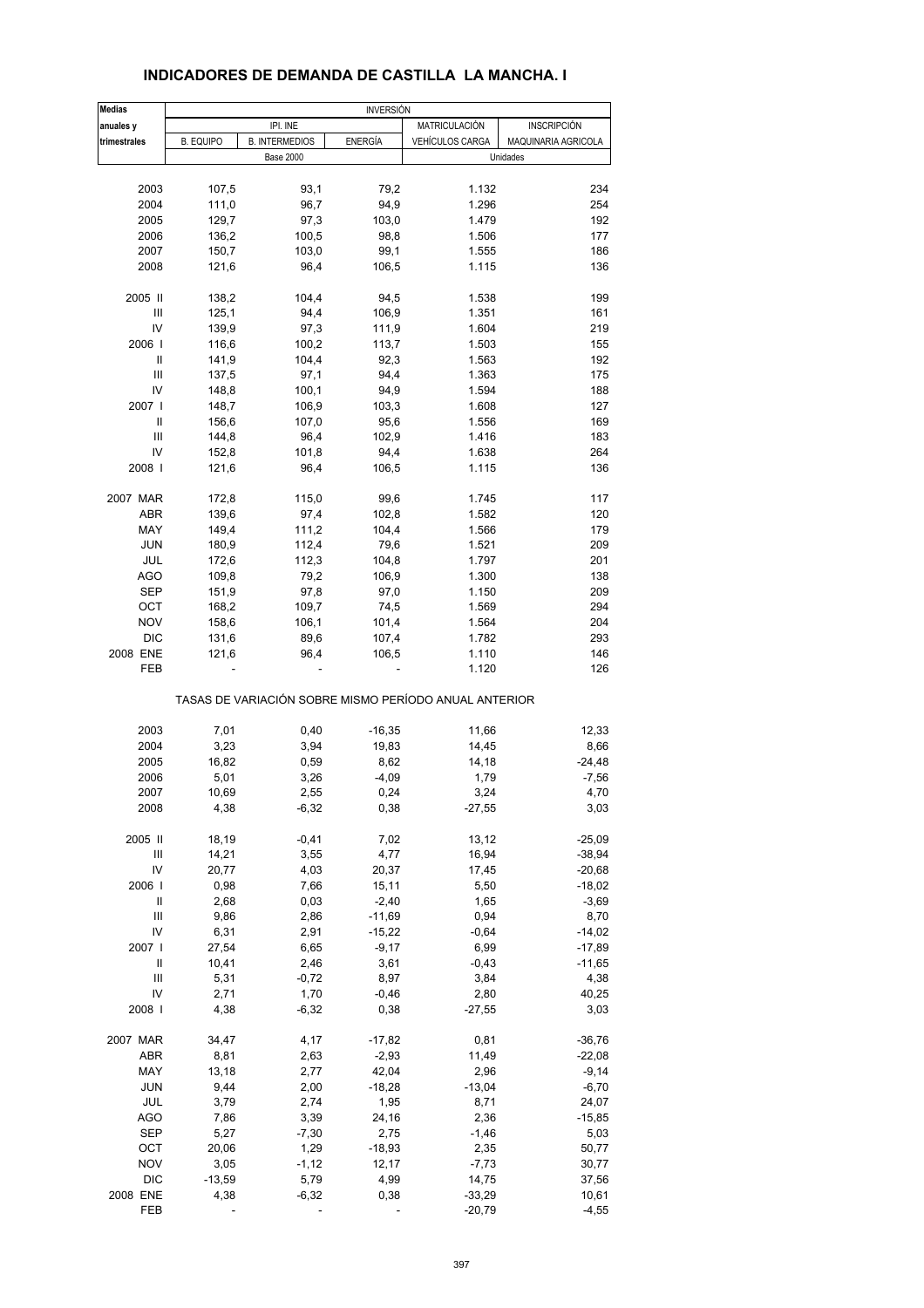# INDICADORES DE DEMANDA DE CASTILLA LA MANCHA. I

| Medias anuales y trimestrales | INVERSIÓN | | | | |
|---|---|---|---|---|---|
| | IPI. INE | | | MATRICULACIÓN | INSCRIPCIÓN |
| | B. EQUIPO | B. INTERMEDIOS | ENERGÍA | VEHÍCULOS CARGA | MAQUINARIA AGRICOLA |
| | Base 2000 | | | Unidades | |
| 2003 | 107,5 | 93,1 | 79,2 | 1.132 | 234 |
| 2004 | 111,0 | 96,7 | 94,9 | 1.296 | 254 |
| 2005 | 129,7 | 97,3 | 103,0 | 1.479 | 192 |
| 2006 | 136,2 | 100,5 | 98,8 | 1.506 | 177 |
| 2007 | 150,7 | 103,0 | 99,1 | 1.555 | 186 |
| 2008 | 121,6 | 96,4 | 106,5 | 1.115 | 136 |
| 2005 II | 138,2 | 104,4 | 94,5 | 1.538 | 199 |
| III | 125,1 | 94,4 | 106,9 | 1.351 | 161 |
| IV | 139,9 | 97,3 | 111,9 | 1.604 | 219 |
| 2006 I | 116,6 | 100,2 | 113,7 | 1.503 | 155 |
| II | 141,9 | 104,4 | 92,3 | 1.563 | 192 |
| III | 137,5 | 97,1 | 94,4 | 1.363 | 175 |
| IV | 148,8 | 100,1 | 94,9 | 1.594 | 188 |
| 2007 I | 148,7 | 106,9 | 103,3 | 1.608 | 127 |
| II | 156,6 | 107,0 | 95,6 | 1.556 | 169 |
| III | 144,8 | 96,4 | 102,9 | 1.416 | 183 |
| IV | 152,8 | 101,8 | 94,4 | 1.638 | 264 |
| 2008 I | 121,6 | 96,4 | 106,5 | 1.115 | 136 |
| 2007 MAR | 172,8 | 115,0 | 99,6 | 1.745 | 117 |
| ABR | 139,6 | 97,4 | 102,8 | 1.582 | 120 |
| MAY | 149,4 | 111,2 | 104,4 | 1.566 | 179 |
| JUN | 180,9 | 112,4 | 79,6 | 1.521 | 209 |
| JUL | 172,6 | 112,3 | 104,8 | 1.797 | 201 |
| AGO | 109,8 | 79,2 | 106,9 | 1.300 | 138 |
| SEP | 151,9 | 97,8 | 97,0 | 1.150 | 209 |
| OCT | 168,2 | 109,7 | 74,5 | 1.569 | 294 |
| NOV | 158,6 | 106,1 | 101,4 | 1.564 | 204 |
| DIC | 131,6 | 89,6 | 107,4 | 1.782 | 293 |
| 2008 ENE | 121,6 | 96,4 | 106,5 | 1.110 | 146 |
| FEB | - | - | - | 1.120 | 126 |

TASAS DE VARIACIÓN SOBRE MISMO PERÍODO ANUAL ANTERIOR

| | B. EQUIPO | B. INTERMEDIOS | ENERGÍA | VEHÍCULOS CARGA | MAQUINARIA AGRICOLA |
|---|---|---|---|---|---|
| 2003 | 7,01 | 0,40 | -16,35 | 11,66 | 12,33 |
| 2004 | 3,23 | 3,94 | 19,83 | 14,45 | 8,66 |
| 2005 | 16,82 | 0,59 | 8,62 | 14,18 | -24,48 |
| 2006 | 5,01 | 3,26 | -4,09 | 1,79 | -7,56 |
| 2007 | 10,69 | 2,55 | 0,24 | 3,24 | 4,70 |
| 2008 | 4,38 | -6,32 | 0,38 | -27,55 | 3,03 |
| 2005 II | 18,19 | -0,41 | 7,02 | 13,12 | -25,09 |
| III | 14,21 | 3,55 | 4,77 | 16,94 | -38,94 |
| IV | 20,77 | 4,03 | 20,37 | 17,45 | -20,68 |
| 2006 I | 0,98 | 7,66 | 15,11 | 5,50 | -18,02 |
| II | 2,68 | 0,03 | -2,40 | 1,65 | -3,69 |
| III | 9,86 | 2,86 | -11,69 | 0,94 | 8,70 |
| IV | 6,31 | 2,91 | -15,22 | -0,64 | -14,02 |
| 2007 I | 27,54 | 6,65 | -9,17 | 6,99 | -17,89 |
| II | 10,41 | 2,46 | 3,61 | -0,43 | -11,65 |
| III | 5,31 | -0,72 | 8,97 | 3,84 | 4,38 |
| IV | 2,71 | 1,70 | -0,46 | 2,80 | 40,25 |
| 2008 I | 4,38 | -6,32 | 0,38 | -27,55 | 3,03 |
| 2007 MAR | 34,47 | 4,17 | -17,82 | 0,81 | -36,76 |
| ABR | 8,81 | 2,63 | -2,93 | 11,49 | -22,08 |
| MAY | 13,18 | 2,77 | 42,04 | 2,96 | -9,14 |
| JUN | 9,44 | 2,00 | -18,28 | -13,04 | -6,70 |
| JUL | 3,79 | 2,74 | 1,95 | 8,71 | 24,07 |
| AGO | 7,86 | 3,39 | 24,16 | 2,36 | -15,85 |
| SEP | 5,27 | -7,30 | 2,75 | -1,46 | 5,03 |
| OCT | 20,06 | 1,29 | -18,93 | 2,35 | 50,77 |
| NOV | 3,05 | -1,12 | 12,17 | -7,73 | 30,77 |
| DIC | -13,59 | 5,79 | 4,99 | 14,75 | 37,56 |
| 2008 ENE | 4,38 | -6,32 | 0,38 | -33,29 | 10,61 |
| FEB | - | - | - | -20,79 | -4,55 |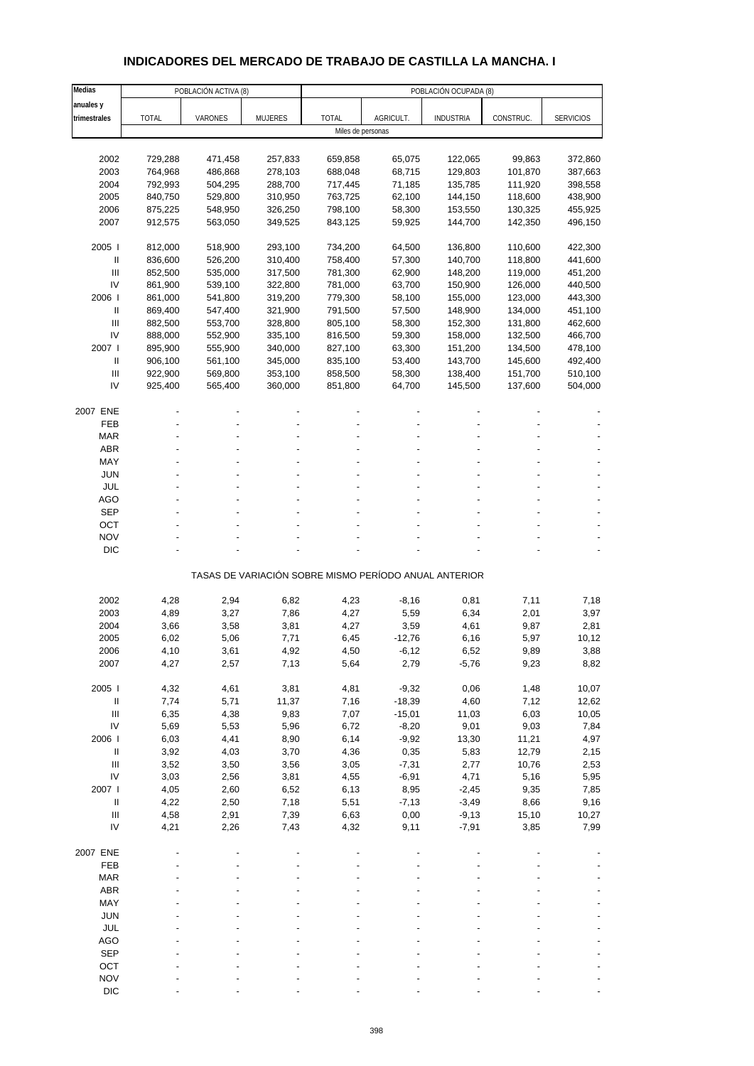# INDICADORES DEL MERCADO DE TRABAJO DE CASTILLA LA MANCHA. I

| Medias anuales y trimestrales | POBLACIÓN ACTIVA (8) | | | POBLACIÓN OCUPADA (8) | | | | |
|---|---|---|---|---|---|---|---|---|
| | TOTAL | VARONES | MUJERES | TOTAL | AGRICULT. | INDUSTRIA | CONSTRUC. | SERVICIOS |
| | Miles de personas | | | | | | | |
| 2002 | 729,288 | 471,458 | 257,833 | 659,858 | 65,075 | 122,065 | 99,863 | 372,860 |
| 2003 | 764,968 | 486,868 | 278,103 | 688,048 | 68,715 | 129,803 | 101,870 | 387,663 |
| 2004 | 792,993 | 504,295 | 288,700 | 717,445 | 71,185 | 135,785 | 111,920 | 398,558 |
| 2005 | 840,750 | 529,800 | 310,950 | 763,725 | 62,100 | 144,150 | 118,600 | 438,900 |
| 2006 | 875,225 | 548,950 | 326,250 | 798,100 | 58,300 | 153,550 | 130,325 | 455,925 |
| 2007 | 912,575 | 563,050 | 349,525 | 843,125 | 59,925 | 144,700 | 142,350 | 496,150 |
| 2005 I | 812,000 | 518,900 | 293,100 | 734,200 | 64,500 | 136,800 | 110,600 | 422,300 |
| II | 836,600 | 526,200 | 310,400 | 758,400 | 57,300 | 140,700 | 118,800 | 441,600 |
| III | 852,500 | 535,000 | 317,500 | 781,300 | 62,900 | 148,200 | 119,000 | 451,200 |
| IV | 861,900 | 539,100 | 322,800 | 781,000 | 63,700 | 150,900 | 126,000 | 440,500 |
| 2006 I | 861,000 | 541,800 | 319,200 | 779,300 | 58,100 | 155,000 | 123,000 | 443,300 |
| II | 869,400 | 547,400 | 321,900 | 791,500 | 57,500 | 148,900 | 134,000 | 451,100 |
| III | 882,500 | 553,700 | 328,800 | 805,100 | 58,300 | 152,300 | 131,800 | 462,600 |
| IV | 888,000 | 552,900 | 335,100 | 816,500 | 59,300 | 158,000 | 132,500 | 466,700 |
| 2007 I | 895,900 | 555,900 | 340,000 | 827,100 | 63,300 | 151,200 | 134,500 | 478,100 |
| II | 906,100 | 561,100 | 345,000 | 835,100 | 53,400 | 143,700 | 145,600 | 492,400 |
| III | 922,900 | 569,800 | 353,100 | 858,500 | 58,300 | 138,400 | 151,700 | 510,100 |
| IV | 925,400 | 565,400 | 360,000 | 851,800 | 64,700 | 145,500 | 137,600 | 504,000 |
| 2007 ENE | - | - | - | - | - | - | - | - |
| FEB | - | - | - | - | - | - | - | - |
| MAR | - | - | - | - | - | - | - | - |
| ABR | - | - | - | - | - | - | - | - |
| MAY | - | - | - | - | - | - | - | - |
| JUN | - | - | - | - | - | - | - | - |
| JUL | - | - | - | - | - | - | - | - |
| AGO | - | - | - | - | - | - | - | - |
| SEP | - | - | - | - | - | - | - | - |
| OCT | - | - | - | - | - | - | - | - |
| NOV | - | - | - | - | - | - | - | - |
| DIC | - | - | - | - | - | - | - | - |
| | TASAS DE VARIACIÓN SOBRE MISMO PERÍODO ANUAL ANTERIOR | | | | | | | |
| 2002 | 4,28 | 2,94 | 6,82 | 4,23 | -8,16 | 0,81 | 7,11 | 7,18 |
| 2003 | 4,89 | 3,27 | 7,86 | 4,27 | 5,59 | 6,34 | 2,01 | 3,97 |
| 2004 | 3,66 | 3,58 | 3,81 | 4,27 | 3,59 | 4,61 | 9,87 | 2,81 |
| 2005 | 6,02 | 5,06 | 7,71 | 6,45 | -12,76 | 6,16 | 5,97 | 10,12 |
| 2006 | 4,10 | 3,61 | 4,92 | 4,50 | -6,12 | 6,52 | 9,89 | 3,88 |
| 2007 | 4,27 | 2,57 | 7,13 | 5,64 | 2,79 | -5,76 | 9,23 | 8,82 |
| 2005 I | 4,32 | 4,61 | 3,81 | 4,81 | -9,32 | 0,06 | 1,48 | 10,07 |
| II | 7,74 | 5,71 | 11,37 | 7,16 | -18,39 | 4,60 | 7,12 | 12,62 |
| III | 6,35 | 4,38 | 9,83 | 7,07 | -15,01 | 11,03 | 6,03 | 10,05 |
| IV | 5,69 | 5,53 | 5,96 | 6,72 | -8,20 | 9,01 | 9,03 | 7,84 |
| 2006 I | 6,03 | 4,41 | 8,90 | 6,14 | -9,92 | 13,30 | 11,21 | 4,97 |
| II | 3,92 | 4,03 | 3,70 | 4,36 | 0,35 | 5,83 | 12,79 | 2,15 |
| III | 3,52 | 3,50 | 3,56 | 3,05 | -7,31 | 2,77 | 10,76 | 2,53 |
| IV | 3,03 | 2,56 | 3,81 | 4,55 | -6,91 | 4,71 | 5,16 | 5,95 |
| 2007 I | 4,05 | 2,60 | 6,52 | 6,13 | 8,95 | -2,45 | 9,35 | 7,85 |
| II | 4,22 | 2,50 | 7,18 | 5,51 | -7,13 | -3,49 | 8,66 | 9,16 |
| III | 4,58 | 2,91 | 7,39 | 6,63 | 0,00 | -9,13 | 15,10 | 10,27 |
| IV | 4,21 | 2,26 | 7,43 | 4,32 | 9,11 | -7,91 | 3,85 | 7,99 |
| 2007 ENE | - | - | - | - | - | - | - | - |
| FEB | - | - | - | - | - | - | - | - |
| MAR | - | - | - | - | - | - | - | - |
| ABR | - | - | - | - | - | - | - | - |
| MAY | - | - | - | - | - | - | - | - |
| JUN | - | - | - | - | - | - | - | - |
| JUL | - | - | - | - | - | - | - | - |
| AGO | - | - | - | - | - | - | - | - |
| SEP | - | - | - | - | - | - | - | - |
| OCT | - | - | - | - | - | - | - | - |
| NOV | - | - | - | - | - | - | - | - |
| DIC | - | - | - | - | - | - | - | - |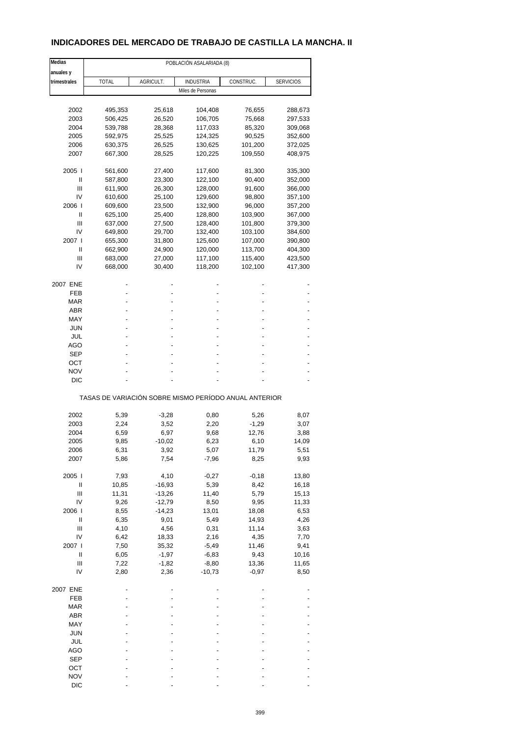# INDICADORES DEL MERCADO DE TRABAJO DE CASTILLA LA MANCHA. II

| Medias anuales y trimestrales | POBLACIÓN ASALARIADA (8) | | | | |
|---|---|---|---|---|---|
| | TOTAL | AGRICULT. | INDUSTRIA | CONSTRUC. | SERVICIOS |
| | Miles de Personas | | | | |
| 2002 | 495,353 | 25,618 | 104,408 | 76,655 | 288,673 |
| 2003 | 506,425 | 26,520 | 106,705 | 75,668 | 297,533 |
| 2004 | 539,788 | 28,368 | 117,033 | 85,320 | 309,068 |
| 2005 | 592,975 | 25,525 | 124,325 | 90,525 | 352,600 |
| 2006 | 630,375 | 26,525 | 130,625 | 101,200 | 372,025 |
| 2007 | 667,300 | 28,525 | 120,225 | 109,550 | 408,975 |
| 2005 I | 561,600 | 27,400 | 117,600 | 81,300 | 335,300 |
| II | 587,800 | 23,300 | 122,100 | 90,400 | 352,000 |
| III | 611,900 | 26,300 | 128,000 | 91,600 | 366,000 |
| IV | 610,600 | 25,100 | 129,600 | 98,800 | 357,100 |
| 2006 I | 609,600 | 23,500 | 132,900 | 96,000 | 357,200 |
| II | 625,100 | 25,400 | 128,800 | 103,900 | 367,000 |
| III | 637,000 | 27,500 | 128,400 | 101,800 | 379,300 |
| IV | 649,800 | 29,700 | 132,400 | 103,100 | 384,600 |
| 2007 I | 655,300 | 31,800 | 125,600 | 107,000 | 390,800 |
| II | 662,900 | 24,900 | 120,000 | 113,700 | 404,300 |
| III | 683,000 | 27,000 | 117,100 | 115,400 | 423,500 |
| IV | 668,000 | 30,400 | 118,200 | 102,100 | 417,300 |
| 2007 ENE | - | - | - | - | - |
| FEB | - | - | - | - | - |
| MAR | - | - | - | - | - |
| ABR | - | - | - | - | - |
| MAY | - | - | - | - | - |
| JUN | - | - | - | - | - |
| JUL | - | - | - | - | - |
| AGO | - | - | - | - | - |
| SEP | - | - | - | - | - |
| OCT | - | - | - | - | - |
| NOV | - | - | - | - | - |
| DIC | - | - | - | - | - |
| | TASAS DE VARIACIÓN SOBRE MISMO PERÍODO ANUAL ANTERIOR | | | | |
| 2002 | 5,39 | -3,28 | 0,80 | 5,26 | 8,07 |
| 2003 | 2,24 | 3,52 | 2,20 | -1,29 | 3,07 |
| 2004 | 6,59 | 6,97 | 9,68 | 12,76 | 3,88 |
| 2005 | 9,85 | -10,02 | 6,23 | 6,10 | 14,09 |
| 2006 | 6,31 | 3,92 | 5,07 | 11,79 | 5,51 |
| 2007 | 5,86 | 7,54 | -7,96 | 8,25 | 9,93 |
| 2005 I | 7,93 | 4,10 | -0,27 | -0,18 | 13,80 |
| II | 10,85 | -16,93 | 5,39 | 8,42 | 16,18 |
| III | 11,31 | -13,26 | 11,40 | 5,79 | 15,13 |
| IV | 9,26 | -12,79 | 8,50 | 9,95 | 11,33 |
| 2006 I | 8,55 | -14,23 | 13,01 | 18,08 | 6,53 |
| II | 6,35 | 9,01 | 5,49 | 14,93 | 4,26 |
| III | 4,10 | 4,56 | 0,31 | 11,14 | 3,63 |
| IV | 6,42 | 18,33 | 2,16 | 4,35 | 7,70 |
| 2007 I | 7,50 | 35,32 | -5,49 | 11,46 | 9,41 |
| II | 6,05 | -1,97 | -6,83 | 9,43 | 10,16 |
| III | 7,22 | -1,82 | -8,80 | 13,36 | 11,65 |
| IV | 2,80 | 2,36 | -10,73 | -0,97 | 8,50 |
| 2007 ENE | - | - | - | - | - |
| FEB | - | - | - | - | - |
| MAR | - | - | - | - | - |
| ABR | - | - | - | - | - |
| MAY | - | - | - | - | - |
| JUN | - | - | - | - | - |
| JUL | - | - | - | - | - |
| AGO | - | - | - | - | - |
| SEP | - | - | - | - | - |
| OCT | - | - | - | - | - |
| NOV | - | - | - | - | - |
| DIC | - | - | - | - | - |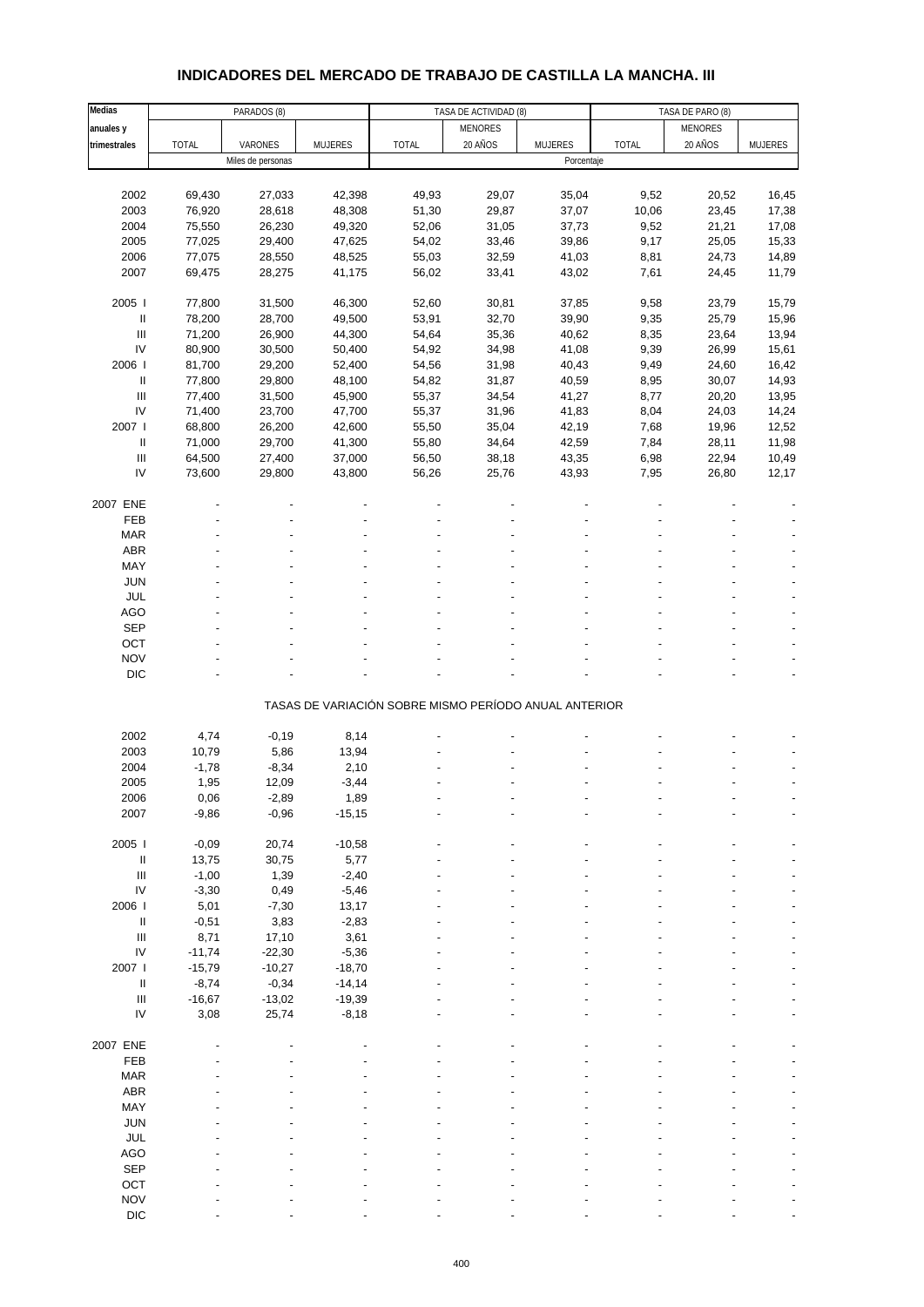# INDICADORES DEL MERCADO DE TRABAJO DE CASTILLA LA MANCHA. III

| Medias anuales y trimestrales | PARADOS (8) | | | TASA DE ACTIVIDAD (8) | | | TASA DE PARO (8) | | |
|---|---|---|---|---|---|---|---|---|---|
| | TOTAL | VARONES | MUJERES | TOTAL | MENORES 20 AÑOS | MUJERES | TOTAL | MENORES 20 AÑOS | MUJERES |
| | Miles de personas | | | Porcentaje | | | | | |
| 2002 | 69,430 | 27,033 | 42,398 | 49,93 | 29,07 | 35,04 | 9,52 | 20,52 | 16,45 |
| 2003 | 76,920 | 28,618 | 48,308 | 51,30 | 29,87 | 37,07 | 10,06 | 23,45 | 17,38 |
| 2004 | 75,550 | 26,230 | 49,320 | 52,06 | 31,05 | 37,73 | 9,52 | 21,21 | 17,08 |
| 2005 | 77,025 | 29,400 | 47,625 | 54,02 | 33,46 | 39,86 | 9,17 | 25,05 | 15,33 |
| 2006 | 77,075 | 28,550 | 48,525 | 55,03 | 32,59 | 41,03 | 8,81 | 24,73 | 14,89 |
| 2007 | 69,475 | 28,275 | 41,175 | 56,02 | 33,41 | 43,02 | 7,61 | 24,45 | 11,79 |
| 2005 I | 77,800 | 31,500 | 46,300 | 52,60 | 30,81 | 37,85 | 9,58 | 23,79 | 15,79 |
| II | 78,200 | 28,700 | 49,500 | 53,91 | 32,70 | 39,90 | 9,35 | 25,79 | 15,96 |
| III | 71,200 | 26,900 | 44,300 | 54,64 | 35,36 | 40,62 | 8,35 | 23,64 | 13,94 |
| IV | 80,900 | 30,500 | 50,400 | 54,92 | 34,98 | 41,08 | 9,39 | 26,99 | 15,61 |
| 2006 I | 81,700 | 29,200 | 52,400 | 54,56 | 31,98 | 40,43 | 9,49 | 24,60 | 16,42 |
| II | 77,800 | 29,800 | 48,100 | 54,82 | 31,87 | 40,59 | 8,95 | 30,07 | 14,93 |
| III | 77,400 | 31,500 | 45,900 | 55,37 | 34,54 | 41,27 | 8,77 | 20,20 | 13,95 |
| IV | 71,400 | 23,700 | 47,700 | 55,37 | 31,96 | 41,83 | 8,04 | 24,03 | 14,24 |
| 2007 I | 68,800 | 26,200 | 42,600 | 55,50 | 35,04 | 42,19 | 7,68 | 19,96 | 12,52 |
| II | 71,000 | 29,700 | 41,300 | 55,80 | 34,64 | 42,59 | 7,84 | 28,11 | 11,98 |
| III | 64,500 | 27,400 | 37,000 | 56,50 | 38,18 | 43,35 | 6,98 | 22,94 | 10,49 |
| IV | 73,600 | 29,800 | 43,800 | 56,26 | 25,76 | 43,93 | 7,95 | 26,80 | 12,17 |
| 2007 ENE | - | - | - | - | - | - | - | - | - |
| FEB | - | - | - | - | - | - | - | - | - |
| MAR | - | - | - | - | - | - | - | - | - |
| ABR | - | - | - | - | - | - | - | - | - |
| MAY | - | - | - | - | - | - | - | - | - |
| JUN | - | - | - | - | - | - | - | - | - |
| JUL | - | - | - | - | - | - | - | - | - |
| AGO | - | - | - | - | - | - | - | - | - |
| SEP | - | - | - | - | - | - | - | - | - |
| OCT | - | - | - | - | - | - | - | - | - |
| NOV | - | - | - | - | - | - | - | - | - |
| DIC | - | - | - | - | - | - | - | - | - |

TASAS DE VARIACIÓN SOBRE MISMO PERÍODO ANUAL ANTERIOR

| | TOTAL | VARONES | MUJERES | TOTAL | MENORES 20 AÑOS | MUJERES | TOTAL | MENORES 20 AÑOS | MUJERES |
|---|---|---|---|---|---|---|---|---|---|
| 2002 | 4,74 | -0,19 | 8,14 | - | - | - | - | - | - |
| 2003 | 10,79 | 5,86 | 13,94 | - | - | - | - | - | - |
| 2004 | -1,78 | -8,34 | 2,10 | - | - | - | - | - | - |
| 2005 | 1,95 | 12,09 | -3,44 | - | - | - | - | - | - |
| 2006 | 0,06 | -2,89 | 1,89 | - | - | - | - | - | - |
| 2007 | -9,86 | -0,96 | -15,15 | - | - | - | - | - | - |
| 2005 I | -0,09 | 20,74 | -10,58 | - | - | - | - | - | - |
| II | 13,75 | 30,75 | 5,77 | - | - | - | - | - | - |
| III | -1,00 | 1,39 | -2,40 | - | - | - | - | - | - |
| IV | -3,30 | 0,49 | -5,46 | - | - | - | - | - | - |
| 2006 I | 5,01 | -7,30 | 13,17 | - | - | - | - | - | - |
| II | -0,51 | 3,83 | -2,83 | - | - | - | - | - | - |
| III | 8,71 | 17,10 | 3,61 | - | - | - | - | - | - |
| IV | -11,74 | -22,30 | -5,36 | - | - | - | - | - | - |
| 2007 I | -15,79 | -10,27 | -18,70 | - | - | - | - | - | - |
| II | -8,74 | -0,34 | -14,14 | - | - | - | - | - | - |
| III | -16,67 | -13,02 | -19,39 | - | - | - | - | - | - |
| IV | 3,08 | 25,74 | -8,18 | - | - | - | - | - | - |
| 2007 ENE | - | - | - | - | - | - | - | - | - |
| FEB | - | - | - | - | - | - | - | - | - |
| MAR | - | - | - | - | - | - | - | - | - |
| ABR | - | - | - | - | - | - | - | - | - |
| MAY | - | - | - | - | - | - | - | - | - |
| JUN | - | - | - | - | - | - | - | - | - |
| JUL | - | - | - | - | - | - | - | - | - |
| AGO | - | - | - | - | - | - | - | - | - |
| SEP | - | - | - | - | - | - | - | - | - |
| OCT | - | - | - | - | - | - | - | - | - |
| NOV | - | - | - | - | - | - | - | - | - |
| DIC | - | - | - | - | - | - | - | - | - |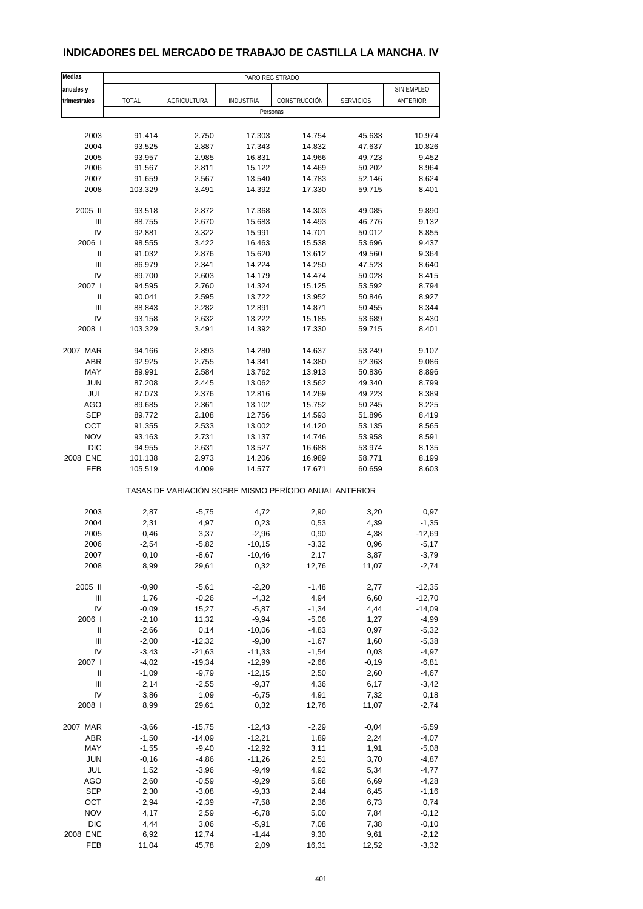## INDICADORES DEL MERCADO DE TRABAJO DE CASTILLA LA MANCHA. IV

| Medias anuales y trimestrales | PARO REGISTRADO | | | | | |
|---|---|---|---|---|---|---|
| | TOTAL | AGRICULTURA | INDUSTRIA | CONSTRUCCIÓN | SERVICIOS | SIN EMPLEO ANTERIOR |
| | Personas | | | | | |
| 2003 | 91.414 | 2.750 | 17.303 | 14.754 | 45.633 | 10.974 |
| 2004 | 93.525 | 2.887 | 17.343 | 14.832 | 47.637 | 10.826 |
| 2005 | 93.957 | 2.985 | 16.831 | 14.966 | 49.723 | 9.452 |
| 2006 | 91.567 | 2.811 | 15.122 | 14.469 | 50.202 | 8.964 |
| 2007 | 91.659 | 2.567 | 13.540 | 14.783 | 52.146 | 8.624 |
| 2008 | 103.329 | 3.491 | 14.392 | 17.330 | 59.715 | 8.401 |
| 2005 II | 93.518 | 2.872 | 17.368 | 14.303 | 49.085 | 9.890 |
| III | 88.755 | 2.670 | 15.683 | 14.493 | 46.776 | 9.132 |
| IV | 92.881 | 3.322 | 15.991 | 14.701 | 50.012 | 8.855 |
| 2006 I | 98.555 | 3.422 | 16.463 | 15.538 | 53.696 | 9.437 |
| II | 91.032 | 2.876 | 15.620 | 13.612 | 49.560 | 9.364 |
| III | 86.979 | 2.341 | 14.224 | 14.250 | 47.523 | 8.640 |
| IV | 89.700 | 2.603 | 14.179 | 14.474 | 50.028 | 8.415 |
| 2007 I | 94.595 | 2.760 | 14.324 | 15.125 | 53.592 | 8.794 |
| II | 90.041 | 2.595 | 13.722 | 13.952 | 50.846 | 8.927 |
| III | 88.843 | 2.282 | 12.891 | 14.871 | 50.455 | 8.344 |
| IV | 93.158 | 2.632 | 13.222 | 15.185 | 53.689 | 8.430 |
| 2008 I | 103.329 | 3.491 | 14.392 | 17.330 | 59.715 | 8.401 |
| 2007 MAR | 94.166 | 2.893 | 14.280 | 14.637 | 53.249 | 9.107 |
| ABR | 92.925 | 2.755 | 14.341 | 14.380 | 52.363 | 9.086 |
| MAY | 89.991 | 2.584 | 13.762 | 13.913 | 50.836 | 8.896 |
| JUN | 87.208 | 2.445 | 13.062 | 13.562 | 49.340 | 8.799 |
| JUL | 87.073 | 2.376 | 12.816 | 14.269 | 49.223 | 8.389 |
| AGO | 89.685 | 2.361 | 13.102 | 15.752 | 50.245 | 8.225 |
| SEP | 89.772 | 2.108 | 12.756 | 14.593 | 51.896 | 8.419 |
| OCT | 91.355 | 2.533 | 13.002 | 14.120 | 53.135 | 8.565 |
| NOV | 93.163 | 2.731 | 13.137 | 14.746 | 53.958 | 8.591 |
| DIC | 94.955 | 2.631 | 13.527 | 16.688 | 53.974 | 8.135 |
| 2008 ENE | 101.138 | 2.973 | 14.206 | 16.989 | 58.771 | 8.199 |
| FEB | 105.519 | 4.009 | 14.577 | 17.671 | 60.659 | 8.603 |
| | TASAS DE VARIACIÓN SOBRE MISMO PERÍODO ANUAL ANTERIOR | | | | | |
| 2003 | 2,87 | -5,75 | 4,72 | 2,90 | 3,20 | 0,97 |
| 2004 | 2,31 | 4,97 | 0,23 | 0,53 | 4,39 | -1,35 |
| 2005 | 0,46 | 3,37 | -2,96 | 0,90 | 4,38 | -12,69 |
| 2006 | -2,54 | -5,82 | -10,15 | -3,32 | 0,96 | -5,17 |
| 2007 | 0,10 | -8,67 | -10,46 | 2,17 | 3,87 | -3,79 |
| 2008 | 8,99 | 29,61 | 0,32 | 12,76 | 11,07 | -2,74 |
| 2005 II | -0,90 | -5,61 | -2,20 | -1,48 | 2,77 | -12,35 |
| III | 1,76 | -0,26 | -4,32 | 4,94 | 6,60 | -12,70 |
| IV | -0,09 | 15,27 | -5,87 | -1,34 | 4,44 | -14,09 |
| 2006 I | -2,10 | 11,32 | -9,94 | -5,06 | 1,27 | -4,99 |
| II | -2,66 | 0,14 | -10,06 | -4,83 | 0,97 | -5,32 |
| III | -2,00 | -12,32 | -9,30 | -1,67 | 1,60 | -5,38 |
| IV | -3,43 | -21,63 | -11,33 | -1,54 | 0,03 | -4,97 |
| 2007 I | -4,02 | -19,34 | -12,99 | -2,66 | -0,19 | -6,81 |
| II | -1,09 | -9,79 | -12,15 | 2,50 | 2,60 | -4,67 |
| III | 2,14 | -2,55 | -9,37 | 4,36 | 6,17 | -3,42 |
| IV | 3,86 | 1,09 | -6,75 | 4,91 | 7,32 | 0,18 |
| 2008 I | 8,99 | 29,61 | 0,32 | 12,76 | 11,07 | -2,74 |
| 2007 MAR | -3,66 | -15,75 | -12,43 | -2,29 | -0,04 | -6,59 |
| ABR | -1,50 | -14,09 | -12,21 | 1,89 | 2,24 | -4,07 |
| MAY | -1,55 | -9,40 | -12,92 | 3,11 | 1,91 | -5,08 |
| JUN | -0,16 | -4,86 | -11,26 | 2,51 | 3,70 | -4,87 |
| JUL | 1,52 | -3,96 | -9,49 | 4,92 | 5,34 | -4,77 |
| AGO | 2,60 | -0,59 | -9,29 | 5,68 | 6,69 | -4,28 |
| SEP | 2,30 | -3,08 | -9,33 | 2,44 | 6,45 | -1,16 |
| OCT | 2,94 | -2,39 | -7,58 | 2,36 | 6,73 | 0,74 |
| NOV | 4,17 | 2,59 | -6,78 | 5,00 | 7,84 | -0,12 |
| DIC | 4,44 | 3,06 | -5,91 | 7,08 | 7,38 | -0,10 |
| 2008 ENE | 6,92 | 12,74 | -1,44 | 9,30 | 9,61 | -2,12 |
| FEB | 11,04 | 45,78 | 2,09 | 16,31 | 12,52 | -3,32 |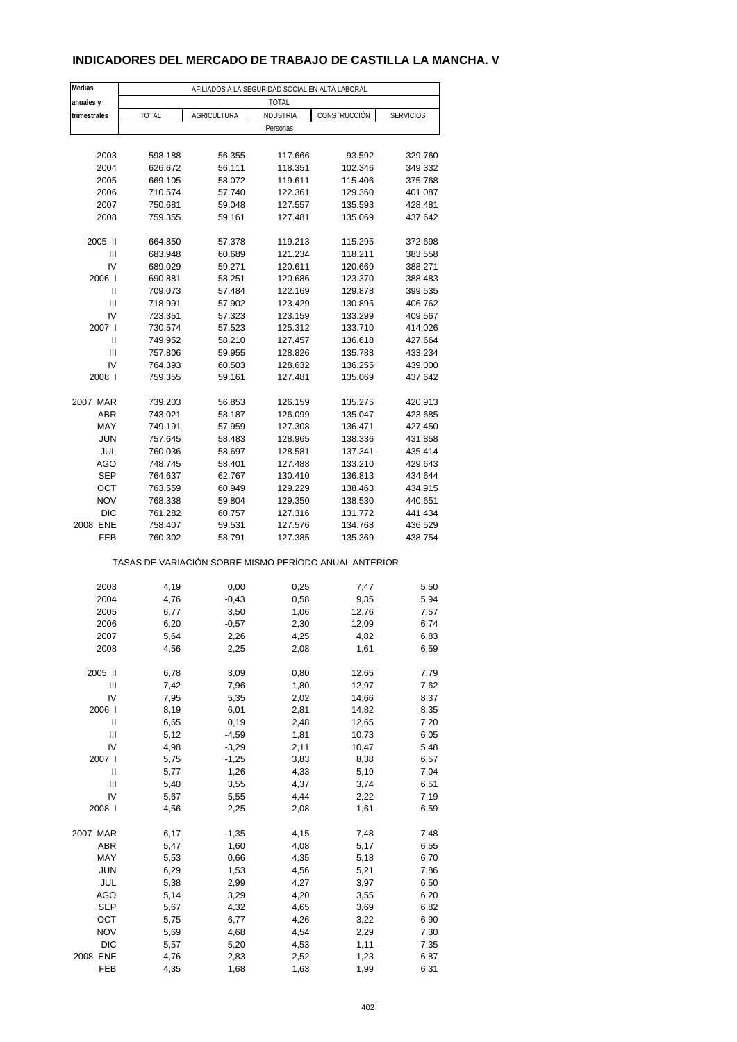# INDICADORES DEL MERCADO DE TRABAJO DE CASTILLA LA MANCHA. V

| Medias anuales y trimestrales | AFILIADOS A LA SEGURIDAD SOCIAL EN ALTA LABORAL | | | | |
|---|---|---|---|---|---|
| | TOTAL | | | | |
| | TOTAL | AGRICULTURA | INDUSTRIA | CONSTRUCCIÓN | SERVICIOS |
| | Personas | | | | |
| 2003 | 598.188 | 56.355 | 117.666 | 93.592 | 329.760 |
| 2004 | 626.672 | 56.111 | 118.351 | 102.346 | 349.332 |
| 2005 | 669.105 | 58.072 | 119.611 | 115.406 | 375.768 |
| 2006 | 710.574 | 57.740 | 122.361 | 129.360 | 401.087 |
| 2007 | 750.681 | 59.048 | 127.557 | 135.593 | 428.481 |
| 2008 | 759.355 | 59.161 | 127.481 | 135.069 | 437.642 |
| 2005 II | 664.850 | 57.378 | 119.213 | 115.295 | 372.698 |
| III | 683.948 | 60.689 | 121.234 | 118.211 | 383.558 |
| IV | 689.029 | 59.271 | 120.611 | 120.669 | 388.271 |
| 2006 I | 690.881 | 58.251 | 120.686 | 123.370 | 388.483 |
| II | 709.073 | 57.484 | 122.169 | 129.878 | 399.535 |
| III | 718.991 | 57.902 | 123.429 | 130.895 | 406.762 |
| IV | 723.351 | 57.323 | 123.159 | 133.299 | 409.567 |
| 2007 I | 730.574 | 57.523 | 125.312 | 133.710 | 414.026 |
| II | 749.952 | 58.210 | 127.457 | 136.618 | 427.664 |
| III | 757.806 | 59.955 | 128.826 | 135.788 | 433.234 |
| IV | 764.393 | 60.503 | 128.632 | 136.255 | 439.000 |
| 2008 I | 759.355 | 59.161 | 127.481 | 135.069 | 437.642 |
| 2007 MAR | 739.203 | 56.853 | 126.159 | 135.275 | 420.913 |
| ABR | 743.021 | 58.187 | 126.099 | 135.047 | 423.685 |
| MAY | 749.191 | 57.959 | 127.308 | 136.471 | 427.450 |
| JUN | 757.645 | 58.483 | 128.965 | 138.336 | 431.858 |
| JUL | 760.036 | 58.697 | 128.581 | 137.341 | 435.414 |
| AGO | 748.745 | 58.401 | 127.488 | 133.210 | 429.643 |
| SEP | 764.637 | 62.767 | 130.410 | 136.813 | 434.644 |
| OCT | 763.559 | 60.949 | 129.229 | 138.463 | 434.915 |
| NOV | 768.338 | 59.804 | 129.350 | 138.530 | 440.651 |
| DIC | 761.282 | 60.757 | 127.316 | 131.772 | 441.434 |
| 2008 ENE | 758.407 | 59.531 | 127.576 | 134.768 | 436.529 |
| FEB | 760.302 | 58.791 | 127.385 | 135.369 | 438.754 |
| | TASAS DE VARIACIÓN SOBRE MISMO PERÍODO ANUAL ANTERIOR | | | | |
| 2003 | 4,19 | 0,00 | 0,25 | 7,47 | 5,50 |
| 2004 | 4,76 | -0,43 | 0,58 | 9,35 | 5,94 |
| 2005 | 6,77 | 3,50 | 1,06 | 12,76 | 7,57 |
| 2006 | 6,20 | -0,57 | 2,30 | 12,09 | 6,74 |
| 2007 | 5,64 | 2,26 | 4,25 | 4,82 | 6,83 |
| 2008 | 4,56 | 2,25 | 2,08 | 1,61 | 6,59 |
| 2005 II | 6,78 | 3,09 | 0,80 | 12,65 | 7,79 |
| III | 7,42 | 7,96 | 1,80 | 12,97 | 7,62 |
| IV | 7,95 | 5,35 | 2,02 | 14,66 | 8,37 |
| 2006 I | 8,19 | 6,01 | 2,81 | 14,82 | 8,35 |
| II | 6,65 | 0,19 | 2,48 | 12,65 | 7,20 |
| III | 5,12 | -4,59 | 1,81 | 10,73 | 6,05 |
| IV | 4,98 | -3,29 | 2,11 | 10,47 | 5,48 |
| 2007 I | 5,75 | -1,25 | 3,83 | 8,38 | 6,57 |
| II | 5,77 | 1,26 | 4,33 | 5,19 | 7,04 |
| III | 5,40 | 3,55 | 4,37 | 3,74 | 6,51 |
| IV | 5,67 | 5,55 | 4,44 | 2,22 | 7,19 |
| 2008 I | 4,56 | 2,25 | 2,08 | 1,61 | 6,59 |
| 2007 MAR | 6,17 | -1,35 | 4,15 | 7,48 | 7,48 |
| ABR | 5,47 | 1,60 | 4,08 | 5,17 | 6,55 |
| MAY | 5,53 | 0,66 | 4,35 | 5,18 | 6,70 |
| JUN | 6,29 | 1,53 | 4,56 | 5,21 | 7,86 |
| JUL | 5,38 | 2,99 | 4,27 | 3,97 | 6,50 |
| AGO | 5,14 | 3,29 | 4,20 | 3,55 | 6,20 |
| SEP | 5,67 | 4,32 | 4,65 | 3,69 | 6,82 |
| OCT | 5,75 | 6,77 | 4,26 | 3,22 | 6,90 |
| NOV | 5,69 | 4,68 | 4,54 | 2,29 | 7,30 |
| DIC | 5,57 | 5,20 | 4,53 | 1,11 | 7,35 |
| 2008 ENE | 4,76 | 2,83 | 2,52 | 1,23 | 6,87 |
| FEB | 4,35 | 1,68 | 1,63 | 1,99 | 6,31 |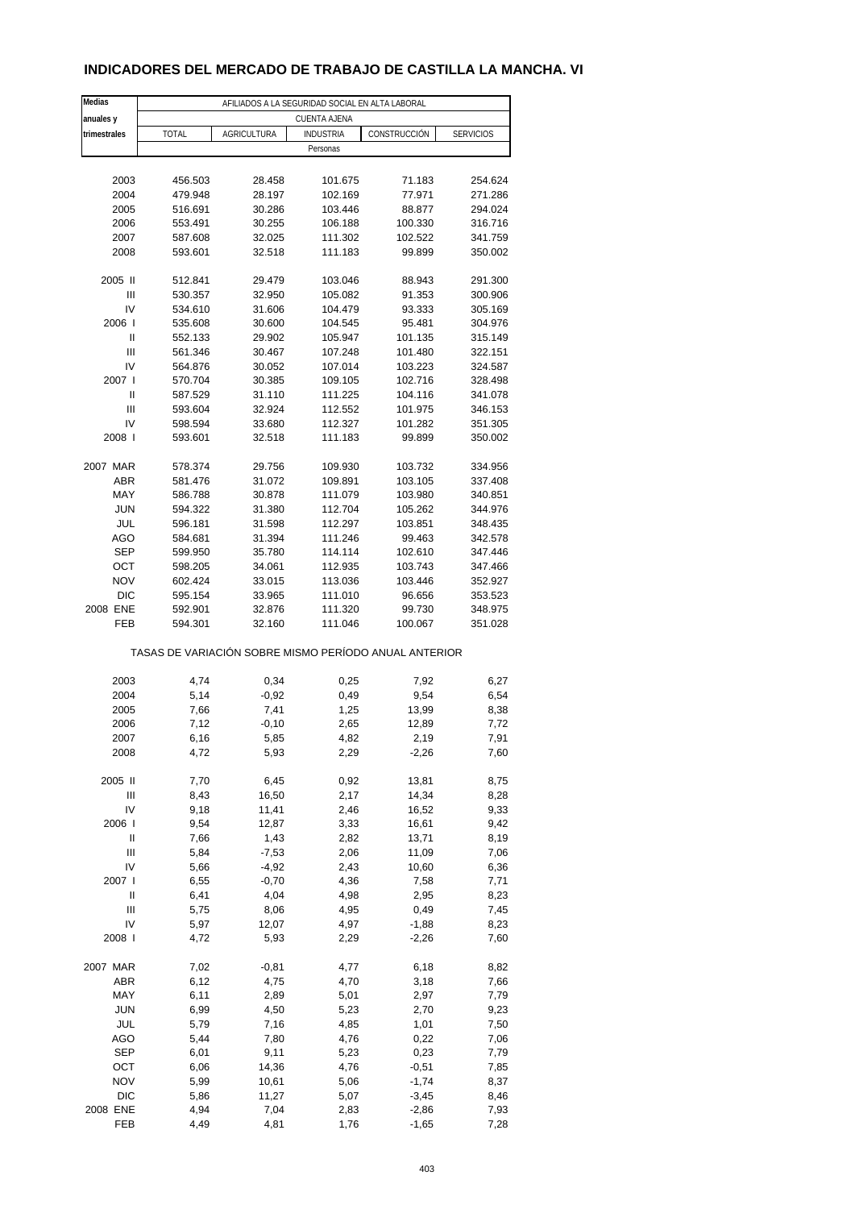# INDICADORES DEL MERCADO DE TRABAJO DE CASTILLA LA MANCHA. VI

| Medias anuales y trimestrales | AFILIADOS A LA SEGURIDAD SOCIAL EN ALTA LABORAL | | | | |
|---|---|---|---|---|---|
| | CUENTA AJENA | | | | |
| | TOTAL | AGRICULTURA | INDUSTRIA | CONSTRUCCIÓN | SERVICIOS |
| | Personas | | | | |
| 2003 | 456.503 | 28.458 | 101.675 | 71.183 | 254.624 |
| 2004 | 479.948 | 28.197 | 102.169 | 77.971 | 271.286 |
| 2005 | 516.691 | 30.286 | 103.446 | 88.877 | 294.024 |
| 2006 | 553.491 | 30.255 | 106.188 | 100.330 | 316.716 |
| 2007 | 587.608 | 32.025 | 111.302 | 102.522 | 341.759 |
| 2008 | 593.601 | 32.518 | 111.183 | 99.899 | 350.002 |
| 2005 II | 512.841 | 29.479 | 103.046 | 88.943 | 291.300 |
| III | 530.357 | 32.950 | 105.082 | 91.353 | 300.906 |
| IV | 534.610 | 31.606 | 104.479 | 93.333 | 305.169 |
| 2006 I | 535.608 | 30.600 | 104.545 | 95.481 | 304.976 |
| II | 552.133 | 29.902 | 105.947 | 101.135 | 315.149 |
| III | 561.346 | 30.467 | 107.248 | 101.480 | 322.151 |
| IV | 564.876 | 30.052 | 107.014 | 103.223 | 324.587 |
| 2007 I | 570.704 | 30.385 | 109.105 | 102.716 | 328.498 |
| II | 587.529 | 31.110 | 111.225 | 104.116 | 341.078 |
| III | 593.604 | 32.924 | 112.552 | 101.975 | 346.153 |
| IV | 598.594 | 33.680 | 112.327 | 101.282 | 351.305 |
| 2008 I | 593.601 | 32.518 | 111.183 | 99.899 | 350.002 |
| 2007 MAR | 578.374 | 29.756 | 109.930 | 103.732 | 334.956 |
| ABR | 581.476 | 31.072 | 109.891 | 103.105 | 337.408 |
| MAY | 586.788 | 30.878 | 111.079 | 103.980 | 340.851 |
| JUN | 594.322 | 31.380 | 112.704 | 105.262 | 344.976 |
| JUL | 596.181 | 31.598 | 112.297 | 103.851 | 348.435 |
| AGO | 584.681 | 31.394 | 111.246 | 99.463 | 342.578 |
| SEP | 599.950 | 35.780 | 114.114 | 102.610 | 347.446 |
| OCT | 598.205 | 34.061 | 112.935 | 103.743 | 347.466 |
| NOV | 602.424 | 33.015 | 113.036 | 103.446 | 352.927 |
| DIC | 595.154 | 33.965 | 111.010 | 96.656 | 353.523 |
| 2008 ENE | 592.901 | 32.876 | 111.320 | 99.730 | 348.975 |
| FEB | 594.301 | 32.160 | 111.046 | 100.067 | 351.028 |
| | TASAS DE VARIACIÓN SOBRE MISMO PERÍODO ANUAL ANTERIOR | | | | |
| 2003 | 4,74 | 0,34 | 0,25 | 7,92 | 6,27 |
| 2004 | 5,14 | -0,92 | 0,49 | 9,54 | 6,54 |
| 2005 | 7,66 | 7,41 | 1,25 | 13,99 | 8,38 |
| 2006 | 7,12 | -0,10 | 2,65 | 12,89 | 7,72 |
| 2007 | 6,16 | 5,85 | 4,82 | 2,19 | 7,91 |
| 2008 | 4,72 | 5,93 | 2,29 | -2,26 | 7,60 |
| 2005 II | 7,70 | 6,45 | 0,92 | 13,81 | 8,75 |
| III | 8,43 | 16,50 | 2,17 | 14,34 | 8,28 |
| IV | 9,18 | 11,41 | 2,46 | 16,52 | 9,33 |
| 2006 I | 9,54 | 12,87 | 3,33 | 16,61 | 9,42 |
| II | 7,66 | 1,43 | 2,82 | 13,71 | 8,19 |
| III | 5,84 | -7,53 | 2,06 | 11,09 | 7,06 |
| IV | 5,66 | -4,92 | 2,43 | 10,60 | 6,36 |
| 2007 I | 6,55 | -0,70 | 4,36 | 7,58 | 7,71 |
| II | 6,41 | 4,04 | 4,98 | 2,95 | 8,23 |
| III | 5,75 | 8,06 | 4,95 | 0,49 | 7,45 |
| IV | 5,97 | 12,07 | 4,97 | -1,88 | 8,23 |
| 2008 I | 4,72 | 5,93 | 2,29 | -2,26 | 7,60 |
| 2007 MAR | 7,02 | -0,81 | 4,77 | 6,18 | 8,82 |
| ABR | 6,12 | 4,75 | 4,70 | 3,18 | 7,66 |
| MAY | 6,11 | 2,89 | 5,01 | 2,97 | 7,79 |
| JUN | 6,99 | 4,50 | 5,23 | 2,70 | 9,23 |
| JUL | 5,79 | 7,16 | 4,85 | 1,01 | 7,50 |
| AGO | 5,44 | 7,80 | 4,76 | 0,22 | 7,06 |
| SEP | 6,01 | 9,11 | 5,23 | 0,23 | 7,79 |
| OCT | 6,06 | 14,36 | 4,76 | -0,51 | 7,85 |
| NOV | 5,99 | 10,61 | 5,06 | -1,74 | 8,37 |
| DIC | 5,86 | 11,27 | 5,07 | -3,45 | 8,46 |
| 2008 ENE | 4,94 | 7,04 | 2,83 | -2,86 | 7,93 |
| FEB | 4,49 | 4,81 | 1,76 | -1,65 | 7,28 |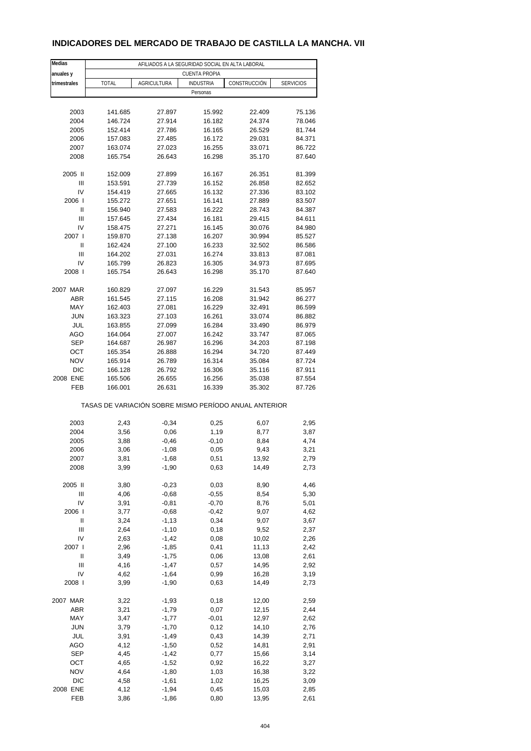## INDICADORES DEL MERCADO DE TRABAJO DE CASTILLA LA MANCHA. VII

| Medias anuales y trimestrales | AFILIADOS A LA SEGURIDAD SOCIAL EN ALTA LABORAL | | | | |
|---|---|---|---|---|---|
| | CUENTA PROPIA | | | | |
| | TOTAL | AGRICULTURA | INDUSTRIA | CONSTRUCCIÓN | SERVICIOS |
| | Personas | | | | |
| 2003 | 141.685 | 27.897 | 15.992 | 22.409 | 75.136 |
| 2004 | 146.724 | 27.914 | 16.182 | 24.374 | 78.046 |
| 2005 | 152.414 | 27.786 | 16.165 | 26.529 | 81.744 |
| 2006 | 157.083 | 27.485 | 16.172 | 29.031 | 84.371 |
| 2007 | 163.074 | 27.023 | 16.255 | 33.071 | 86.722 |
| 2008 | 165.754 | 26.643 | 16.298 | 35.170 | 87.640 |
| 2005 II | 152.009 | 27.899 | 16.167 | 26.351 | 81.399 |
| III | 153.591 | 27.739 | 16.152 | 26.858 | 82.652 |
| IV | 154.419 | 27.665 | 16.132 | 27.336 | 83.102 |
| 2006 I | 155.272 | 27.651 | 16.141 | 27.889 | 83.507 |
| II | 156.940 | 27.583 | 16.222 | 28.743 | 84.387 |
| III | 157.645 | 27.434 | 16.181 | 29.415 | 84.611 |
| IV | 158.475 | 27.271 | 16.145 | 30.076 | 84.980 |
| 2007 I | 159.870 | 27.138 | 16.207 | 30.994 | 85.527 |
| II | 162.424 | 27.100 | 16.233 | 32.502 | 86.586 |
| III | 164.202 | 27.031 | 16.274 | 33.813 | 87.081 |
| IV | 165.799 | 26.823 | 16.305 | 34.973 | 87.695 |
| 2008 I | 165.754 | 26.643 | 16.298 | 35.170 | 87.640 |
| 2007 MAR | 160.829 | 27.097 | 16.229 | 31.543 | 85.957 |
| ABR | 161.545 | 27.115 | 16.208 | 31.942 | 86.277 |
| MAY | 162.403 | 27.081 | 16.229 | 32.491 | 86.599 |
| JUN | 163.323 | 27.103 | 16.261 | 33.074 | 86.882 |
| JUL | 163.855 | 27.099 | 16.284 | 33.490 | 86.979 |
| AGO | 164.064 | 27.007 | 16.242 | 33.747 | 87.065 |
| SEP | 164.687 | 26.987 | 16.296 | 34.203 | 87.198 |
| OCT | 165.354 | 26.888 | 16.294 | 34.720 | 87.449 |
| NOV | 165.914 | 26.789 | 16.314 | 35.084 | 87.724 |
| DIC | 166.128 | 26.792 | 16.306 | 35.116 | 87.911 |
| 2008 ENE | 165.506 | 26.655 | 16.256 | 35.038 | 87.554 |
| FEB | 166.001 | 26.631 | 16.339 | 35.302 | 87.726 |
| | TASAS DE VARIACIÓN SOBRE MISMO PERÍODO ANUAL ANTERIOR | | | | |
| 2003 | 2,43 | -0,34 | 0,25 | 6,07 | 2,95 |
| 2004 | 3,56 | 0,06 | 1,19 | 8,77 | 3,87 |
| 2005 | 3,88 | -0,46 | -0,10 | 8,84 | 4,74 |
| 2006 | 3,06 | -1,08 | 0,05 | 9,43 | 3,21 |
| 2007 | 3,81 | -1,68 | 0,51 | 13,92 | 2,79 |
| 2008 | 3,99 | -1,90 | 0,63 | 14,49 | 2,73 |
| 2005 II | 3,80 | -0,23 | 0,03 | 8,90 | 4,46 |
| III | 4,06 | -0,68 | -0,55 | 8,54 | 5,30 |
| IV | 3,91 | -0,81 | -0,70 | 8,76 | 5,01 |
| 2006 I | 3,77 | -0,68 | -0,42 | 9,07 | 4,62 |
| II | 3,24 | -1,13 | 0,34 | 9,07 | 3,67 |
| III | 2,64 | -1,10 | 0,18 | 9,52 | 2,37 |
| IV | 2,63 | -1,42 | 0,08 | 10,02 | 2,26 |
| 2007 I | 2,96 | -1,85 | 0,41 | 11,13 | 2,42 |
| II | 3,49 | -1,75 | 0,06 | 13,08 | 2,61 |
| III | 4,16 | -1,47 | 0,57 | 14,95 | 2,92 |
| IV | 4,62 | -1,64 | 0,99 | 16,28 | 3,19 |
| 2008 I | 3,99 | -1,90 | 0,63 | 14,49 | 2,73 |
| 2007 MAR | 3,22 | -1,93 | 0,18 | 12,00 | 2,59 |
| ABR | 3,21 | -1,79 | 0,07 | 12,15 | 2,44 |
| MAY | 3,47 | -1,77 | -0,01 | 12,97 | 2,62 |
| JUN | 3,79 | -1,70 | 0,12 | 14,10 | 2,76 |
| JUL | 3,91 | -1,49 | 0,43 | 14,39 | 2,71 |
| AGO | 4,12 | -1,50 | 0,52 | 14,81 | 2,91 |
| SEP | 4,45 | -1,42 | 0,77 | 15,66 | 3,14 |
| OCT | 4,65 | -1,52 | 0,92 | 16,22 | 3,27 |
| NOV | 4,64 | -1,80 | 1,03 | 16,38 | 3,22 |
| DIC | 4,58 | -1,61 | 1,02 | 16,25 | 3,09 |
| 2008 ENE | 4,12 | -1,94 | 0,45 | 15,03 | 2,85 |
| FEB | 3,86 | -1,86 | 0,80 | 13,95 | 2,61 |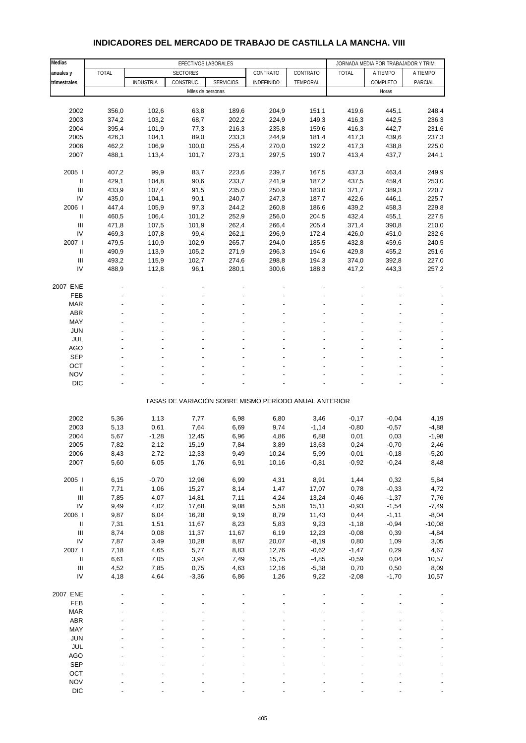# INDICADORES DEL MERCADO DE TRABAJO DE CASTILLA LA MANCHA. VIII

| Medias anuales y trimestrales | EFECTIVOS LABORALES | | | | | | JORNADA MEDIA POR TRABAJADOR Y TRIM. | | |
|---|---|---|---|---|---|---|---|---|---|
| | TOTAL | SECTORES | | | CONTRATO | CONTRATO | TOTAL | A TIEMPO | A TIEMPO |
| | | INDUSTRIA | CONSTRUC. | SERVICIOS | INDEFINIDO | TEMPORAL | | COMPLETO | PARCIAL |
| | Miles de personas | | | | | | Horas | | |
| 2002 | 356,0 | 102,6 | 63,8 | 189,6 | 204,9 | 151,1 | 419,6 | 445,1 | 248,4 |
| 2003 | 374,2 | 103,2 | 68,7 | 202,2 | 224,9 | 149,3 | 416,3 | 442,5 | 236,3 |
| 2004 | 395,4 | 101,9 | 77,3 | 216,3 | 235,8 | 159,6 | 416,3 | 442,7 | 231,6 |
| 2005 | 426,3 | 104,1 | 89,0 | 233,3 | 244,9 | 181,4 | 417,3 | 439,6 | 237,3 |
| 2006 | 462,2 | 106,9 | 100,0 | 255,4 | 270,0 | 192,2 | 417,3 | 438,8 | 225,0 |
| 2007 | 488,1 | 113,4 | 101,7 | 273,1 | 297,5 | 190,7 | 413,4 | 437,7 | 244,1 |
| 2005 I | 407,2 | 99,9 | 83,7 | 223,6 | 239,7 | 167,5 | 437,3 | 463,4 | 249,9 |
| II | 429,1 | 104,8 | 90,6 | 233,7 | 241,9 | 187,2 | 437,5 | 459,4 | 253,0 |
| III | 433,9 | 107,4 | 91,5 | 235,0 | 250,9 | 183,0 | 371,7 | 389,3 | 220,7 |
| IV | 435,0 | 104,1 | 90,1 | 240,7 | 247,3 | 187,7 | 422,6 | 446,1 | 225,7 |
| 2006 I | 447,4 | 105,9 | 97,3 | 244,2 | 260,8 | 186,6 | 439,2 | 458,3 | 229,8 |
| II | 460,5 | 106,4 | 101,2 | 252,9 | 256,0 | 204,5 | 432,4 | 455,1 | 227,5 |
| III | 471,8 | 107,5 | 101,9 | 262,4 | 266,4 | 205,4 | 371,4 | 390,8 | 210,0 |
| IV | 469,3 | 107,8 | 99,4 | 262,1 | 296,9 | 172,4 | 426,0 | 451,0 | 232,6 |
| 2007 I | 479,5 | 110,9 | 102,9 | 265,7 | 294,0 | 185,5 | 432,8 | 459,6 | 240,5 |
| II | 490,9 | 113,9 | 105,2 | 271,9 | 296,3 | 194,6 | 429,8 | 455,2 | 251,6 |
| III | 493,2 | 115,9 | 102,7 | 274,6 | 298,8 | 194,3 | 374,0 | 392,8 | 227,0 |
| IV | 488,9 | 112,8 | 96,1 | 280,1 | 300,6 | 188,3 | 417,2 | 443,3 | 257,2 |
| 2007 ENE | - | - | - | - | - | - | - | - | - |
| FEB | - | - | - | - | - | - | - | - | - |
| MAR | - | - | - | - | - | - | - | - | - |
| ABR | - | - | - | - | - | - | - | - | - |
| MAY | - | - | - | - | - | - | - | - | - |
| JUN | - | - | - | - | - | - | - | - | - |
| JUL | - | - | - | - | - | - | - | - | - |
| AGO | - | - | - | - | - | - | - | - | - |
| SEP | - | - | - | - | - | - | - | - | - |
| OCT | - | - | - | - | - | - | - | - | - |
| NOV | - | - | - | - | - | - | - | - | - |
| DIC | - | - | - | - | - | - | - | - | - |

TASAS DE VARIACIÓN SOBRE MISMO PERÍODO ANUAL ANTERIOR

| | TOTAL | INDUSTRIA | CONSTRUC. | SERVICIOS | CONTRATO INDEFINIDO | CONTRATO TEMPORAL | TOTAL | A TIEMPO COMPLETO | A TIEMPO PARCIAL |
|---|---|---|---|---|---|---|---|---|---|
| 2002 | 5,36 | 1,13 | 7,77 | 6,98 | 6,80 | 3,46 | -0,17 | -0,04 | 4,19 |
| 2003 | 5,13 | 0,61 | 7,64 | 6,69 | 9,74 | -1,14 | -0,80 | -0,57 | -4,88 |
| 2004 | 5,67 | -1,28 | 12,45 | 6,96 | 4,86 | 6,88 | 0,01 | 0,03 | -1,98 |
| 2005 | 7,82 | 2,12 | 15,19 | 7,84 | 3,89 | 13,63 | 0,24 | -0,70 | 2,46 |
| 2006 | 8,43 | 2,72 | 12,33 | 9,49 | 10,24 | 5,99 | -0,01 | -0,18 | -5,20 |
| 2007 | 5,60 | 6,05 | 1,76 | 6,91 | 10,16 | -0,81 | -0,92 | -0,24 | 8,48 |
| 2005 I | 6,15 | -0,70 | 12,96 | 6,99 | 4,31 | 8,91 | 1,44 | 0,32 | 5,84 |
| II | 7,71 | 1,06 | 15,27 | 8,14 | 1,47 | 17,07 | 0,78 | -0,33 | 4,72 |
| III | 7,85 | 4,07 | 14,81 | 7,11 | 4,24 | 13,24 | -0,46 | -1,37 | 7,76 |
| IV | 9,49 | 4,02 | 17,68 | 9,08 | 5,58 | 15,11 | -0,93 | -1,54 | -7,49 |
| 2006 I | 9,87 | 6,04 | 16,28 | 9,19 | 8,79 | 11,43 | 0,44 | -1,11 | -8,04 |
| II | 7,31 | 1,51 | 11,67 | 8,23 | 5,83 | 9,23 | -1,18 | -0,94 | -10,08 |
| III | 8,74 | 0,08 | 11,37 | 11,67 | 6,19 | 12,23 | -0,08 | 0,39 | -4,84 |
| IV | 7,87 | 3,49 | 10,28 | 8,87 | 20,07 | -8,19 | 0,80 | 1,09 | 3,05 |
| 2007 I | 7,18 | 4,65 | 5,77 | 8,83 | 12,76 | -0,62 | -1,47 | 0,29 | 4,67 |
| II | 6,61 | 7,05 | 3,94 | 7,49 | 15,75 | -4,85 | -0,59 | 0,04 | 10,57 |
| III | 4,52 | 7,85 | 0,75 | 4,63 | 12,16 | -5,38 | 0,70 | 0,50 | 8,09 |
| IV | 4,18 | 4,64 | -3,36 | 6,86 | 1,26 | 9,22 | -2,08 | -1,70 | 10,57 |
| 2007 ENE | - | - | - | - | - | - | - | - | - |
| FEB | - | - | - | - | - | - | - | - | - |
| MAR | - | - | - | - | - | - | - | - | - |
| ABR | - | - | - | - | - | - | - | - | - |
| MAY | - | - | - | - | - | - | - | - | - |
| JUN | - | - | - | - | - | - | - | - | - |
| JUL | - | - | - | - | - | - | - | - | - |
| AGO | - | - | - | - | - | - | - | - | - |
| SEP | - | - | - | - | - | - | - | - | - |
| OCT | - | - | - | - | - | - | - | - | - |
| NOV | - | - | - | - | - | - | - | - | - |
| DIC | - | - | - | - | - | - | - | - | - |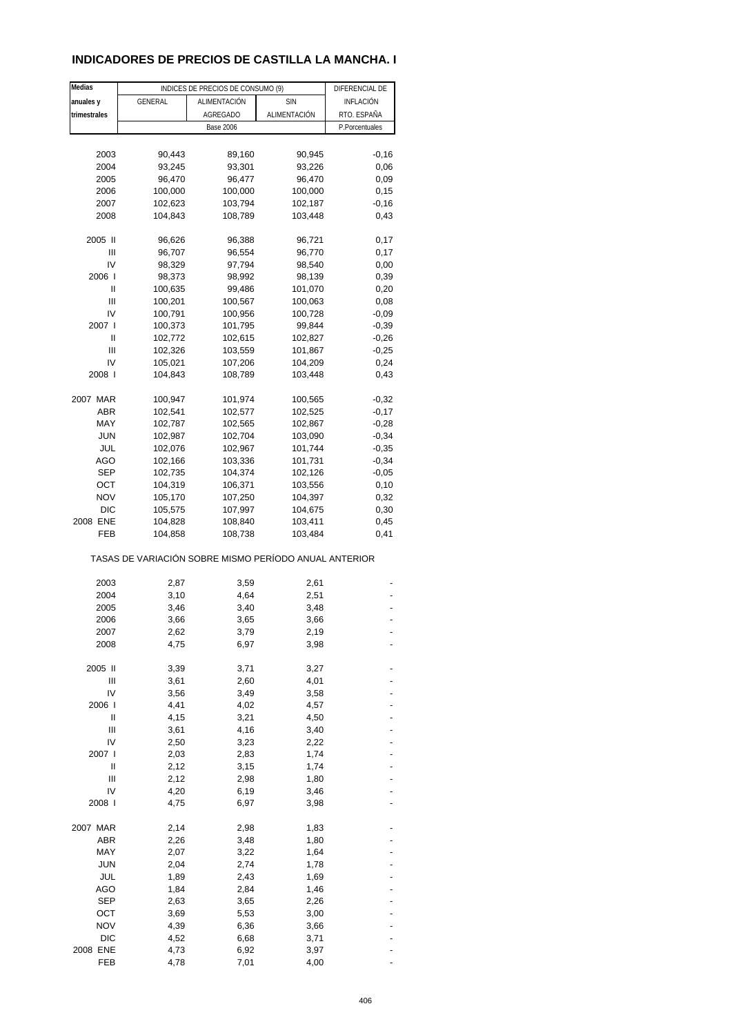## INDICADORES DE PRECIOS DE CASTILLA LA MANCHA. I

| Medias anuales y trimestrales | INDICES DE PRECIOS DE CONSUMO (9) | | | DIFERENCIAL DE INFLACIÓN RTO. ESPAÑA |
|---|---|---|---|---|
| | GENERAL | ALIMENTACIÓN AGREGADO | SIN ALIMENTACIÓN | |
| | Base 2006 | | | P.Porcentuales |
| 2003 | 90,443 | 89,160 | 90,945 | -0,16 |
| 2004 | 93,245 | 93,301 | 93,226 | 0,06 |
| 2005 | 96,470 | 96,477 | 96,470 | 0,09 |
| 2006 | 100,000 | 100,000 | 100,000 | 0,15 |
| 2007 | 102,623 | 103,794 | 102,187 | -0,16 |
| 2008 | 104,843 | 108,789 | 103,448 | 0,43 |
| 2005 II | 96,626 | 96,388 | 96,721 | 0,17 |
| III | 96,707 | 96,554 | 96,770 | 0,17 |
| IV | 98,329 | 97,794 | 98,540 | 0,00 |
| 2006 I | 98,373 | 98,992 | 98,139 | 0,39 |
| II | 100,635 | 99,486 | 101,070 | 0,20 |
| III | 100,201 | 100,567 | 100,063 | 0,08 |
| IV | 100,791 | 100,956 | 100,728 | -0,09 |
| 2007 I | 100,373 | 101,795 | 99,844 | -0,39 |
| II | 102,772 | 102,615 | 102,827 | -0,26 |
| III | 102,326 | 103,559 | 101,867 | -0,25 |
| IV | 105,021 | 107,206 | 104,209 | 0,24 |
| 2008 I | 104,843 | 108,789 | 103,448 | 0,43 |
| 2007 MAR | 100,947 | 101,974 | 100,565 | -0,32 |
| ABR | 102,541 | 102,577 | 102,525 | -0,17 |
| MAY | 102,787 | 102,565 | 102,867 | -0,28 |
| JUN | 102,987 | 102,704 | 103,090 | -0,34 |
| JUL | 102,076 | 102,967 | 101,744 | -0,35 |
| AGO | 102,166 | 103,336 | 101,731 | -0,34 |
| SEP | 102,735 | 104,374 | 102,126 | -0,05 |
| OCT | 104,319 | 106,371 | 103,556 | 0,10 |
| NOV | 105,170 | 107,250 | 104,397 | 0,32 |
| DIC | 105,575 | 107,997 | 104,675 | 0,30 |
| 2008 ENE | 104,828 | 108,840 | 103,411 | 0,45 |
| FEB | 104,858 | 108,738 | 103,484 | 0,41 |
| | TASAS DE VARIACIÓN SOBRE MISMO PERÍODO ANUAL ANTERIOR | | | |
| 2003 | 2,87 | 3,59 | 2,61 | - |
| 2004 | 3,10 | 4,64 | 2,51 | - |
| 2005 | 3,46 | 3,40 | 3,48 | - |
| 2006 | 3,66 | 3,65 | 3,66 | - |
| 2007 | 2,62 | 3,79 | 2,19 | - |
| 2008 | 4,75 | 6,97 | 3,98 | - |
| 2005 II | 3,39 | 3,71 | 3,27 | - |
| III | 3,61 | 2,60 | 4,01 | - |
| IV | 3,56 | 3,49 | 3,58 | - |
| 2006 I | 4,41 | 4,02 | 4,57 | - |
| II | 4,15 | 3,21 | 4,50 | - |
| III | 3,61 | 4,16 | 3,40 | - |
| IV | 2,50 | 3,23 | 2,22 | - |
| 2007 I | 2,03 | 2,83 | 1,74 | - |
| II | 2,12 | 3,15 | 1,74 | - |
| III | 2,12 | 2,98 | 1,80 | - |
| IV | 4,20 | 6,19 | 3,46 | - |
| 2008 I | 4,75 | 6,97 | 3,98 | - |
| 2007 MAR | 2,14 | 2,98 | 1,83 | - |
| ABR | 2,26 | 3,48 | 1,80 | - |
| MAY | 2,07 | 3,22 | 1,64 | - |
| JUN | 2,04 | 2,74 | 1,78 | - |
| JUL | 1,89 | 2,43 | 1,69 | - |
| AGO | 1,84 | 2,84 | 1,46 | - |
| SEP | 2,63 | 3,65 | 2,26 | - |
| OCT | 3,69 | 5,53 | 3,00 | - |
| NOV | 4,39 | 6,36 | 3,66 | - |
| DIC | 4,52 | 6,68 | 3,71 | - |
| 2008 ENE | 4,73 | 6,92 | 3,97 | - |
| FEB | 4,78 | 7,01 | 4,00 | - |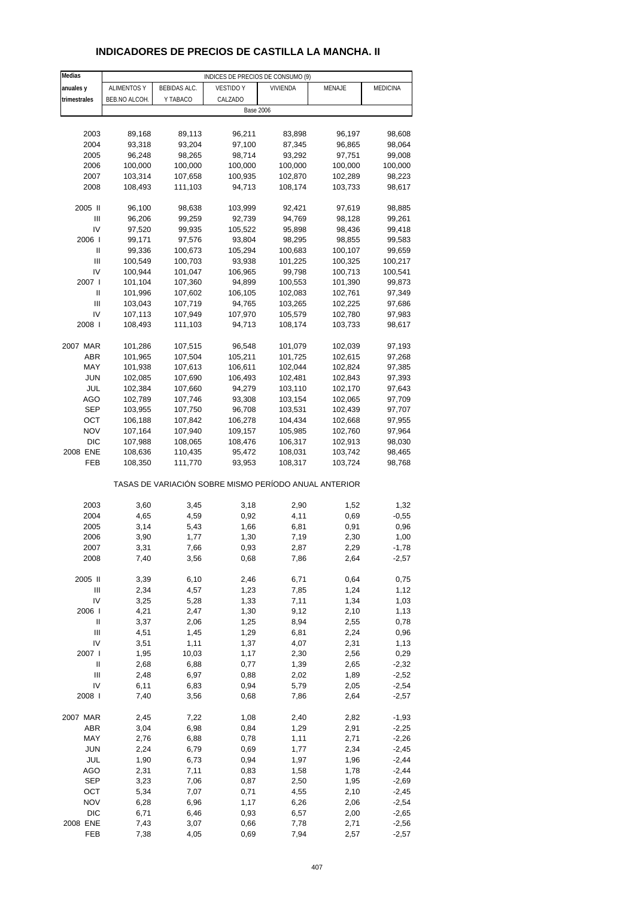# INDICADORES DE PRECIOS DE CASTILLA LA MANCHA. II

| Medias anuales y trimestrales | INDICES DE PRECIOS DE CONSUMO (9) | | | | | |
|---|---|---|---|---|---|---|
| | ALIMENTOS Y BEB.NO ALCOH. | BEBIDAS ALC. Y TABACO | VESTIDO Y CALZADO | VIVIENDA | MENAJE | MEDICINA |
| | Base 2006 | | | | | |
| 2003 | 89,168 | 89,113 | 96,211 | 83,898 | 96,197 | 98,608 |
| 2004 | 93,318 | 93,204 | 97,100 | 87,345 | 96,865 | 98,064 |
| 2005 | 96,248 | 98,265 | 98,714 | 93,292 | 97,751 | 99,008 |
| 2006 | 100,000 | 100,000 | 100,000 | 100,000 | 100,000 | 100,000 |
| 2007 | 103,314 | 107,658 | 100,935 | 102,870 | 102,289 | 98,223 |
| 2008 | 108,493 | 111,103 | 94,713 | 108,174 | 103,733 | 98,617 |
| 2005 II | 96,100 | 98,638 | 103,999 | 92,421 | 97,619 | 98,885 |
| III | 96,206 | 99,259 | 92,739 | 94,769 | 98,128 | 99,261 |
| IV | 97,520 | 99,935 | 105,522 | 95,898 | 98,436 | 99,418 |
| 2006 I | 99,171 | 97,576 | 93,804 | 98,295 | 98,855 | 99,583 |
| II | 99,336 | 100,673 | 105,294 | 100,683 | 100,107 | 99,659 |
| III | 100,549 | 100,703 | 93,938 | 101,225 | 100,325 | 100,217 |
| IV | 100,944 | 101,047 | 106,965 | 99,798 | 100,713 | 100,541 |
| 2007 I | 101,104 | 107,360 | 94,899 | 100,553 | 101,390 | 99,873 |
| II | 101,996 | 107,602 | 106,105 | 102,083 | 102,761 | 97,349 |
| III | 103,043 | 107,719 | 94,765 | 103,265 | 102,225 | 97,686 |
| IV | 107,113 | 107,949 | 107,970 | 105,579 | 102,780 | 97,983 |
| 2008 I | 108,493 | 111,103 | 94,713 | 108,174 | 103,733 | 98,617 |
| 2007 MAR | 101,286 | 107,515 | 96,548 | 101,079 | 102,039 | 97,193 |
| ABR | 101,965 | 107,504 | 105,211 | 101,725 | 102,615 | 97,268 |
| MAY | 101,938 | 107,613 | 106,611 | 102,044 | 102,824 | 97,385 |
| JUN | 102,085 | 107,690 | 106,493 | 102,481 | 102,843 | 97,393 |
| JUL | 102,384 | 107,660 | 94,279 | 103,110 | 102,170 | 97,643 |
| AGO | 102,789 | 107,746 | 93,308 | 103,154 | 102,065 | 97,709 |
| SEP | 103,955 | 107,750 | 96,708 | 103,531 | 102,439 | 97,707 |
| OCT | 106,188 | 107,842 | 106,278 | 104,434 | 102,668 | 97,955 |
| NOV | 107,164 | 107,940 | 109,157 | 105,985 | 102,760 | 97,964 |
| DIC | 107,988 | 108,065 | 108,476 | 106,317 | 102,913 | 98,030 |
| 2008 ENE | 108,636 | 110,435 | 95,472 | 108,031 | 103,742 | 98,465 |
| FEB | 108,350 | 111,770 | 93,953 | 108,317 | 103,724 | 98,768 |
| | TASAS DE VARIACIÓN SOBRE MISMO PERÍODO ANUAL ANTERIOR | | | | | |
| 2003 | 3,60 | 3,45 | 3,18 | 2,90 | 1,52 | 1,32 |
| 2004 | 4,65 | 4,59 | 0,92 | 4,11 | 0,69 | -0,55 |
| 2005 | 3,14 | 5,43 | 1,66 | 6,81 | 0,91 | 0,96 |
| 2006 | 3,90 | 1,77 | 1,30 | 7,19 | 2,30 | 1,00 |
| 2007 | 3,31 | 7,66 | 0,93 | 2,87 | 2,29 | -1,78 |
| 2008 | 7,40 | 3,56 | 0,68 | 7,86 | 2,64 | -2,57 |
| 2005 II | 3,39 | 6,10 | 2,46 | 6,71 | 0,64 | 0,75 |
| III | 2,34 | 4,57 | 1,23 | 7,85 | 1,24 | 1,12 |
| IV | 3,25 | 5,28 | 1,33 | 7,11 | 1,34 | 1,03 |
| 2006 I | 4,21 | 2,47 | 1,30 | 9,12 | 2,10 | 1,13 |
| II | 3,37 | 2,06 | 1,25 | 8,94 | 2,55 | 0,78 |
| III | 4,51 | 1,45 | 1,29 | 6,81 | 2,24 | 0,96 |
| IV | 3,51 | 1,11 | 1,37 | 4,07 | 2,31 | 1,13 |
| 2007 I | 1,95 | 10,03 | 1,17 | 2,30 | 2,56 | 0,29 |
| II | 2,68 | 6,88 | 0,77 | 1,39 | 2,65 | -2,32 |
| III | 2,48 | 6,97 | 0,88 | 2,02 | 1,89 | -2,52 |
| IV | 6,11 | 6,83 | 0,94 | 5,79 | 2,05 | -2,54 |
| 2008 I | 7,40 | 3,56 | 0,68 | 7,86 | 2,64 | -2,57 |
| 2007 MAR | 2,45 | 7,22 | 1,08 | 2,40 | 2,82 | -1,93 |
| ABR | 3,04 | 6,98 | 0,84 | 1,29 | 2,91 | -2,25 |
| MAY | 2,76 | 6,88 | 0,78 | 1,11 | 2,71 | -2,26 |
| JUN | 2,24 | 6,79 | 0,69 | 1,77 | 2,34 | -2,45 |
| JUL | 1,90 | 6,73 | 0,94 | 1,97 | 1,96 | -2,44 |
| AGO | 2,31 | 7,11 | 0,83 | 1,58 | 1,78 | -2,44 |
| SEP | 3,23 | 7,06 | 0,87 | 2,50 | 1,95 | -2,69 |
| OCT | 5,34 | 7,07 | 0,71 | 4,55 | 2,10 | -2,45 |
| NOV | 6,28 | 6,96 | 1,17 | 6,26 | 2,06 | -2,54 |
| DIC | 6,71 | 6,46 | 0,93 | 6,57 | 2,00 | -2,65 |
| 2008 ENE | 7,43 | 3,07 | 0,66 | 7,78 | 2,71 | -2,56 |
| FEB | 7,38 | 4,05 | 0,69 | 7,94 | 2,57 | -2,57 |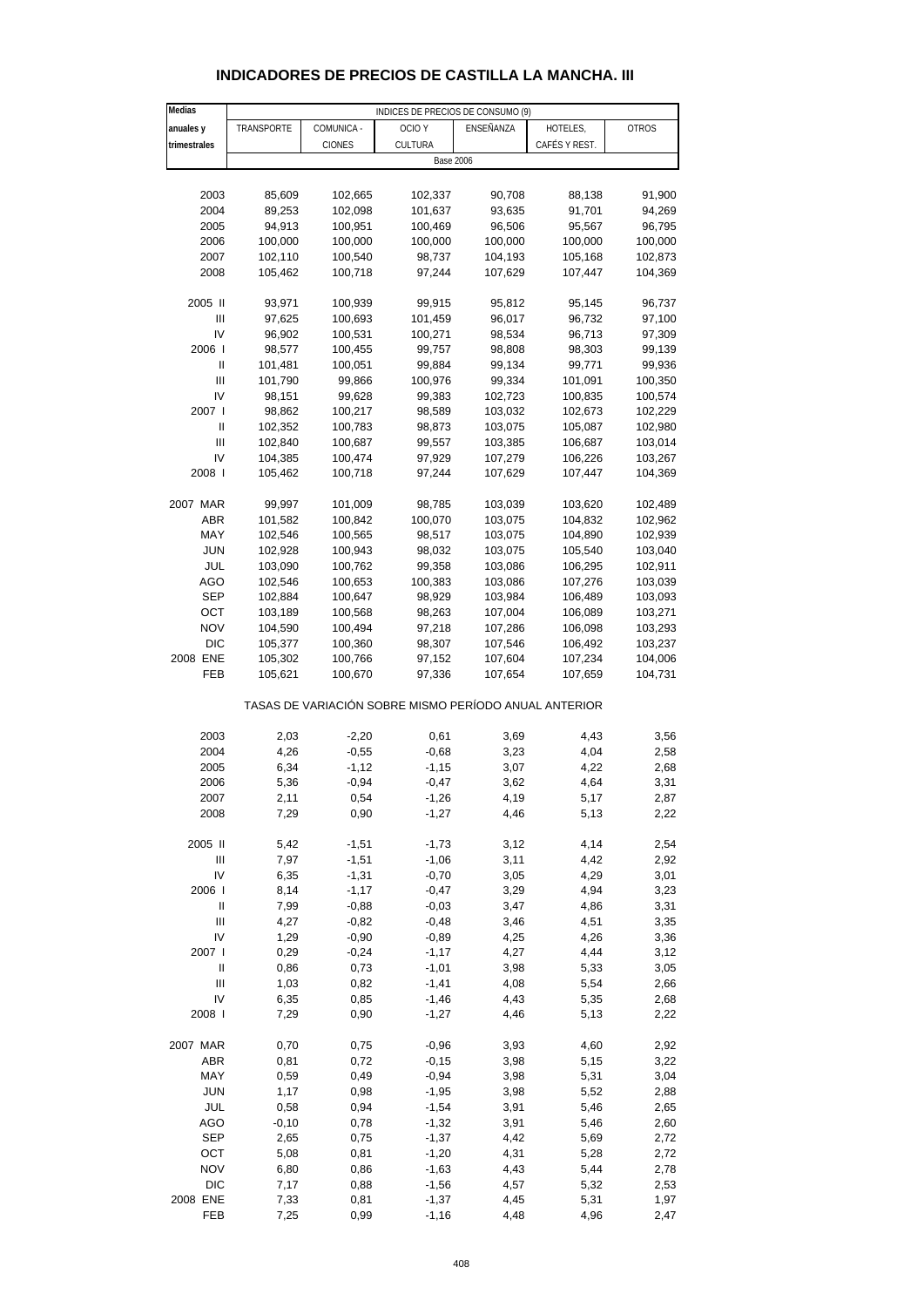## INDICADORES DE PRECIOS DE CASTILLA LA MANCHA. III

| Medias anuales y trimestrales | INDICES DE PRECIOS DE CONSUMO (9) | | | | | |
|---|---|---|---|---|---|---|
| | TRANSPORTE | COMUNICA - CIONES | OCIO Y CULTURA | ENSEÑANZA | HOTELES, CAFÉS Y REST. | OTROS |
| | Base 2006 | | | | | |
| 2003 | 85,609 | 102,665 | 102,337 | 90,708 | 88,138 | 91,900 |
| 2004 | 89,253 | 102,098 | 101,637 | 93,635 | 91,701 | 94,269 |
| 2005 | 94,913 | 100,951 | 100,469 | 96,506 | 95,567 | 96,795 |
| 2006 | 100,000 | 100,000 | 100,000 | 100,000 | 100,000 | 100,000 |
| 2007 | 102,110 | 100,540 | 98,737 | 104,193 | 105,168 | 102,873 |
| 2008 | 105,462 | 100,718 | 97,244 | 107,629 | 107,447 | 104,369 |
| 2005 II | 93,971 | 100,939 | 99,915 | 95,812 | 95,145 | 96,737 |
| III | 97,625 | 100,693 | 101,459 | 96,017 | 96,732 | 97,100 |
| IV | 96,902 | 100,531 | 100,271 | 98,534 | 96,713 | 97,309 |
| 2006 I | 98,577 | 100,455 | 99,757 | 98,808 | 98,303 | 99,139 |
| II | 101,481 | 100,051 | 99,884 | 99,134 | 99,771 | 99,936 |
| III | 101,790 | 99,866 | 100,976 | 99,334 | 101,091 | 100,350 |
| IV | 98,151 | 99,628 | 99,383 | 102,723 | 100,835 | 100,574 |
| 2007 I | 98,862 | 100,217 | 98,589 | 103,032 | 102,673 | 102,229 |
| II | 102,352 | 100,783 | 98,873 | 103,075 | 105,087 | 102,980 |
| III | 102,840 | 100,687 | 99,557 | 103,385 | 106,687 | 103,014 |
| IV | 104,385 | 100,474 | 97,929 | 107,279 | 106,226 | 103,267 |
| 2008 I | 105,462 | 100,718 | 97,244 | 107,629 | 107,447 | 104,369 |
| 2007 MAR | 99,997 | 101,009 | 98,785 | 103,039 | 103,620 | 102,489 |
| ABR | 101,582 | 100,842 | 100,070 | 103,075 | 104,832 | 102,962 |
| MAY | 102,546 | 100,565 | 98,517 | 103,075 | 104,890 | 102,939 |
| JUN | 102,928 | 100,943 | 98,032 | 103,075 | 105,540 | 103,040 |
| JUL | 103,090 | 100,762 | 99,358 | 103,086 | 106,295 | 102,911 |
| AGO | 102,546 | 100,653 | 100,383 | 103,086 | 107,276 | 103,039 |
| SEP | 102,884 | 100,647 | 98,929 | 103,984 | 106,489 | 103,093 |
| OCT | 103,189 | 100,568 | 98,263 | 107,004 | 106,089 | 103,271 |
| NOV | 104,590 | 100,494 | 97,218 | 107,286 | 106,098 | 103,293 |
| DIC | 105,377 | 100,360 | 98,307 | 107,546 | 106,492 | 103,237 |
| 2008 ENE | 105,302 | 100,766 | 97,152 | 107,604 | 107,234 | 104,006 |
| FEB | 105,621 | 100,670 | 97,336 | 107,654 | 107,659 | 104,731 |
| | TASAS DE VARIACIÓN SOBRE MISMO PERÍODO ANUAL ANTERIOR | | | | | |
| 2003 | 2,03 | -2,20 | 0,61 | 3,69 | 4,43 | 3,56 |
| 2004 | 4,26 | -0,55 | -0,68 | 3,23 | 4,04 | 2,58 |
| 2005 | 6,34 | -1,12 | -1,15 | 3,07 | 4,22 | 2,68 |
| 2006 | 5,36 | -0,94 | -0,47 | 3,62 | 4,64 | 3,31 |
| 2007 | 2,11 | 0,54 | -1,26 | 4,19 | 5,17 | 2,87 |
| 2008 | 7,29 | 0,90 | -1,27 | 4,46 | 5,13 | 2,22 |
| 2005 II | 5,42 | -1,51 | -1,73 | 3,12 | 4,14 | 2,54 |
| III | 7,97 | -1,51 | -1,06 | 3,11 | 4,42 | 2,92 |
| IV | 6,35 | -1,31 | -0,70 | 3,05 | 4,29 | 3,01 |
| 2006 I | 8,14 | -1,17 | -0,47 | 3,29 | 4,94 | 3,23 |
| II | 7,99 | -0,88 | -0,03 | 3,47 | 4,86 | 3,31 |
| III | 4,27 | -0,82 | -0,48 | 3,46 | 4,51 | 3,35 |
| IV | 1,29 | -0,90 | -0,89 | 4,25 | 4,26 | 3,36 |
| 2007 I | 0,29 | -0,24 | -1,17 | 4,27 | 4,44 | 3,12 |
| II | 0,86 | 0,73 | -1,01 | 3,98 | 5,33 | 3,05 |
| III | 1,03 | 0,82 | -1,41 | 4,08 | 5,54 | 2,66 |
| IV | 6,35 | 0,85 | -1,46 | 4,43 | 5,35 | 2,68 |
| 2008 I | 7,29 | 0,90 | -1,27 | 4,46 | 5,13 | 2,22 |
| 2007 MAR | 0,70 | 0,75 | -0,96 | 3,93 | 4,60 | 2,92 |
| ABR | 0,81 | 0,72 | -0,15 | 3,98 | 5,15 | 3,22 |
| MAY | 0,59 | 0,49 | -0,94 | 3,98 | 5,31 | 3,04 |
| JUN | 1,17 | 0,98 | -1,95 | 3,98 | 5,52 | 2,88 |
| JUL | 0,58 | 0,94 | -1,54 | 3,91 | 5,46 | 2,65 |
| AGO | -0,10 | 0,78 | -1,32 | 3,91 | 5,46 | 2,60 |
| SEP | 2,65 | 0,75 | -1,37 | 4,42 | 5,69 | 2,72 |
| OCT | 5,08 | 0,81 | -1,20 | 4,31 | 5,28 | 2,72 |
| NOV | 6,80 | 0,86 | -1,63 | 4,43 | 5,44 | 2,78 |
| DIC | 7,17 | 0,88 | -1,56 | 4,57 | 5,32 | 2,53 |
| 2008 ENE | 7,33 | 0,81 | -1,37 | 4,45 | 5,31 | 1,97 |
| FEB | 7,25 | 0,99 | -1,16 | 4,48 | 4,96 | 2,47 |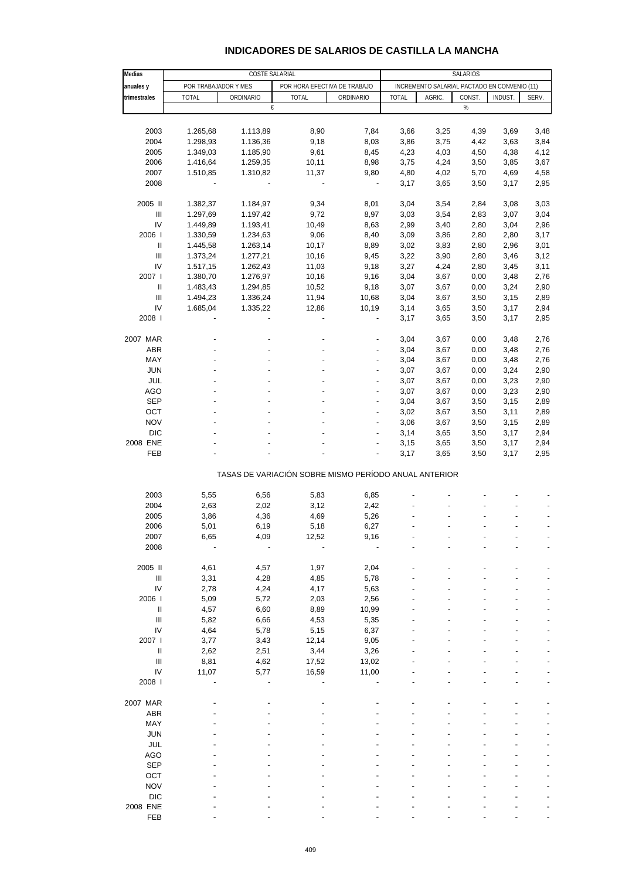# INDICADORES DE SALARIOS DE CASTILLA LA MANCHA

| Medias anuales y trimestrales | COSTE SALARIAL | | | | SALARIOS | | | | |
|---|---|---|---|---|---|---|---|---|---|
| | POR TRABAJADOR Y MES | | POR HORA EFECTIVA DE TRABAJO | | INCREMENTO SALARIAL PACTADO EN CONVENIO (11) | | | | |
| | TOTAL | ORDINARIO | TOTAL | ORDINARIO | TOTAL | AGRIC. | CONST. | INDUST. | SERV. |
| | € | | | | % | | | | |
| 2003 | 1.265,68 | 1.113,89 | 8,90 | 7,84 | 3,66 | 3,25 | 4,39 | 3,69 | 3,48 |
| 2004 | 1.298,93 | 1.136,36 | 9,18 | 8,03 | 3,86 | 3,75 | 4,42 | 3,63 | 3,84 |
| 2005 | 1.349,03 | 1.185,90 | 9,61 | 8,45 | 4,23 | 4,03 | 4,50 | 4,38 | 4,12 |
| 2006 | 1.416,64 | 1.259,35 | 10,11 | 8,98 | 3,75 | 4,24 | 3,50 | 3,85 | 3,67 |
| 2007 | 1.510,85 | 1.310,82 | 11,37 | 9,80 | 4,80 | 4,02 | 5,70 | 4,69 | 4,58 |
| 2008 | - | - | - | - | 3,17 | 3,65 | 3,50 | 3,17 | 2,95 |
| 2005 II | 1.382,37 | 1.184,97 | 9,34 | 8,01 | 3,04 | 3,54 | 2,84 | 3,08 | 3,03 |
| III | 1.297,69 | 1.197,42 | 9,72 | 8,97 | 3,03 | 3,54 | 2,83 | 3,07 | 3,04 |
| IV | 1.449,89 | 1.193,41 | 10,49 | 8,63 | 2,99 | 3,40 | 2,80 | 3,04 | 2,96 |
| 2006 I | 1.330,59 | 1.234,63 | 9,06 | 8,40 | 3,09 | 3,86 | 2,80 | 2,80 | 3,17 |
| II | 1.445,58 | 1.263,14 | 10,17 | 8,89 | 3,02 | 3,83 | 2,80 | 2,96 | 3,01 |
| III | 1.373,24 | 1.277,21 | 10,16 | 9,45 | 3,22 | 3,90 | 2,80 | 3,46 | 3,12 |
| IV | 1.517,15 | 1.262,43 | 11,03 | 9,18 | 3,27 | 4,24 | 2,80 | 3,45 | 3,11 |
| 2007 I | 1.380,70 | 1.276,97 | 10,16 | 9,16 | 3,04 | 3,67 | 0,00 | 3,48 | 2,76 |
| II | 1.483,43 | 1.294,85 | 10,52 | 9,18 | 3,07 | 3,67 | 0,00 | 3,24 | 2,90 |
| III | 1.494,23 | 1.336,24 | 11,94 | 10,68 | 3,04 | 3,67 | 3,50 | 3,15 | 2,89 |
| IV | 1.685,04 | 1.335,22 | 12,86 | 10,19 | 3,14 | 3,65 | 3,50 | 3,17 | 2,94 |
| 2008 I | - | - | - | - | 3,17 | 3,65 | 3,50 | 3,17 | 2,95 |
| 2007 MAR | - | - | - | - | 3,04 | 3,67 | 0,00 | 3,48 | 2,76 |
| ABR | - | - | - | - | 3,04 | 3,67 | 0,00 | 3,48 | 2,76 |
| MAY | - | - | - | - | 3,04 | 3,67 | 0,00 | 3,48 | 2,76 |
| JUN | - | - | - | - | 3,07 | 3,67 | 0,00 | 3,24 | 2,90 |
| JUL | - | - | - | - | 3,07 | 3,67 | 0,00 | 3,23 | 2,90 |
| AGO | - | - | - | - | 3,07 | 3,67 | 0,00 | 3,23 | 2,90 |
| SEP | - | - | - | - | 3,04 | 3,67 | 3,50 | 3,15 | 2,89 |
| OCT | - | - | - | - | 3,02 | 3,67 | 3,50 | 3,11 | 2,89 |
| NOV | - | - | - | - | 3,06 | 3,67 | 3,50 | 3,15 | 2,89 |
| DIC | - | - | - | - | 3,14 | 3,65 | 3,50 | 3,17 | 2,94 |
| 2008 ENE | - | - | - | - | 3,15 | 3,65 | 3,50 | 3,17 | 2,94 |
| FEB | - | - | - | - | 3,17 | 3,65 | 3,50 | 3,17 | 2,95 |
| | TASAS DE VARIACIÓN SOBRE MISMO PERÍODO ANUAL ANTERIOR | | | | | | | | |
| 2003 | 5,55 | 6,56 | 5,83 | 6,85 | - | - | - | - | - |
| 2004 | 2,63 | 2,02 | 3,12 | 2,42 | - | - | - | - | - |
| 2005 | 3,86 | 4,36 | 4,69 | 5,26 | - | - | - | - | - |
| 2006 | 5,01 | 6,19 | 5,18 | 6,27 | - | - | - | - | - |
| 2007 | 6,65 | 4,09 | 12,52 | 9,16 | - | - | - | - | - |
| 2008 | - | - | - | - | - | - | - | - | - |
| 2005 II | 4,61 | 4,57 | 1,97 | 2,04 | - | - | - | - | - |
| III | 3,31 | 4,28 | 4,85 | 5,78 | - | - | - | - | - |
| IV | 2,78 | 4,24 | 4,17 | 5,63 | - | - | - | - | - |
| 2006 I | 5,09 | 5,72 | 2,03 | 2,56 | - | - | - | - | - |
| II | 4,57 | 6,60 | 8,89 | 10,99 | - | - | - | - | - |
| III | 5,82 | 6,66 | 4,53 | 5,35 | - | - | - | - | - |
| IV | 4,64 | 5,78 | 5,15 | 6,37 | - | - | - | - | - |
| 2007 I | 3,77 | 3,43 | 12,14 | 9,05 | - | - | - | - | - |
| II | 2,62 | 2,51 | 3,44 | 3,26 | - | - | - | - | - |
| III | 8,81 | 4,62 | 17,52 | 13,02 | - | - | - | - | - |
| IV | 11,07 | 5,77 | 16,59 | 11,00 | - | - | - | - | - |
| 2008 I | - | - | - | - | - | - | - | - | - |
| 2007 MAR | - | - | - | - | - | - | - | - | - |
| ABR | - | - | - | - | - | - | - | - | - |
| MAY | - | - | - | - | - | - | - | - | - |
| JUN | - | - | - | - | - | - | - | - | - |
| JUL | - | - | - | - | - | - | - | - | - |
| AGO | - | - | - | - | - | - | - | - | - |
| SEP | - | - | - | - | - | - | - | - | - |
| OCT | - | - | - | - | - | - | - | - | - |
| NOV | - | - | - | - | - | - | - | - | - |
| DIC | - | - | - | - | - | - | - | - | - |
| 2008 ENE | - | - | - | - | - | - | - | - | - |
| FEB | - | - | - | - | - | - | - | - | - |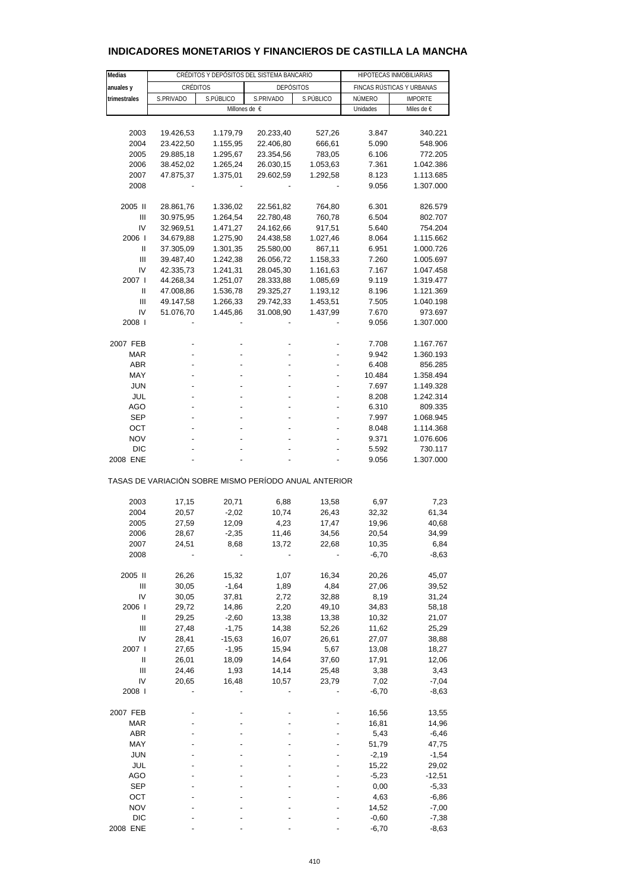## INDICADORES MONETARIOS Y FINANCIEROS DE CASTILLA LA MANCHA

| Medias anuales y trimestrales | CRÉDITOS Y DEPÓSITOS DEL SISTEMA BANCARIO | | | | HIPOTECAS INMOBILIARIAS | |
|---|---|---|---|---|---|---|
| | CRÉDITOS | | DEPÓSITOS | | FINCAS RÚSTICAS Y URBANAS | |
| | S.PRIVADO | S.PÚBLICO | S.PRIVADO | S.PÚBLICO | NÚMERO | IMPORTE |
| | Millones de € | | | | Unidades | Miles de € |
| 2003 | 19.426,53 | 1.179,79 | 20.233,40 | 527,26 | 3.847 | 340.221 |
| 2004 | 23.422,50 | 1.155,95 | 22.406,80 | 666,61 | 5.090 | 548.906 |
| 2005 | 29.885,18 | 1.295,67 | 23.354,56 | 783,05 | 6.106 | 772.205 |
| 2006 | 38.452,02 | 1.265,24 | 26.030,15 | 1.053,63 | 7.361 | 1.042.386 |
| 2007 | 47.875,37 | 1.375,01 | 29.602,59 | 1.292,58 | 8.123 | 1.113.685 |
| 2008 | - | - | - | - | 9.056 | 1.307.000 |
| 2005 II | 28.861,76 | 1.336,02 | 22.561,82 | 764,80 | 6.301 | 826.579 |
| III | 30.975,95 | 1.264,54 | 22.780,48 | 760,78 | 6.504 | 802.707 |
| IV | 32.969,51 | 1.471,27 | 24.162,66 | 917,51 | 5.640 | 754.204 |
| 2006 I | 34.679,88 | 1.275,90 | 24.438,58 | 1.027,46 | 8.064 | 1.115.662 |
| II | 37.305,09 | 1.301,35 | 25.580,00 | 867,11 | 6.951 | 1.000.726 |
| III | 39.487,40 | 1.242,38 | 26.056,72 | 1.158,33 | 7.260 | 1.005.697 |
| IV | 42.335,73 | 1.241,31 | 28.045,30 | 1.161,63 | 7.167 | 1.047.458 |
| 2007 I | 44.268,34 | 1.251,07 | 28.333,88 | 1.085,69 | 9.119 | 1.319.477 |
| II | 47.008,86 | 1.536,78 | 29.325,27 | 1.193,12 | 8.196 | 1.121.369 |
| III | 49.147,58 | 1.266,33 | 29.742,33 | 1.453,51 | 7.505 | 1.040.198 |
| IV | 51.076,70 | 1.445,86 | 31.008,90 | 1.437,99 | 7.670 | 973.697 |
| 2008 I | - | - | - | - | 9.056 | 1.307.000 |
| 2007 FEB | - | - | - | - | 7.708 | 1.167.767 |
| MAR | - | - | - | - | 9.942 | 1.360.193 |
| ABR | - | - | - | - | 6.408 | 856.285 |
| MAY | - | - | - | - | 10.484 | 1.358.494 |
| JUN | - | - | - | - | 7.697 | 1.149.328 |
| JUL | - | - | - | - | 8.208 | 1.242.314 |
| AGO | - | - | - | - | 6.310 | 809.335 |
| SEP | - | - | - | - | 7.997 | 1.068.945 |
| OCT | - | - | - | - | 8.048 | 1.114.368 |
| NOV | - | - | - | - | 9.371 | 1.076.606 |
| DIC | - | - | - | - | 5.592 | 730.117 |
| 2008 ENE | - | - | - | - | 9.056 | 1.307.000 |
| **TASAS DE VARIACIÓN SOBRE MISMO PERÍODO ANUAL ANTERIOR** | | | | | | |
| 2003 | 17,15 | 20,71 | 6,88 | 13,58 | 6,97 | 7,23 |
| 2004 | 20,57 | -2,02 | 10,74 | 26,43 | 32,32 | 61,34 |
| 2005 | 27,59 | 12,09 | 4,23 | 17,47 | 19,96 | 40,68 |
| 2006 | 28,67 | -2,35 | 11,46 | 34,56 | 20,54 | 34,99 |
| 2007 | 24,51 | 8,68 | 13,72 | 22,68 | 10,35 | 6,84 |
| 2008 | - | - | - | - | -6,70 | -8,63 |
| 2005 II | 26,26 | 15,32 | 1,07 | 16,34 | 20,26 | 45,07 |
| III | 30,05 | -1,64 | 1,89 | 4,84 | 27,06 | 39,52 |
| IV | 30,05 | 37,81 | 2,72 | 32,88 | 8,19 | 31,24 |
| 2006 I | 29,72 | 14,86 | 2,20 | 49,10 | 34,83 | 58,18 |
| II | 29,25 | -2,60 | 13,38 | 13,38 | 10,32 | 21,07 |
| III | 27,48 | -1,75 | 14,38 | 52,26 | 11,62 | 25,29 |
| IV | 28,41 | -15,63 | 16,07 | 26,61 | 27,07 | 38,88 |
| 2007 I | 27,65 | -1,95 | 15,94 | 5,67 | 13,08 | 18,27 |
| II | 26,01 | 18,09 | 14,64 | 37,60 | 17,91 | 12,06 |
| III | 24,46 | 1,93 | 14,14 | 25,48 | 3,38 | 3,43 |
| IV | 20,65 | 16,48 | 10,57 | 23,79 | 7,02 | -7,04 |
| 2008 I | - | - | - | - | -6,70 | -8,63 |
| 2007 FEB | - | - | - | - | 16,56 | 13,55 |
| MAR | - | - | - | - | 16,81 | 14,96 |
| ABR | - | - | - | - | 5,43 | -6,46 |
| MAY | - | - | - | - | 51,79 | 47,75 |
| JUN | - | - | - | - | -2,19 | -1,54 |
| JUL | - | - | - | - | 15,22 | 29,02 |
| AGO | - | - | - | - | -5,23 | -12,51 |
| SEP | - | - | - | - | 0,00 | -5,33 |
| OCT | - | - | - | - | 4,63 | -6,86 |
| NOV | - | - | - | - | 14,52 | -7,00 |
| DIC | - | - | - | - | -0,60 | -7,38 |
| 2008 ENE | - | - | - | - | -6,70 | -8,63 |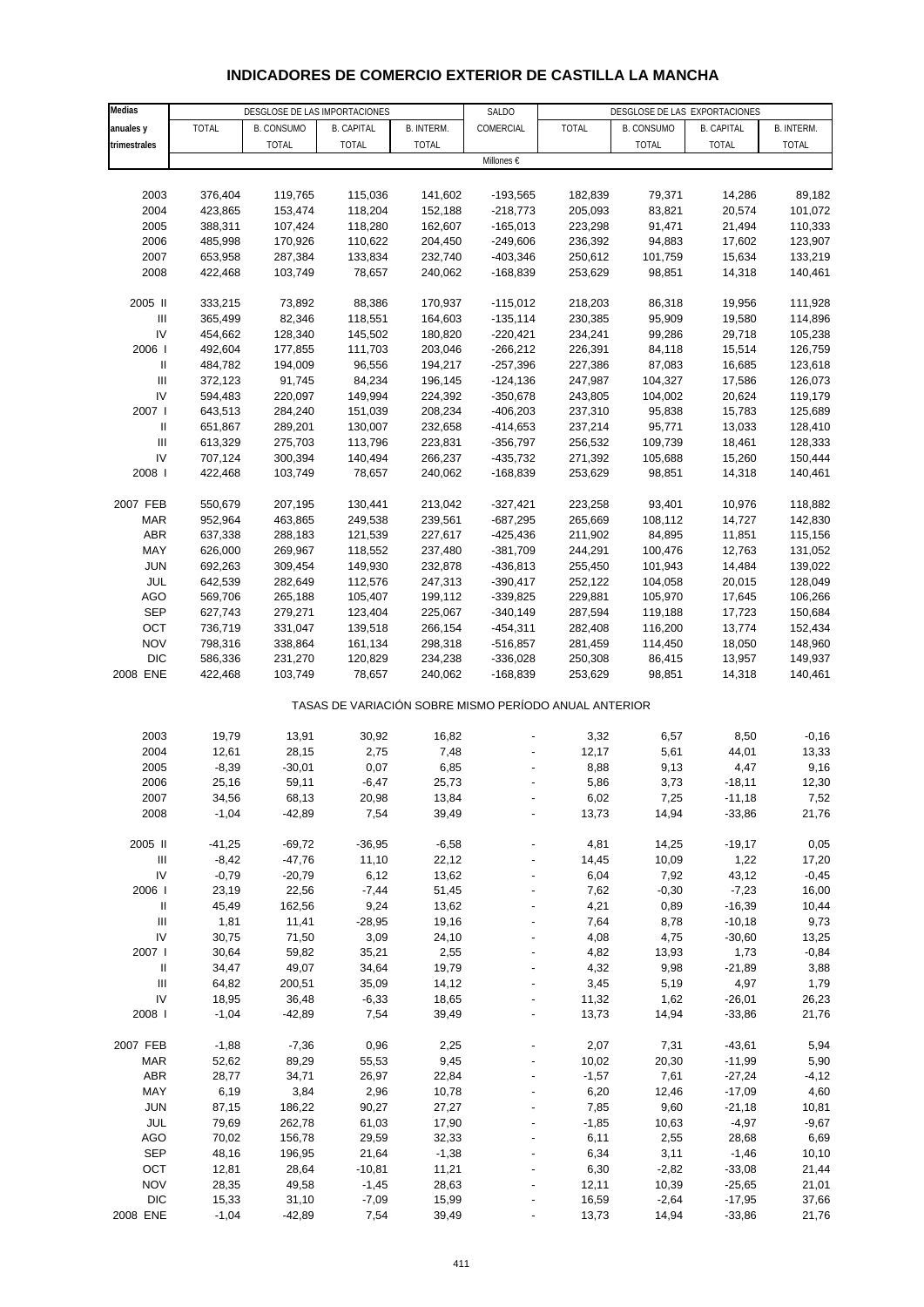# INDICADORES DE COMERCIO EXTERIOR DE CASTILLA LA MANCHA

| Medias anuales y trimestrales | DESGLOSE DE LAS IMPORTACIONES | | | | SALDO | DESGLOSE DE LAS EXPORTACIONES | | | |
|---|---|---|---|---|---|---|---|---|---|
| | TOTAL | B. CONSUMO TOTAL | B. CAPITAL TOTAL | B. INTERM. TOTAL | COMERCIAL | TOTAL | B. CONSUMO TOTAL | B. CAPITAL TOTAL | B. INTERM. TOTAL |
| | | | | | Millones € | | | | |
| 2003 | 376,404 | 119,765 | 115,036 | 141,602 | -193,565 | 182,839 | 79,371 | 14,286 | 89,182 |
| 2004 | 423,865 | 153,474 | 118,204 | 152,188 | -218,773 | 205,093 | 83,821 | 20,574 | 101,072 |
| 2005 | 388,311 | 107,424 | 118,280 | 162,607 | -165,013 | 223,298 | 91,471 | 21,494 | 110,333 |
| 2006 | 485,998 | 170,926 | 110,622 | 204,450 | -249,606 | 236,392 | 94,883 | 17,602 | 123,907 |
| 2007 | 653,958 | 287,384 | 133,834 | 232,740 | -403,346 | 250,612 | 101,759 | 15,634 | 133,219 |
| 2008 | 422,468 | 103,749 | 78,657 | 240,062 | -168,839 | 253,629 | 98,851 | 14,318 | 140,461 |
| 2005 II | 333,215 | 73,892 | 88,386 | 170,937 | -115,012 | 218,203 | 86,318 | 19,956 | 111,928 |
| III | 365,499 | 82,346 | 118,551 | 164,603 | -135,114 | 230,385 | 95,909 | 19,580 | 114,896 |
| IV | 454,662 | 128,340 | 145,502 | 180,820 | -220,421 | 234,241 | 99,286 | 29,718 | 105,238 |
| 2006 I | 492,604 | 177,855 | 111,703 | 203,046 | -266,212 | 226,391 | 84,118 | 15,514 | 126,759 |
| II | 484,782 | 194,009 | 96,556 | 194,217 | -257,396 | 227,386 | 87,083 | 16,685 | 123,618 |
| III | 372,123 | 91,745 | 84,234 | 196,145 | -124,136 | 247,987 | 104,327 | 17,586 | 126,073 |
| IV | 594,483 | 220,097 | 149,994 | 224,392 | -350,678 | 243,805 | 104,002 | 20,624 | 119,179 |
| 2007 I | 643,513 | 284,240 | 151,039 | 208,234 | -406,203 | 237,310 | 95,838 | 15,783 | 125,689 |
| II | 651,867 | 289,201 | 130,007 | 232,658 | -414,653 | 237,214 | 95,771 | 13,033 | 128,410 |
| III | 613,329 | 275,703 | 113,796 | 223,831 | -356,797 | 256,532 | 109,739 | 18,461 | 128,333 |
| IV | 707,124 | 300,394 | 140,494 | 266,237 | -435,732 | 271,392 | 105,688 | 15,260 | 150,444 |
| 2008 I | 422,468 | 103,749 | 78,657 | 240,062 | -168,839 | 253,629 | 98,851 | 14,318 | 140,461 |
| 2007 FEB | 550,679 | 207,195 | 130,441 | 213,042 | -327,421 | 223,258 | 93,401 | 10,976 | 118,882 |
| MAR | 952,964 | 463,865 | 249,538 | 239,561 | -687,295 | 265,669 | 108,112 | 14,727 | 142,830 |
| ABR | 637,338 | 288,183 | 121,539 | 227,617 | -425,436 | 211,902 | 84,895 | 11,851 | 115,156 |
| MAY | 626,000 | 269,967 | 118,552 | 237,480 | -381,709 | 244,291 | 100,476 | 12,763 | 131,052 |
| JUN | 692,263 | 309,454 | 149,930 | 232,878 | -436,813 | 255,450 | 101,943 | 14,484 | 139,022 |
| JUL | 642,539 | 282,649 | 112,576 | 247,313 | -390,417 | 252,122 | 104,058 | 20,015 | 128,049 |
| AGO | 569,706 | 265,188 | 105,407 | 199,112 | -339,825 | 229,881 | 105,970 | 17,645 | 106,266 |
| SEP | 627,743 | 279,271 | 123,404 | 225,067 | -340,149 | 287,594 | 119,188 | 17,723 | 150,684 |
| OCT | 736,719 | 331,047 | 139,518 | 266,154 | -454,311 | 282,408 | 116,200 | 13,774 | 152,434 |
| NOV | 798,316 | 338,864 | 161,134 | 298,318 | -516,857 | 281,459 | 114,450 | 18,050 | 148,960 |
| DIC | 586,336 | 231,270 | 120,829 | 234,238 | -336,028 | 250,308 | 86,415 | 13,957 | 149,937 |
| 2008 ENE | 422,468 | 103,749 | 78,657 | 240,062 | -168,839 | 253,629 | 98,851 | 14,318 | 140,461 |
| | | | | | TASAS DE VARIACIÓN SOBRE MISMO PERÍODO ANUAL ANTERIOR | | | | |
| 2003 | 19,79 | 13,91 | 30,92 | 16,82 | - | 3,32 | 6,57 | 8,50 | -0,16 |
| 2004 | 12,61 | 28,15 | 2,75 | 7,48 | - | 12,17 | 5,61 | 44,01 | 13,33 |
| 2005 | -8,39 | -30,01 | 0,07 | 6,85 | - | 8,88 | 9,13 | 4,47 | 9,16 |
| 2006 | 25,16 | 59,11 | -6,47 | 25,73 | - | 5,86 | 3,73 | -18,11 | 12,30 |
| 2007 | 34,56 | 68,13 | 20,98 | 13,84 | - | 6,02 | 7,25 | -11,18 | 7,52 |
| 2008 | -1,04 | -42,89 | 7,54 | 39,49 | - | 13,73 | 14,94 | -33,86 | 21,76 |
| 2005 II | -41,25 | -69,72 | -36,95 | -6,58 | - | 4,81 | 14,25 | -19,17 | 0,05 |
| III | -8,42 | -47,76 | 11,10 | 22,12 | - | 14,45 | 10,09 | 1,22 | 17,20 |
| IV | -0,79 | -20,79 | 6,12 | 13,62 | - | 6,04 | 7,92 | 43,12 | -0,45 |
| 2006 I | 23,19 | 22,56 | -7,44 | 51,45 | - | 7,62 | -0,30 | -7,23 | 16,00 |
| II | 45,49 | 162,56 | 9,24 | 13,62 | - | 4,21 | 0,89 | -16,39 | 10,44 |
| III | 1,81 | 11,41 | -28,95 | 19,16 | - | 7,64 | 8,78 | -10,18 | 9,73 |
| IV | 30,75 | 71,50 | 3,09 | 24,10 | - | 4,08 | 4,75 | -30,60 | 13,25 |
| 2007 I | 30,64 | 59,82 | 35,21 | 2,55 | - | 4,82 | 13,93 | 1,73 | -0,84 |
| II | 34,47 | 49,07 | 34,64 | 19,79 | - | 4,32 | 9,98 | -21,89 | 3,88 |
| III | 64,82 | 200,51 | 35,09 | 14,12 | - | 3,45 | 5,19 | 4,97 | 1,79 |
| IV | 18,95 | 36,48 | -6,33 | 18,65 | - | 11,32 | 1,62 | -26,01 | 26,23 |
| 2008 I | -1,04 | -42,89 | 7,54 | 39,49 | - | 13,73 | 14,94 | -33,86 | 21,76 |
| 2007 FEB | -1,88 | -7,36 | 0,96 | 2,25 | - | 2,07 | 7,31 | -43,61 | 5,94 |
| MAR | 52,62 | 89,29 | 55,53 | 9,45 | - | 10,02 | 20,30 | -11,99 | 5,90 |
| ABR | 28,77 | 34,71 | 26,97 | 22,84 | - | -1,57 | 7,61 | -27,24 | -4,12 |
| MAY | 6,19 | 3,84 | 2,96 | 10,78 | - | 6,20 | 12,46 | -17,09 | 4,60 |
| JUN | 87,15 | 186,22 | 90,27 | 27,27 | - | 7,85 | 9,60 | -21,18 | 10,81 |
| JUL | 79,69 | 262,78 | 61,03 | 17,90 | - | -1,85 | 10,63 | -4,97 | -9,67 |
| AGO | 70,02 | 156,78 | 29,59 | 32,33 | - | 6,11 | 2,55 | 28,68 | 6,69 |
| SEP | 48,16 | 196,95 | 21,64 | -1,38 | - | 6,34 | 3,11 | -1,46 | 10,10 |
| OCT | 12,81 | 28,64 | -10,81 | 11,21 | - | 6,30 | -2,82 | -33,08 | 21,44 |
| NOV | 28,35 | 49,58 | -1,45 | 28,63 | - | 12,11 | 10,39 | -25,65 | 21,01 |
| DIC | 15,33 | 31,10 | -7,09 | 15,99 | - | 16,59 | -2,64 | -17,95 | 37,66 |
| 2008 ENE | -1,04 | -42,89 | 7,54 | 39,49 | - | 13,73 | 14,94 | -33,86 | 21,76 |